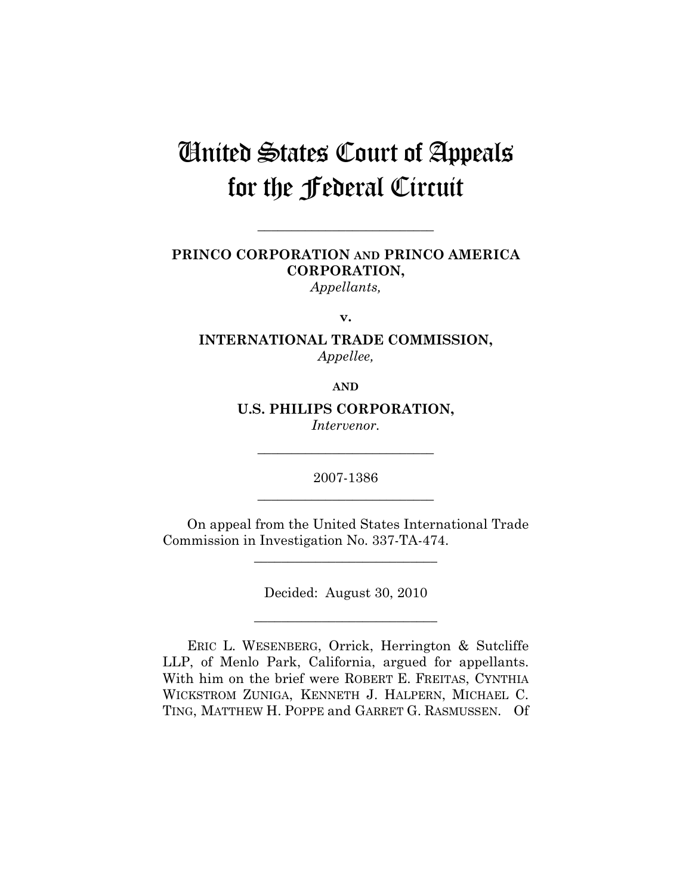# United States Court of Appeals for the Federal Circuit

---

**PRINCO CORPORATION AND PRINCO AMERICA CORPORATION,**
*Appellants,*

**v.**

**INTERNATIONAL TRADE COMMISSION,**
*Appellee,*

**AND**

**U.S. PHILIPS CORPORATION,**
*Intervenor.*

---

2007-1386

---

On appeal from the United States International Trade Commission in Investigation No. 337-TA-474.

---

Decided: August 30, 2010

---

ERIC L. WESENBERG, Orrick, Herrington & Sutcliffe LLP, of Menlo Park, California, argued for appellants. With him on the brief were ROBERT E. FREITAS, CYNTHIA WICKSTROM ZUNIGA, KENNETH J. HALPERN, MICHAEL C. TING, MATTHEW H. POPPE and GARRET G. RASMUSSEN. Of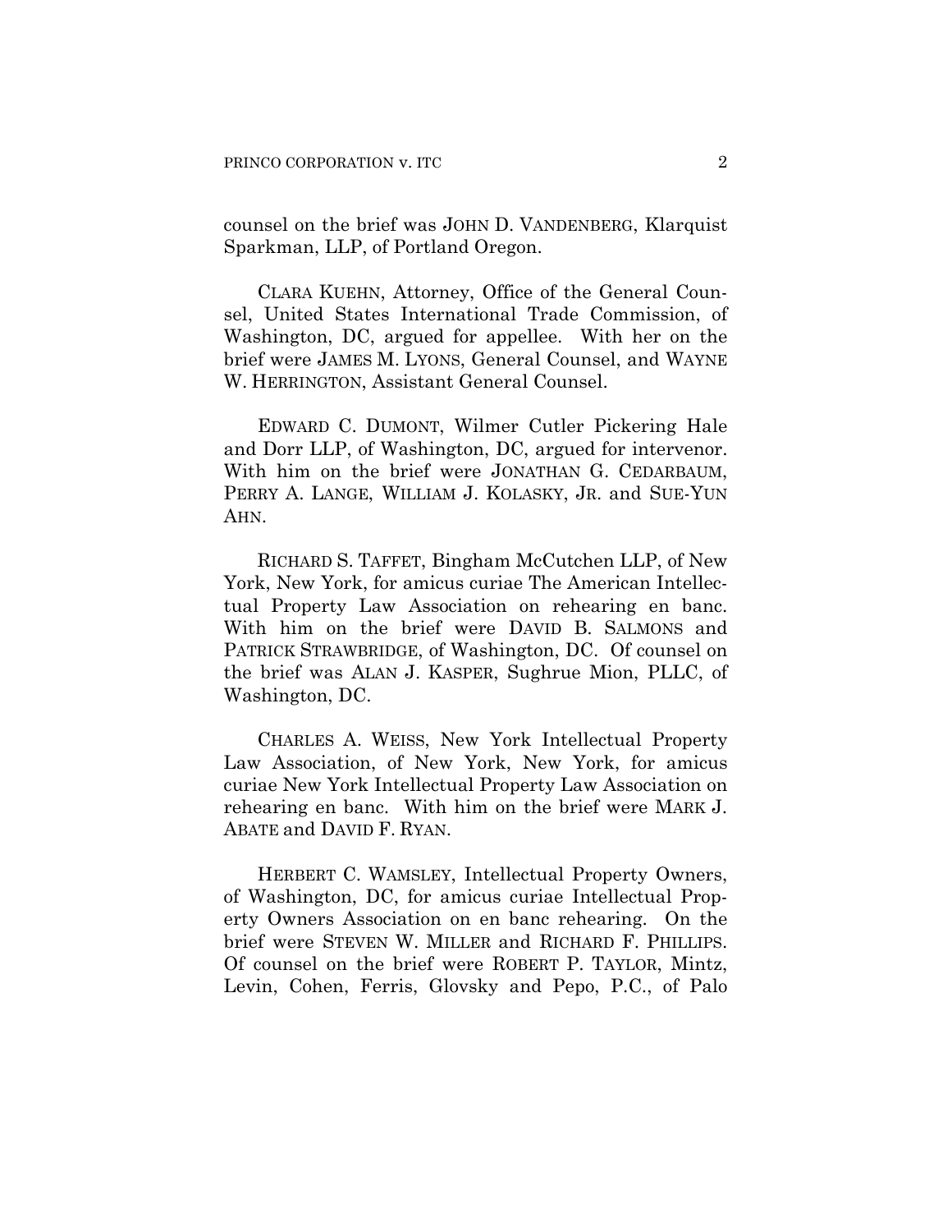counsel on the brief was JOHN D. VANDENBERG, Klarquist Sparkman, LLP, of Portland Oregon.

CLARA KUEHN, Attorney, Office of the General Counsel, United States International Trade Commission, of Washington, DC, argued for appellee. With her on the brief were JAMES M. LYONS, General Counsel, and WAYNE W. HERRINGTON, Assistant General Counsel.

EDWARD C. DUMONT, Wilmer Cutler Pickering Hale and Dorr LLP, of Washington, DC, argued for intervenor. With him on the brief were JONATHAN G. CEDARBAUM, PERRY A. LANGE, WILLIAM J. KOLASKY, JR. and SUE-YUN AHN.

RICHARD S. TAFFET, Bingham McCutchen LLP, of New York, New York, for amicus curiae The American Intellectual Property Law Association on rehearing en banc. With him on the brief were DAVID B. SALMONS and PATRICK STRAWBRIDGE, of Washington, DC. Of counsel on the brief was ALAN J. KASPER, Sughrue Mion, PLLC, of Washington, DC.

CHARLES A. WEISS, New York Intellectual Property Law Association, of New York, New York, for amicus curiae New York Intellectual Property Law Association on rehearing en banc. With him on the brief were MARK J. ABATE and DAVID F. RYAN.

HERBERT C. WAMSLEY, Intellectual Property Owners, of Washington, DC, for amicus curiae Intellectual Property Owners Association on en banc rehearing. On the brief were STEVEN W. MILLER and RICHARD F. PHILLIPS. Of counsel on the brief were ROBERT P. TAYLOR, Mintz, Levin, Cohen, Ferris, Glovsky and Pepo, P.C., of Palo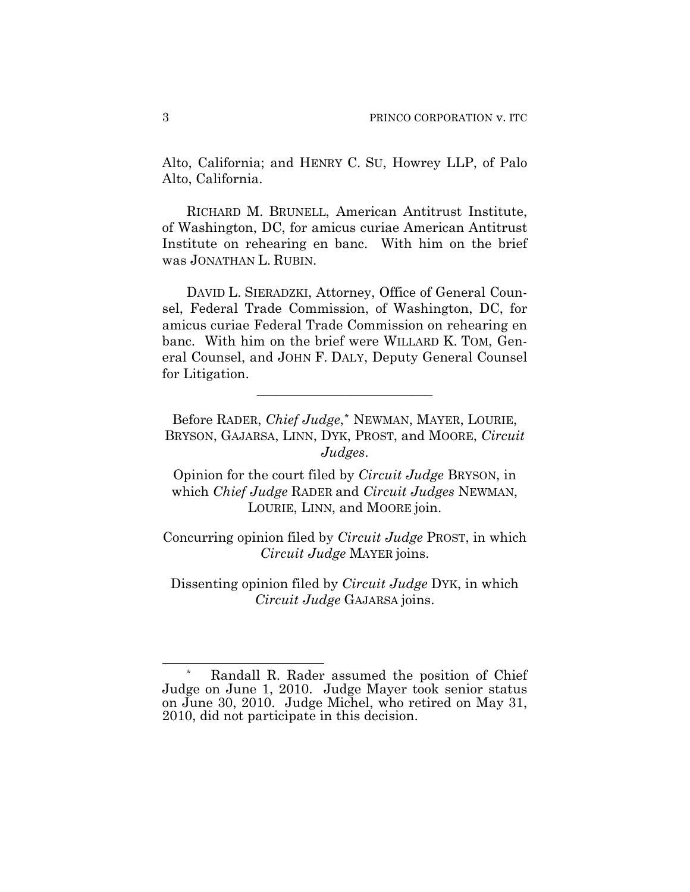Alto, California; and HENRY C. SU, Howrey LLP, of Palo Alto, California.

RICHARD M. BRUNELL, American Antitrust Institute, of Washington, DC, for amicus curiae American Antitrust Institute on rehearing en banc. With him on the brief was JONATHAN L. RUBIN.

DAVID L. SIERADZKI, Attorney, Office of General Counsel, Federal Trade Commission, of Washington, DC, for amicus curiae Federal Trade Commission on rehearing en banc. With him on the brief were WILLARD K. TOM, General Counsel, and JOHN F. DALY, Deputy General Counsel for Litigation.

---

Before RADER, *Chief Judge*,* NEWMAN, MAYER, LOURIE, BRYSON, GAJARSA, LINN, DYK, PROST, and MOORE, *Circuit Judges*.

Opinion for the court filed by *Circuit Judge* BRYSON, in which *Chief Judge* RADER and *Circuit Judges* NEWMAN, LOURIE, LINN, and MOORE join.

Concurring opinion filed by *Circuit Judge* PROST, in which *Circuit Judge* MAYER joins.

Dissenting opinion filed by *Circuit Judge* DYK, in which *Circuit Judge* GAJARSA joins.

---

* Randall R. Rader assumed the position of Chief Judge on June 1, 2010. Judge Mayer took senior status on June 30, 2010. Judge Michel, who retired on May 31, 2010, did not participate in this decision.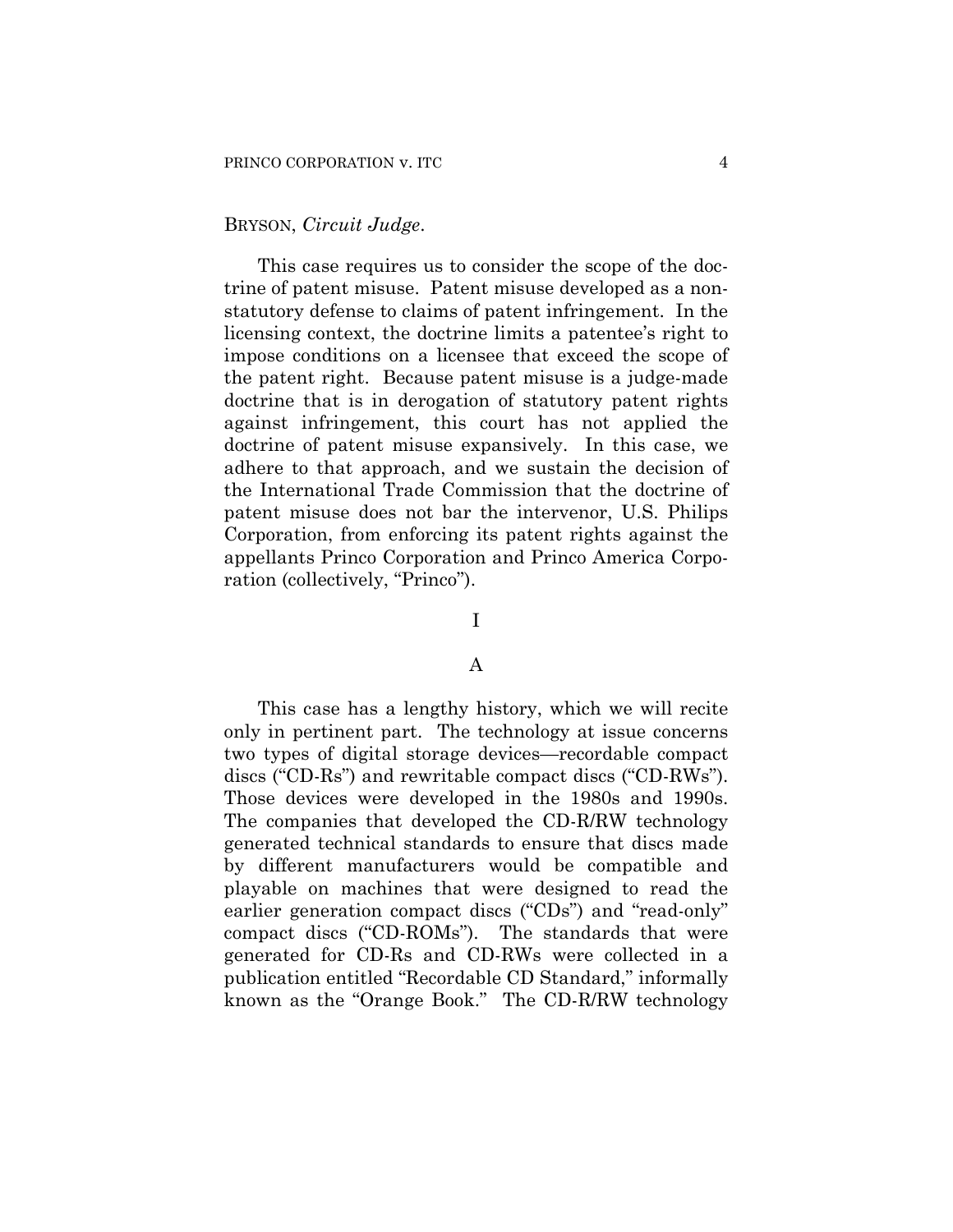BRYSON, *Circuit Judge*.

This case requires us to consider the scope of the doctrine of patent misuse. Patent misuse developed as a non-statutory defense to claims of patent infringement. In the licensing context, the doctrine limits a patentee's right to impose conditions on a licensee that exceed the scope of the patent right. Because patent misuse is a judge-made doctrine that is in derogation of statutory patent rights against infringement, this court has not applied the doctrine of patent misuse expansively. In this case, we adhere to that approach, and we sustain the decision of the International Trade Commission that the doctrine of patent misuse does not bar the intervenor, U.S. Philips Corporation, from enforcing its patent rights against the appellants Princo Corporation and Princo America Corporation (collectively, "Princo").

# I

## A

This case has a lengthy history, which we will recite only in pertinent part. The technology at issue concerns two types of digital storage devices—recordable compact discs ("CD-Rs") and rewritable compact discs ("CD-RWs"). Those devices were developed in the 1980s and 1990s. The companies that developed the CD-R/RW technology generated technical standards to ensure that discs made by different manufacturers would be compatible and playable on machines that were designed to read the earlier generation compact discs ("CDs") and "read-only" compact discs ("CD-ROMs"). The standards that were generated for CD-Rs and CD-RWs were collected in a publication entitled "Recordable CD Standard," informally known as the "Orange Book." The CD-R/RW technology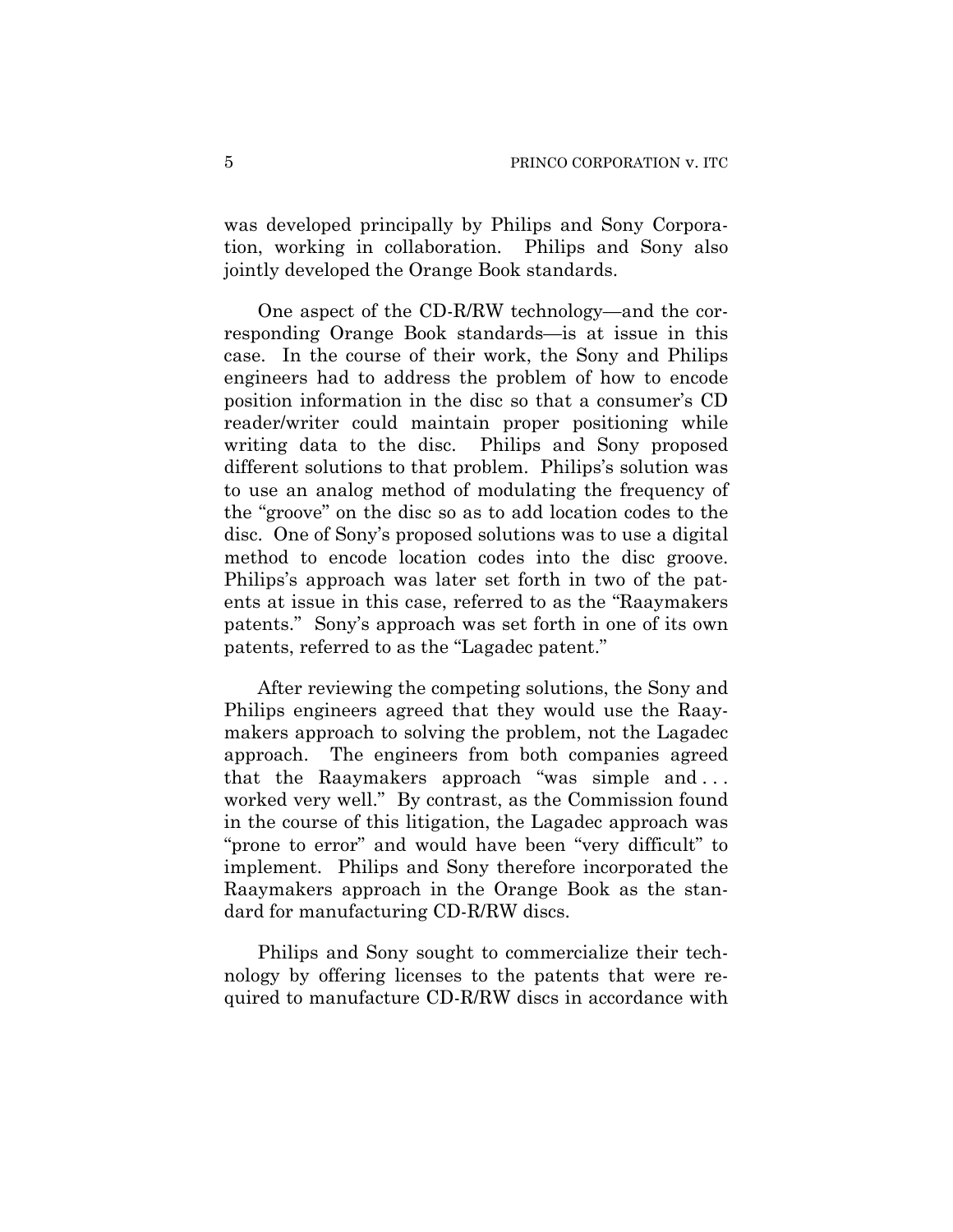was developed principally by Philips and Sony Corporation, working in collaboration. Philips and Sony also jointly developed the Orange Book standards.

One aspect of the CD-R/RW technology—and the corresponding Orange Book standards—is at issue in this case. In the course of their work, the Sony and Philips engineers had to address the problem of how to encode position information in the disc so that a consumer's CD reader/writer could maintain proper positioning while writing data to the disc. Philips and Sony proposed different solutions to that problem. Philips's solution was to use an analog method of modulating the frequency of the "groove" on the disc so as to add location codes to the disc. One of Sony's proposed solutions was to use a digital method to encode location codes into the disc groove. Philips's approach was later set forth in two of the patents at issue in this case, referred to as the "Raaymakers patents." Sony's approach was set forth in one of its own patents, referred to as the "Lagadec patent."

After reviewing the competing solutions, the Sony and Philips engineers agreed that they would use the Raaymakers approach to solving the problem, not the Lagadec approach. The engineers from both companies agreed that the Raaymakers approach "was simple and . . . worked very well." By contrast, as the Commission found in the course of this litigation, the Lagadec approach was "prone to error" and would have been "very difficult" to implement. Philips and Sony therefore incorporated the Raaymakers approach in the Orange Book as the standard for manufacturing CD-R/RW discs.

Philips and Sony sought to commercialize their technology by offering licenses to the patents that were required to manufacture CD-R/RW discs in accordance with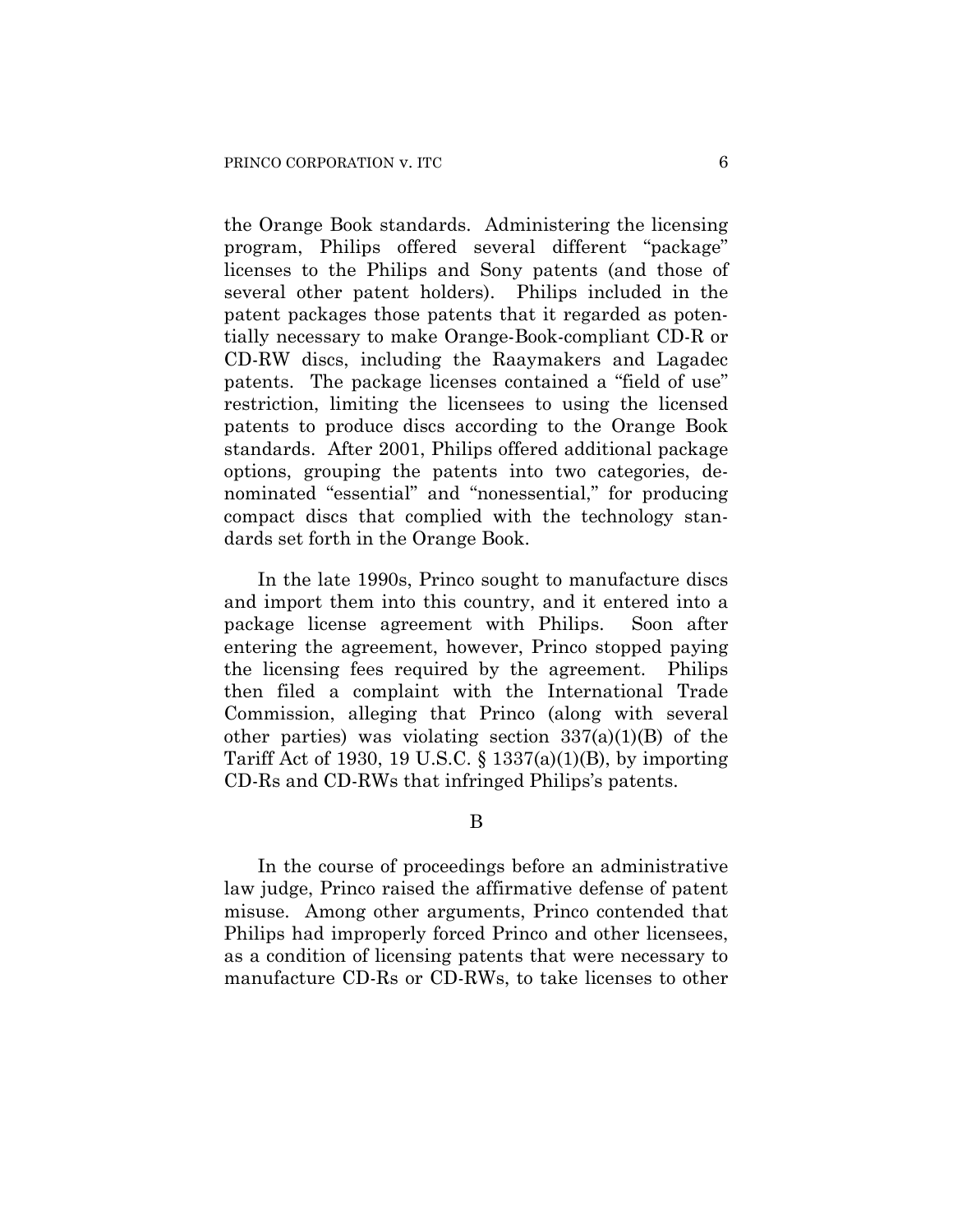the Orange Book standards. Administering the licensing program, Philips offered several different "package" licenses to the Philips and Sony patents (and those of several other patent holders). Philips included in the patent packages those patents that it regarded as potentially necessary to make Orange-Book-compliant CD-R or CD-RW discs, including the Raaymakers and Lagadec patents. The package licenses contained a "field of use" restriction, limiting the licensees to using the licensed patents to produce discs according to the Orange Book standards. After 2001, Philips offered additional package options, grouping the patents into two categories, denominated "essential" and "nonessential," for producing compact discs that complied with the technology standards set forth in the Orange Book.

In the late 1990s, Princo sought to manufacture discs and import them into this country, and it entered into a package license agreement with Philips. Soon after entering the agreement, however, Princo stopped paying the licensing fees required by the agreement. Philips then filed a complaint with the International Trade Commission, alleging that Princo (along with several other parties) was violating section 337(a)(1)(B) of the Tariff Act of 1930, 19 U.S.C. § 1337(a)(1)(B), by importing CD-Rs and CD-RWs that infringed Philips's patents.

## B

In the course of proceedings before an administrative law judge, Princo raised the affirmative defense of patent misuse. Among other arguments, Princo contended that Philips had improperly forced Princo and other licensees, as a condition of licensing patents that were necessary to manufacture CD-Rs or CD-RWs, to take licenses to other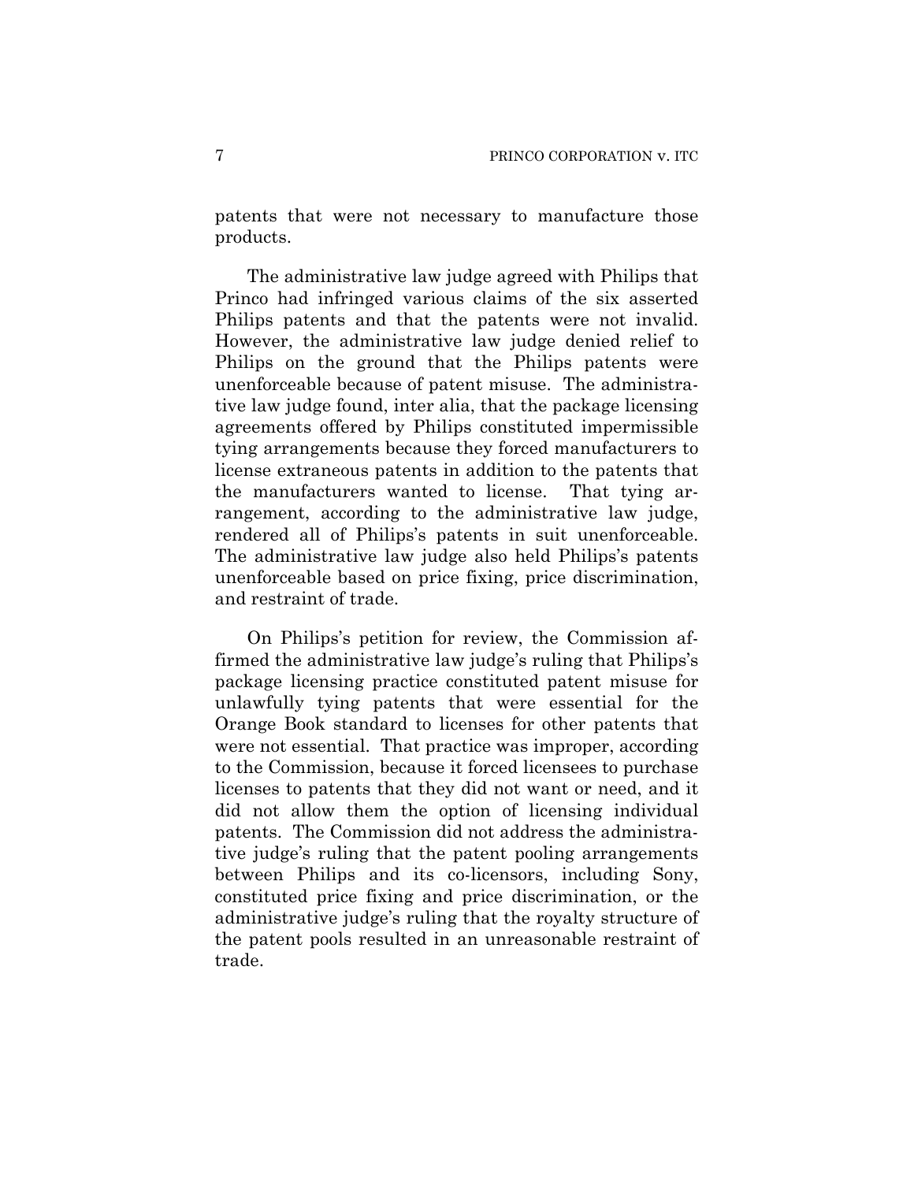patents that were not necessary to manufacture those products.

The administrative law judge agreed with Philips that Princo had infringed various claims of the six asserted Philips patents and that the patents were not invalid. However, the administrative law judge denied relief to Philips on the ground that the Philips patents were unenforceable because of patent misuse. The administrative law judge found, inter alia, that the package licensing agreements offered by Philips constituted impermissible tying arrangements because they forced manufacturers to license extraneous patents in addition to the patents that the manufacturers wanted to license. That tying arrangement, according to the administrative law judge, rendered all of Philips's patents in suit unenforceable. The administrative law judge also held Philips's patents unenforceable based on price fixing, price discrimination, and restraint of trade.

On Philips's petition for review, the Commission affirmed the administrative law judge's ruling that Philips's package licensing practice constituted patent misuse for unlawfully tying patents that were essential for the Orange Book standard to licenses for other patents that were not essential. That practice was improper, according to the Commission, because it forced licensees to purchase licenses to patents that they did not want or need, and it did not allow them the option of licensing individual patents. The Commission did not address the administrative judge's ruling that the patent pooling arrangements between Philips and its co-licensors, including Sony, constituted price fixing and price discrimination, or the administrative judge's ruling that the royalty structure of the patent pools resulted in an unreasonable restraint of trade.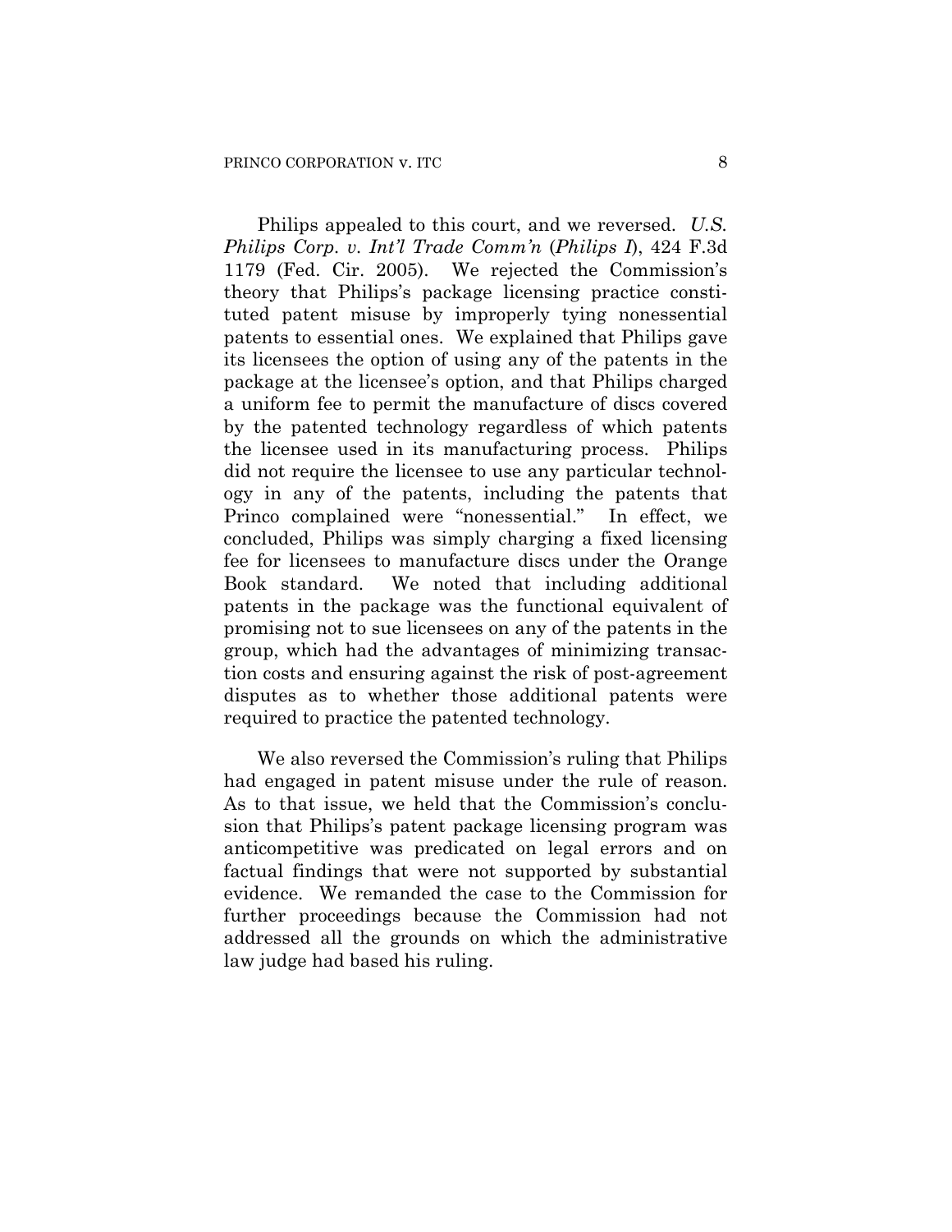Philips appealed to this court, and we reversed. *U.S. Philips Corp. v. Int'l Trade Comm'n* (*Philips I*), 424 F.3d 1179 (Fed. Cir. 2005). We rejected the Commission's theory that Philips's package licensing practice constituted patent misuse by improperly tying nonessential patents to essential ones. We explained that Philips gave its licensees the option of using any of the patents in the package at the licensee's option, and that Philips charged a uniform fee to permit the manufacture of discs covered by the patented technology regardless of which patents the licensee used in its manufacturing process. Philips did not require the licensee to use any particular technology in any of the patents, including the patents that Princo complained were "nonessential." In effect, we concluded, Philips was simply charging a fixed licensing fee for licensees to manufacture discs under the Orange Book standard. We noted that including additional patents in the package was the functional equivalent of promising not to sue licensees on any of the patents in the group, which had the advantages of minimizing transaction costs and ensuring against the risk of post-agreement disputes as to whether those additional patents were required to practice the patented technology.

We also reversed the Commission's ruling that Philips had engaged in patent misuse under the rule of reason. As to that issue, we held that the Commission's conclusion that Philips's patent package licensing program was anticompetitive was predicated on legal errors and on factual findings that were not supported by substantial evidence. We remanded the case to the Commission for further proceedings because the Commission had not addressed all the grounds on which the administrative law judge had based his ruling.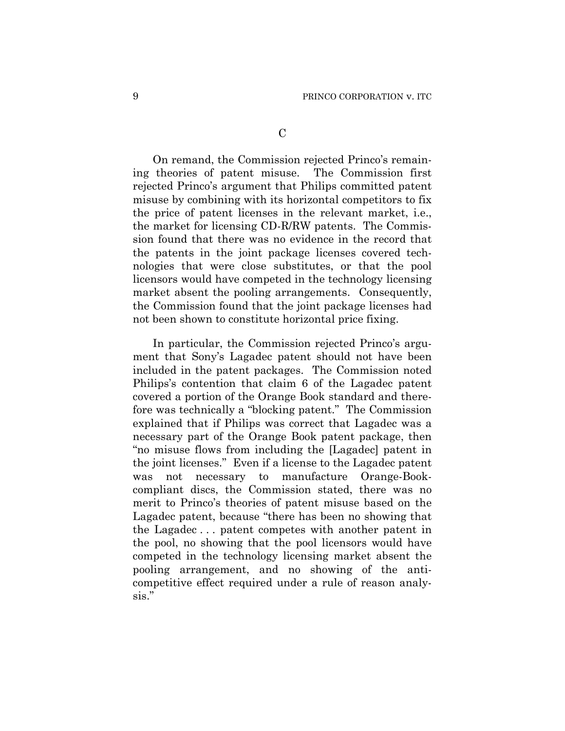### C

On remand, the Commission rejected Princo's remaining theories of patent misuse. The Commission first rejected Princo's argument that Philips committed patent misuse by combining with its horizontal competitors to fix the price of patent licenses in the relevant market, i.e., the market for licensing CD-R/RW patents. The Commission found that there was no evidence in the record that the patents in the joint package licenses covered technologies that were close substitutes, or that the pool licensors would have competed in the technology licensing market absent the pooling arrangements. Consequently, the Commission found that the joint package licenses had not been shown to constitute horizontal price fixing.

In particular, the Commission rejected Princo's argument that Sony's Lagadec patent should not have been included in the patent packages. The Commission noted Philips's contention that claim 6 of the Lagadec patent covered a portion of the Orange Book standard and therefore was technically a "blocking patent." The Commission explained that if Philips was correct that Lagadec was a necessary part of the Orange Book patent package, then "no misuse flows from including the [Lagadec] patent in the joint licenses." Even if a license to the Lagadec patent was not necessary to manufacture Orange-Book-compliant discs, the Commission stated, there was no merit to Princo's theories of patent misuse based on the Lagadec patent, because "there has been no showing that the Lagadec . . . patent competes with another patent in the pool, no showing that the pool licensors would have competed in the technology licensing market absent the pooling arrangement, and no showing of the anti-competitive effect required under a rule of reason analysis."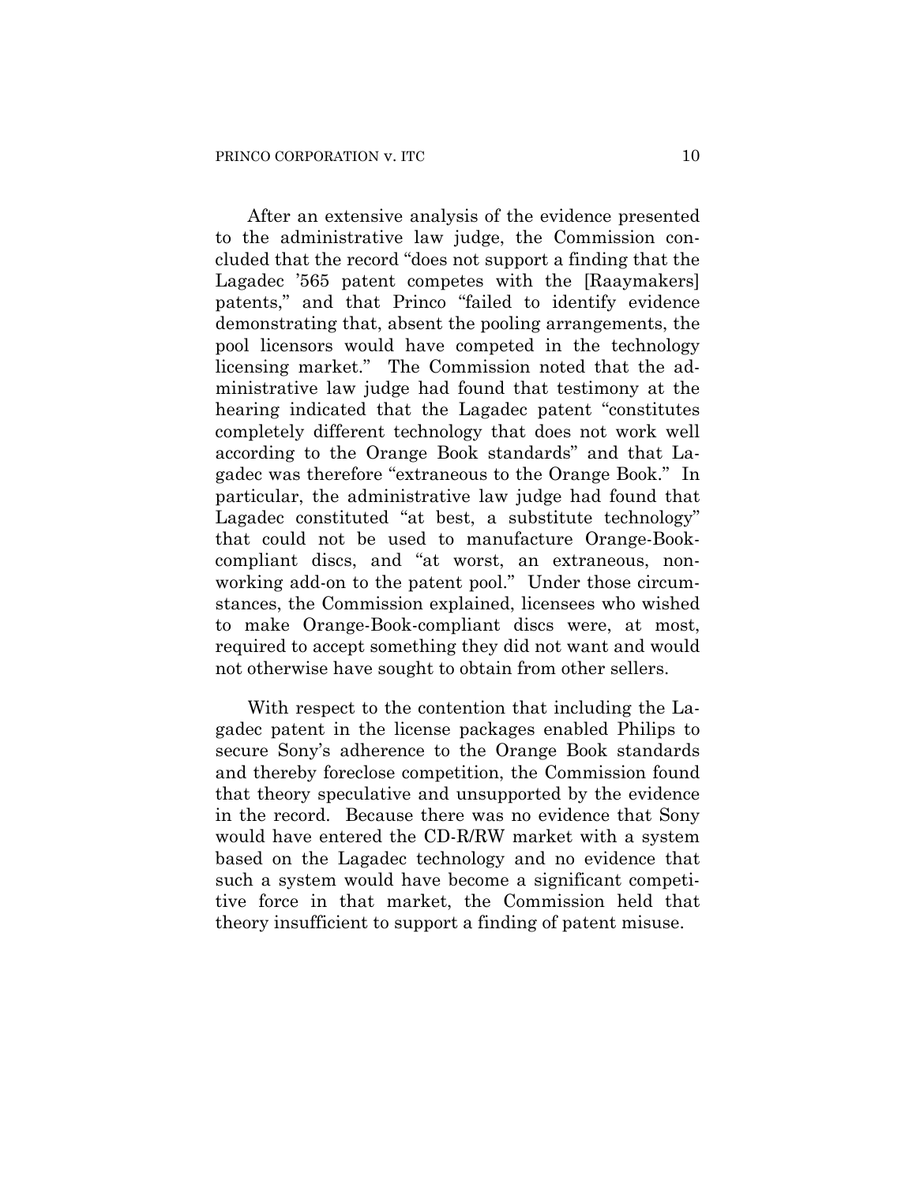After an extensive analysis of the evidence presented to the administrative law judge, the Commission concluded that the record "does not support a finding that the Lagadec '565 patent competes with the [Raaymakers] patents," and that Princo "failed to identify evidence demonstrating that, absent the pooling arrangements, the pool licensors would have competed in the technology licensing market." The Commission noted that the administrative law judge had found that testimony at the hearing indicated that the Lagadec patent "constitutes completely different technology that does not work well according to the Orange Book standards" and that Lagadec was therefore "extraneous to the Orange Book." In particular, the administrative law judge had found that Lagadec constituted "at best, a substitute technology" that could not be used to manufacture Orange-Book-compliant discs, and "at worst, an extraneous, non-working add-on to the patent pool." Under those circumstances, the Commission explained, licensees who wished to make Orange-Book-compliant discs were, at most, required to accept something they did not want and would not otherwise have sought to obtain from other sellers.

With respect to the contention that including the Lagadec patent in the license packages enabled Philips to secure Sony's adherence to the Orange Book standards and thereby foreclose competition, the Commission found that theory speculative and unsupported by the evidence in the record. Because there was no evidence that Sony would have entered the CD-R/RW market with a system based on the Lagadec technology and no evidence that such a system would have become a significant competitive force in that market, the Commission held that theory insufficient to support a finding of patent misuse.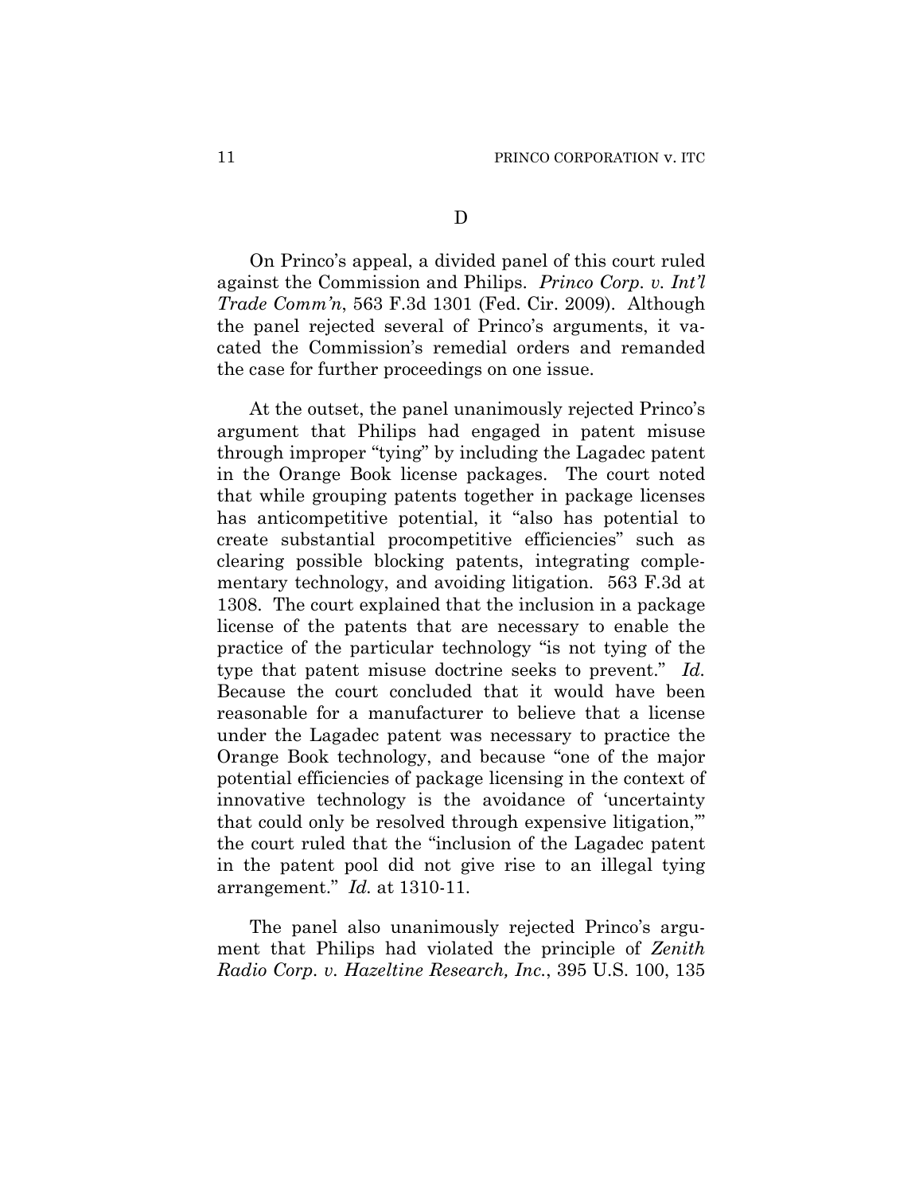### D

On Princo's appeal, a divided panel of this court ruled against the Commission and Philips. *Princo Corp. v. Int'l Trade Comm'n*, 563 F.3d 1301 (Fed. Cir. 2009). Although the panel rejected several of Princo's arguments, it vacated the Commission's remedial orders and remanded the case for further proceedings on one issue.

At the outset, the panel unanimously rejected Princo's argument that Philips had engaged in patent misuse through improper "tying" by including the Lagadec patent in the Orange Book license packages. The court noted that while grouping patents together in package licenses has anticompetitive potential, it "also has potential to create substantial procompetitive efficiencies" such as clearing possible blocking patents, integrating complementary technology, and avoiding litigation. 563 F.3d at 1308. The court explained that the inclusion in a package license of the patents that are necessary to enable the practice of the particular technology "is not tying of the type that patent misuse doctrine seeks to prevent." *Id.* Because the court concluded that it would have been reasonable for a manufacturer to believe that a license under the Lagadec patent was necessary to practice the Orange Book technology, and because "one of the major potential efficiencies of package licensing in the context of innovative technology is the avoidance of 'uncertainty that could only be resolved through expensive litigation,'" the court ruled that the "inclusion of the Lagadec patent in the patent pool did not give rise to an illegal tying arrangement." *Id.* at 1310-11.

The panel also unanimously rejected Princo's argument that Philips had violated the principle of *Zenith Radio Corp. v. Hazeltine Research, Inc.*, 395 U.S. 100, 135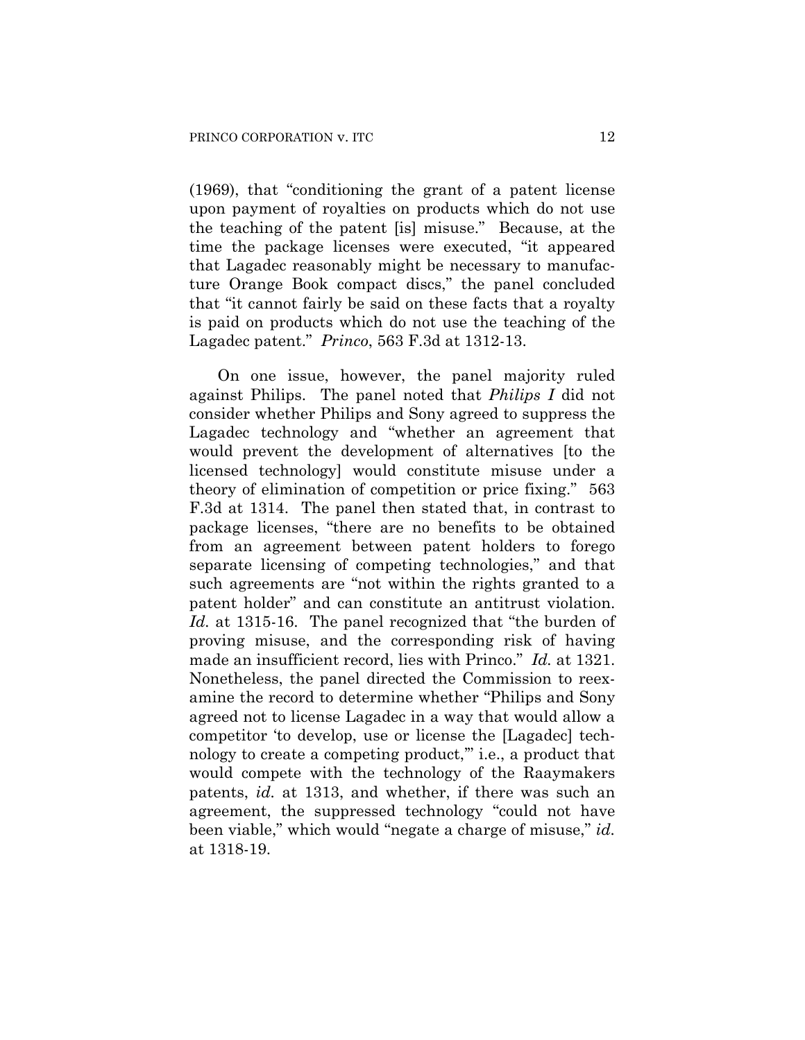(1969), that "conditioning the grant of a patent license upon payment of royalties on products which do not use the teaching of the patent [is] misuse." Because, at the time the package licenses were executed, "it appeared that Lagadec reasonably might be necessary to manufacture Orange Book compact discs," the panel concluded that "it cannot fairly be said on these facts that a royalty is paid on products which do not use the teaching of the Lagadec patent." *Princo*, 563 F.3d at 1312-13.

On one issue, however, the panel majority ruled against Philips. The panel noted that *Philips I* did not consider whether Philips and Sony agreed to suppress the Lagadec technology and "whether an agreement that would prevent the development of alternatives [to the licensed technology] would constitute misuse under a theory of elimination of competition or price fixing." 563 F.3d at 1314. The panel then stated that, in contrast to package licenses, "there are no benefits to be obtained from an agreement between patent holders to forego separate licensing of competing technologies," and that such agreements are "not within the rights granted to a patent holder" and can constitute an antitrust violation. *Id.* at 1315-16. The panel recognized that "the burden of proving misuse, and the corresponding risk of having made an insufficient record, lies with Princo." *Id.* at 1321. Nonetheless, the panel directed the Commission to reexamine the record to determine whether "Philips and Sony agreed not to license Lagadec in a way that would allow a competitor 'to develop, use or license the [Lagadec] technology to create a competing product,'" i.e., a product that would compete with the technology of the Raaymakers patents, *id.* at 1313, and whether, if there was such an agreement, the suppressed technology "could not have been viable," which would "negate a charge of misuse," *id.* at 1318-19.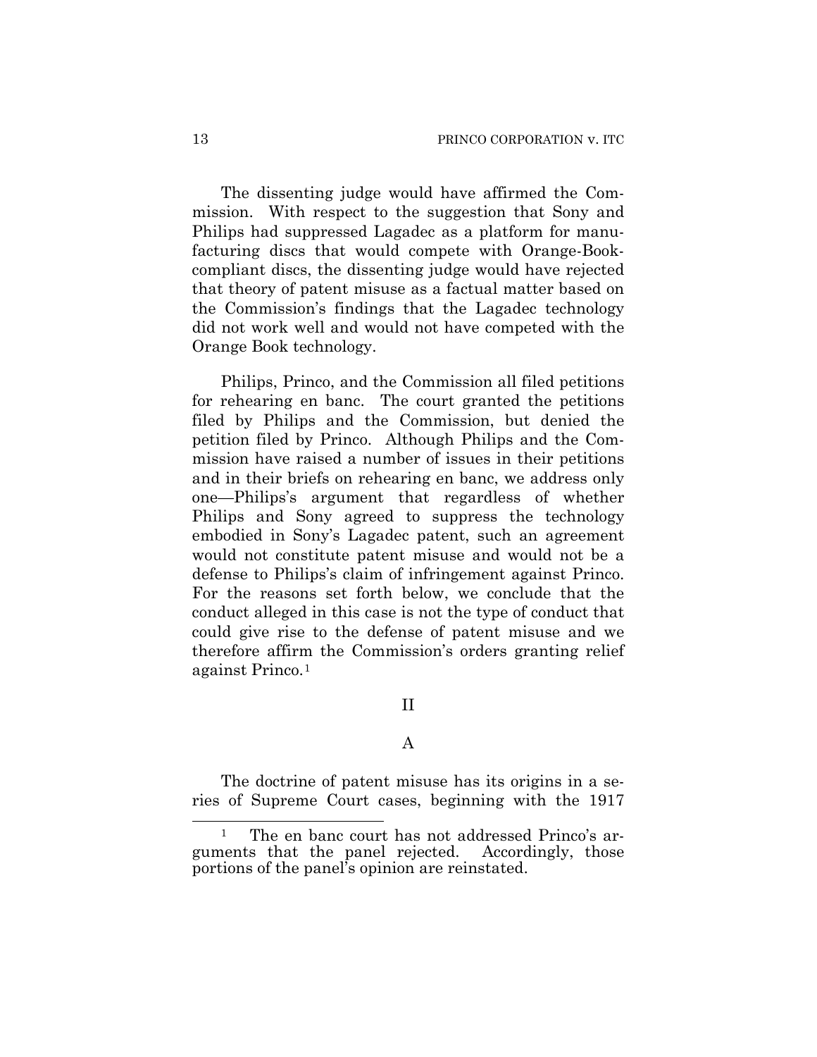The dissenting judge would have affirmed the Commission. With respect to the suggestion that Sony and Philips had suppressed Lagadec as a platform for manufacturing discs that would compete with Orange-Book-compliant discs, the dissenting judge would have rejected that theory of patent misuse as a factual matter based on the Commission's findings that the Lagadec technology did not work well and would not have competed with the Orange Book technology.

Philips, Princo, and the Commission all filed petitions for rehearing en banc. The court granted the petitions filed by Philips and the Commission, but denied the petition filed by Princo. Although Philips and the Commission have raised a number of issues in their petitions and in their briefs on rehearing en banc, we address only one—Philips's argument that regardless of whether Philips and Sony agreed to suppress the technology embodied in Sony's Lagadec patent, such an agreement would not constitute patent misuse and would not be a defense to Philips's claim of infringement against Princo. For the reasons set forth below, we conclude that the conduct alleged in this case is not the type of conduct that could give rise to the defense of patent misuse and we therefore affirm the Commission's orders granting relief against Princo.[1]

## II

### A

The doctrine of patent misuse has its origins in a series of Supreme Court cases, beginning with the 1917

[1] The en banc court has not addressed Princo's arguments that the panel rejected. Accordingly, those portions of the panel's opinion are reinstated.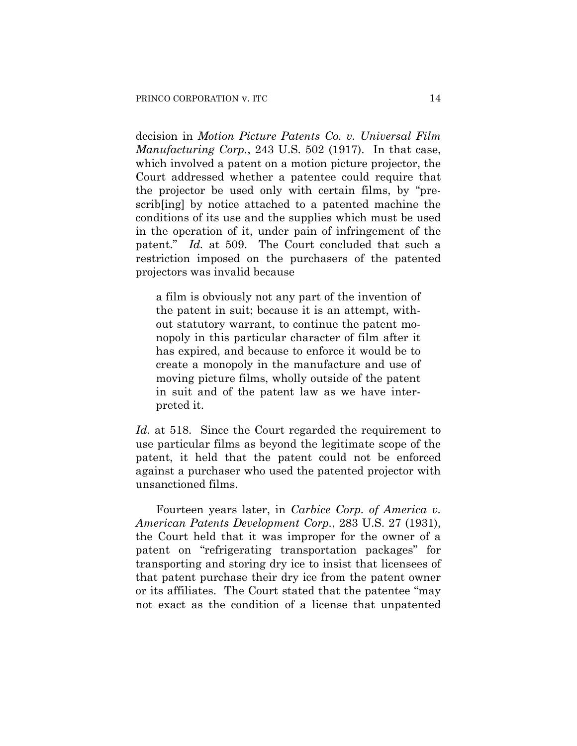decision in *Motion Picture Patents Co. v. Universal Film Manufacturing Corp.*, 243 U.S. 502 (1917). In that case, which involved a patent on a motion picture projector, the Court addressed whether a patentee could require that the projector be used only with certain films, by "prescrib[ing] by notice attached to a patented machine the conditions of its use and the supplies which must be used in the operation of it, under pain of infringement of the patent." *Id.* at 509. The Court concluded that such a restriction imposed on the purchasers of the patented projectors was invalid because

> a film is obviously not any part of the invention of the patent in suit; because it is an attempt, without statutory warrant, to continue the patent monopoly in this particular character of film after it has expired, and because to enforce it would be to create a monopoly in the manufacture and use of moving picture films, wholly outside of the patent in suit and of the patent law as we have interpreted it.

*Id.* at 518. Since the Court regarded the requirement to use particular films as beyond the legitimate scope of the patent, it held that the patent could not be enforced against a purchaser who used the patented projector with unsanctioned films.

Fourteen years later, in *Carbice Corp. of America v. American Patents Development Corp.*, 283 U.S. 27 (1931), the Court held that it was improper for the owner of a patent on "refrigerating transportation packages" for transporting and storing dry ice to insist that licensees of that patent purchase their dry ice from the patent owner or its affiliates. The Court stated that the patentee "may not exact as the condition of a license that unpatented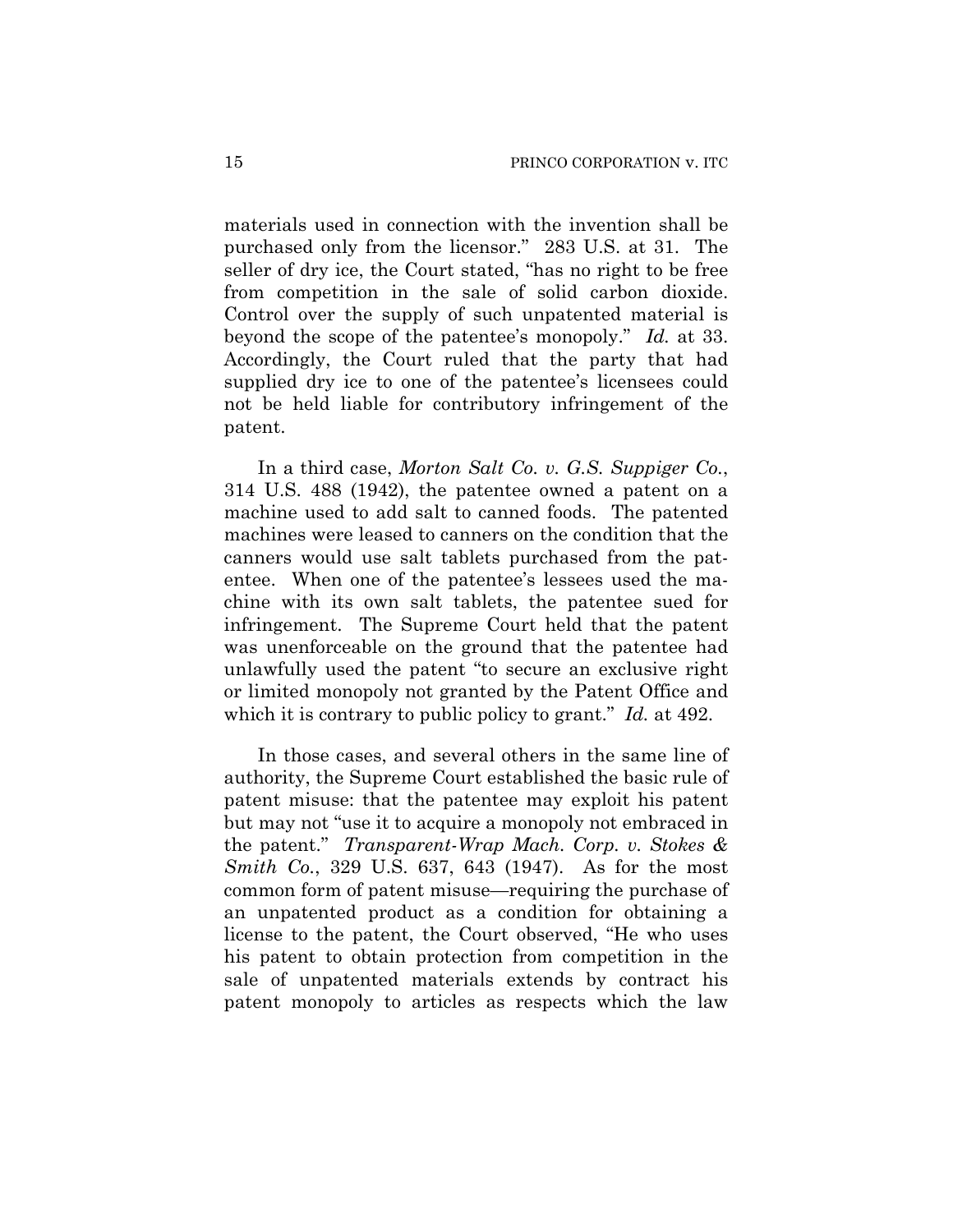materials used in connection with the invention shall be purchased only from the licensor." 283 U.S. at 31. The seller of dry ice, the Court stated, "has no right to be free from competition in the sale of solid carbon dioxide. Control over the supply of such unpatented material is beyond the scope of the patentee's monopoly." *Id.* at 33. Accordingly, the Court ruled that the party that had supplied dry ice to one of the patentee's licensees could not be held liable for contributory infringement of the patent.

In a third case, *Morton Salt Co. v. G.S. Suppiger Co.*, 314 U.S. 488 (1942), the patentee owned a patent on a machine used to add salt to canned foods. The patented machines were leased to canners on the condition that the canners would use salt tablets purchased from the patentee. When one of the patentee's lessees used the machine with its own salt tablets, the patentee sued for infringement. The Supreme Court held that the patent was unenforceable on the ground that the patentee had unlawfully used the patent "to secure an exclusive right or limited monopoly not granted by the Patent Office and which it is contrary to public policy to grant." *Id.* at 492.

In those cases, and several others in the same line of authority, the Supreme Court established the basic rule of patent misuse: that the patentee may exploit his patent but may not "use it to acquire a monopoly not embraced in the patent." *Transparent-Wrap Mach. Corp. v. Stokes & Smith Co.*, 329 U.S. 637, 643 (1947). As for the most common form of patent misuse—requiring the purchase of an unpatented product as a condition for obtaining a license to the patent, the Court observed, "He who uses his patent to obtain protection from competition in the sale of unpatented materials extends by contract his patent monopoly to articles as respects which the law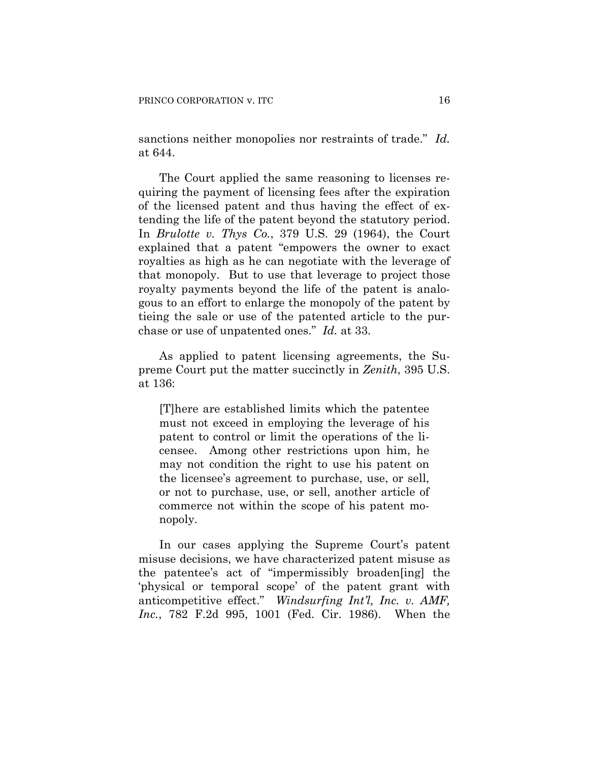sanctions neither monopolies nor restraints of trade." *Id.* at 644.

The Court applied the same reasoning to licenses requiring the payment of licensing fees after the expiration of the licensed patent and thus having the effect of extending the life of the patent beyond the statutory period. In *Brulotte v. Thys Co.*, 379 U.S. 29 (1964), the Court explained that a patent "empowers the owner to exact royalties as high as he can negotiate with the leverage of that monopoly. But to use that leverage to project those royalty payments beyond the life of the patent is analogous to an effort to enlarge the monopoly of the patent by tieing the sale or use of the patented article to the purchase or use of unpatented ones." *Id.* at 33.

As applied to patent licensing agreements, the Supreme Court put the matter succinctly in *Zenith*, 395 U.S. at 136:

> [T]here are established limits which the patentee must not exceed in employing the leverage of his patent to control or limit the operations of the licensee. Among other restrictions upon him, he may not condition the right to use his patent on the licensee's agreement to purchase, use, or sell, or not to purchase, use, or sell, another article of commerce not within the scope of his patent monopoly.

In our cases applying the Supreme Court's patent misuse decisions, we have characterized patent misuse as the patentee's act of "impermissibly broaden[ing] the 'physical or temporal scope' of the patent grant with anticompetitive effect." *Windsurfing Int'l, Inc. v. AMF, Inc.*, 782 F.2d 995, 1001 (Fed. Cir. 1986). When the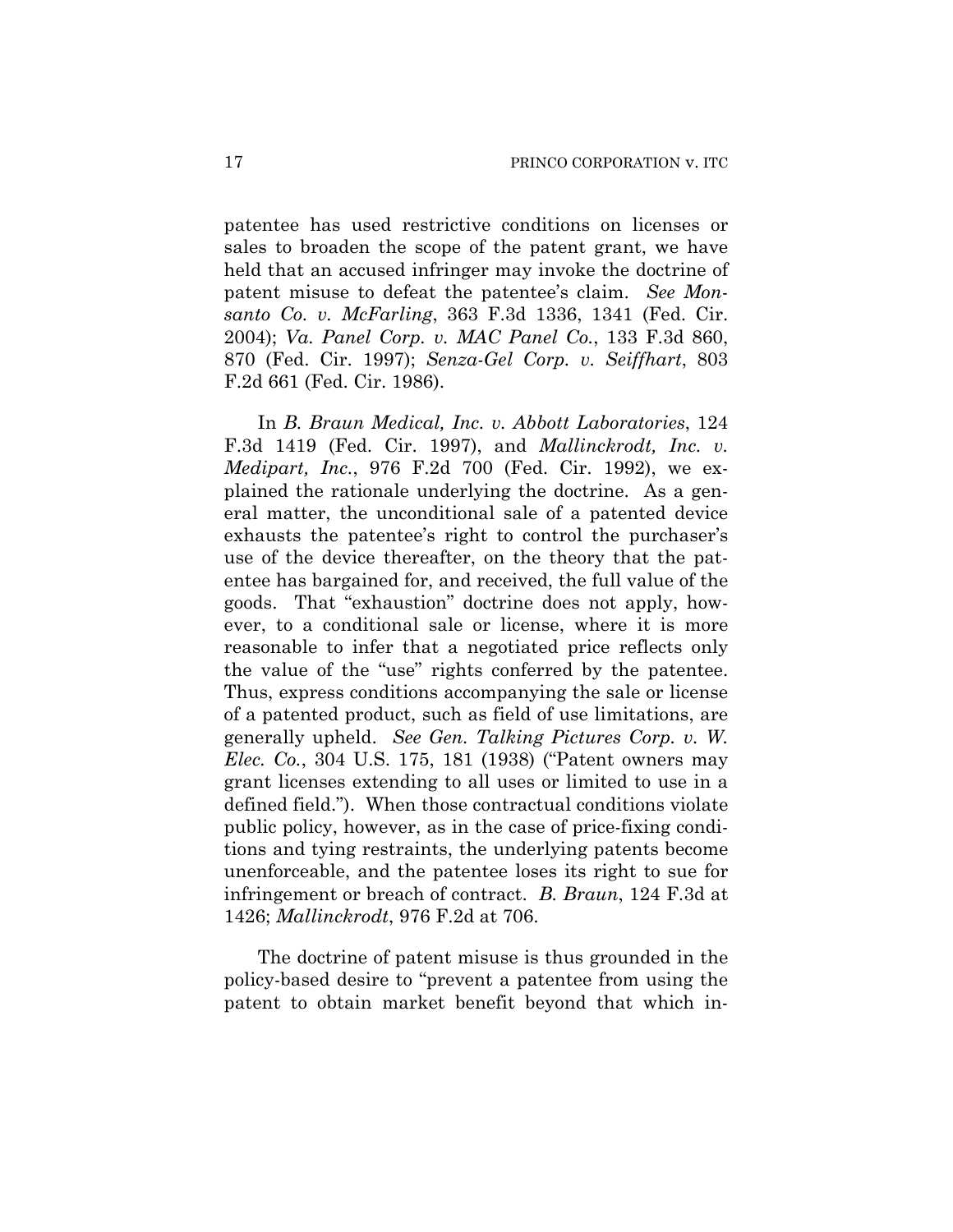patentee has used restrictive conditions on licenses or sales to broaden the scope of the patent grant, we have held that an accused infringer may invoke the doctrine of patent misuse to defeat the patentee's claim. *See Monsanto Co. v. McFarling*, 363 F.3d 1336, 1341 (Fed. Cir. 2004); *Va. Panel Corp. v. MAC Panel Co.*, 133 F.3d 860, 870 (Fed. Cir. 1997); *Senza-Gel Corp. v. Seiffhart*, 803 F.2d 661 (Fed. Cir. 1986).

In *B. Braun Medical, Inc. v. Abbott Laboratories*, 124 F.3d 1419 (Fed. Cir. 1997), and *Mallinckrodt, Inc. v. Medipart, Inc.*, 976 F.2d 700 (Fed. Cir. 1992), we explained the rationale underlying the doctrine. As a general matter, the unconditional sale of a patented device exhausts the patentee's right to control the purchaser's use of the device thereafter, on the theory that the patentee has bargained for, and received, the full value of the goods. That "exhaustion" doctrine does not apply, however, to a conditional sale or license, where it is more reasonable to infer that a negotiated price reflects only the value of the "use" rights conferred by the patentee. Thus, express conditions accompanying the sale or license of a patented product, such as field of use limitations, are generally upheld. *See Gen. Talking Pictures Corp. v. W. Elec. Co.*, 304 U.S. 175, 181 (1938) ("Patent owners may grant licenses extending to all uses or limited to use in a defined field."). When those contractual conditions violate public policy, however, as in the case of price-fixing conditions and tying restraints, the underlying patents become unenforceable, and the patentee loses its right to sue for infringement or breach of contract. *B. Braun*, 124 F.3d at 1426; *Mallinckrodt*, 976 F.2d at 706.

The doctrine of patent misuse is thus grounded in the policy-based desire to "prevent a patentee from using the patent to obtain market benefit beyond that which in-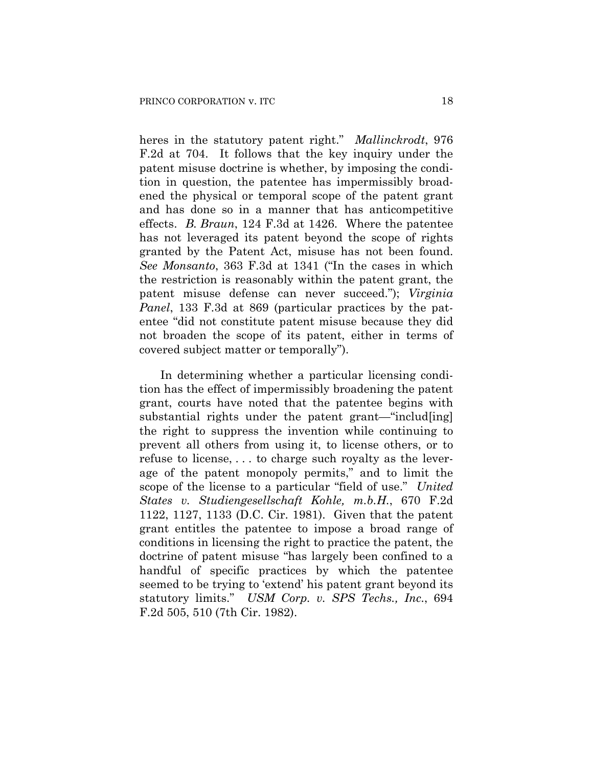heres in the statutory patent right." *Mallinckrodt*, 976 F.2d at 704. It follows that the key inquiry under the patent misuse doctrine is whether, by imposing the condition in question, the patentee has impermissibly broadened the physical or temporal scope of the patent grant and has done so in a manner that has anticompetitive effects. *B. Braun*, 124 F.3d at 1426. Where the patentee has not leveraged its patent beyond the scope of rights granted by the Patent Act, misuse has not been found. *See Monsanto*, 363 F.3d at 1341 ("In the cases in which the restriction is reasonably within the patent grant, the patent misuse defense can never succeed."); *Virginia Panel*, 133 F.3d at 869 (particular practices by the patentee "did not constitute patent misuse because they did not broaden the scope of its patent, either in terms of covered subject matter or temporally").

In determining whether a particular licensing condition has the effect of impermissibly broadening the patent grant, courts have noted that the patentee begins with substantial rights under the patent grant—"includ[ing] the right to suppress the invention while continuing to prevent all others from using it, to license others, or to refuse to license, . . . to charge such royalty as the leverage of the patent monopoly permits," and to limit the scope of the license to a particular "field of use." *United States v. Studiengesellschaft Kohle, m.b.H.*, 670 F.2d 1122, 1127, 1133 (D.C. Cir. 1981). Given that the patent grant entitles the patentee to impose a broad range of conditions in licensing the right to practice the patent, the doctrine of patent misuse "has largely been confined to a handful of specific practices by which the patentee seemed to be trying to 'extend' his patent grant beyond its statutory limits." *USM Corp. v. SPS Techs., Inc.*, 694 F.2d 505, 510 (7th Cir. 1982).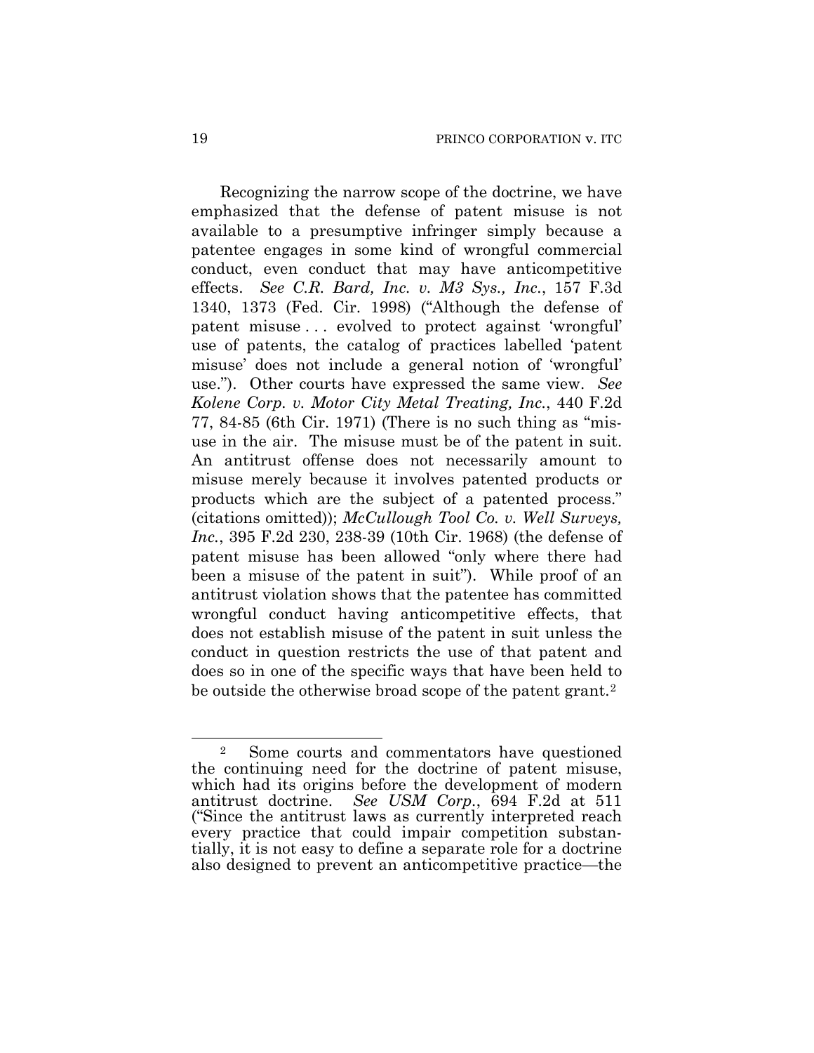Recognizing the narrow scope of the doctrine, we have emphasized that the defense of patent misuse is not available to a presumptive infringer simply because a patentee engages in some kind of wrongful commercial conduct, even conduct that may have anticompetitive effects. *See C.R. Bard, Inc. v. M3 Sys., Inc.*, 157 F.3d 1340, 1373 (Fed. Cir. 1998) ("Although the defense of patent misuse . . . evolved to protect against 'wrongful' use of patents, the catalog of practices labelled 'patent misuse' does not include a general notion of 'wrongful' use."). Other courts have expressed the same view. *See Kolene Corp. v. Motor City Metal Treating, Inc.*, 440 F.2d 77, 84-85 (6th Cir. 1971) (There is no such thing as "misuse in the air. The misuse must be of the patent in suit. An antitrust offense does not necessarily amount to misuse merely because it involves patented products or products which are the subject of a patented process." (citations omitted)); *McCullough Tool Co. v. Well Surveys, Inc.*, 395 F.2d 230, 238-39 (10th Cir. 1968) (the defense of patent misuse has been allowed "only where there had been a misuse of the patent in suit"). While proof of an antitrust violation shows that the patentee has committed wrongful conduct having anticompetitive effects, that does not establish misuse of the patent in suit unless the conduct in question restricts the use of that patent and does so in one of the specific ways that have been held to be outside the otherwise broad scope of the patent grant.[2]

[2] Some courts and commentators have questioned the continuing need for the doctrine of patent misuse, which had its origins before the development of modern antitrust doctrine. *See USM Corp.*, 694 F.2d at 511 ("Since the antitrust laws as currently interpreted reach every practice that could impair competition substantially, it is not easy to define a separate role for a doctrine also designed to prevent an anticompetitive practice—the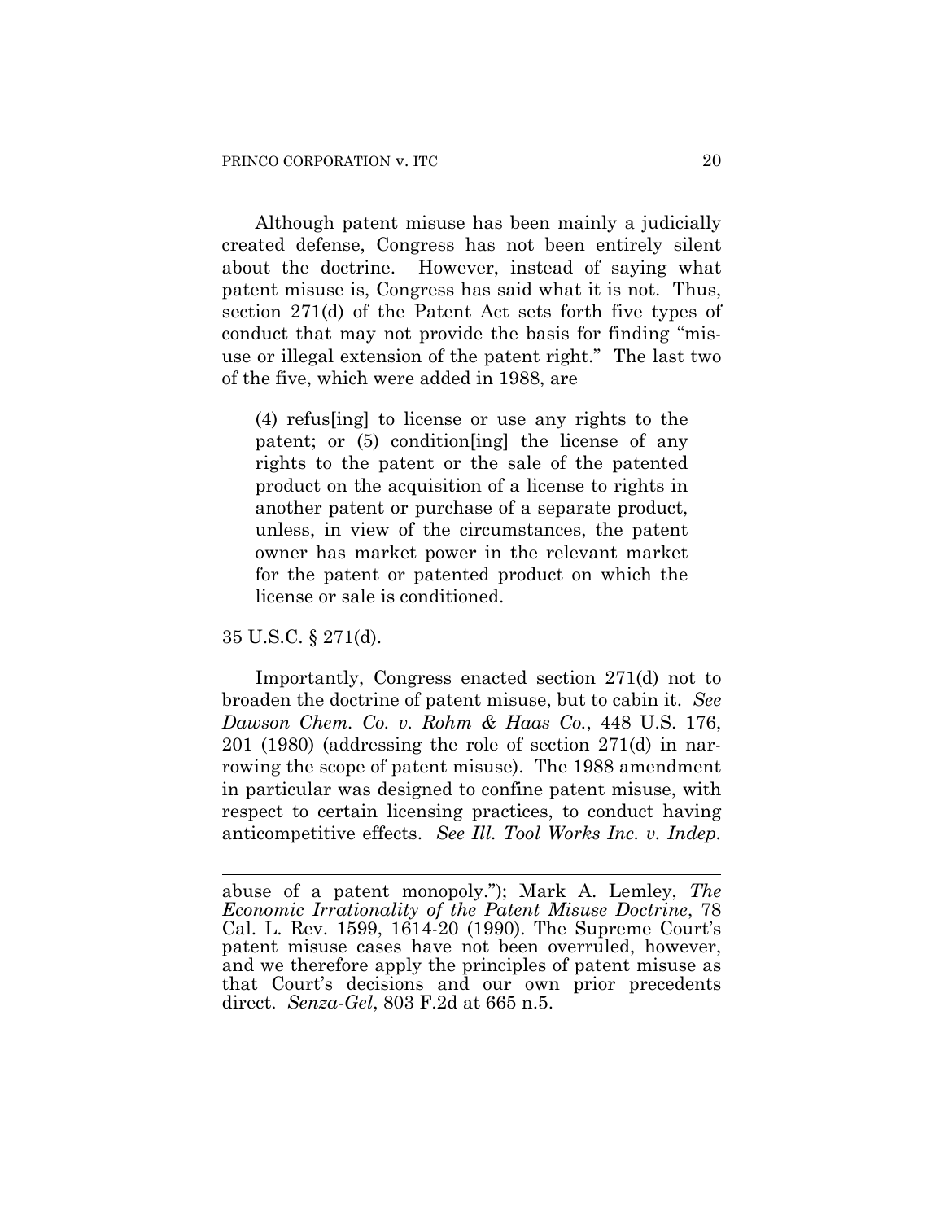Although patent misuse has been mainly a judicially created defense, Congress has not been entirely silent about the doctrine. However, instead of saying what patent misuse is, Congress has said what it is not. Thus, section 271(d) of the Patent Act sets forth five types of conduct that may not provide the basis for finding "misuse or illegal extension of the patent right." The last two of the five, which were added in 1988, are

> (4) refus[ing] to license or use any rights to the patent; or (5) condition[ing] the license of any rights to the patent or the sale of the patented product on the acquisition of a license to rights in another patent or purchase of a separate product, unless, in view of the circumstances, the patent owner has market power in the relevant market for the patent or patented product on which the license or sale is conditioned.

35 U.S.C. § 271(d).

Importantly, Congress enacted section 271(d) not to broaden the doctrine of patent misuse, but to cabin it. *See Dawson Chem. Co. v. Rohm & Haas Co.*, 448 U.S. 176, 201 (1980) (addressing the role of section 271(d) in narrowing the scope of patent misuse). The 1988 amendment in particular was designed to confine patent misuse, with respect to certain licensing practices, to conduct having anticompetitive effects. *See Ill. Tool Works Inc. v. Indep.*

---

abuse of a patent monopoly."); Mark A. Lemley, *The Economic Irrationality of the Patent Misuse Doctrine*, 78 Cal. L. Rev. 1599, 1614-20 (1990). The Supreme Court's patent misuse cases have not been overruled, however, and we therefore apply the principles of patent misuse as that Court's decisions and our own prior precedents direct. *Senza-Gel*, 803 F.2d at 665 n.5.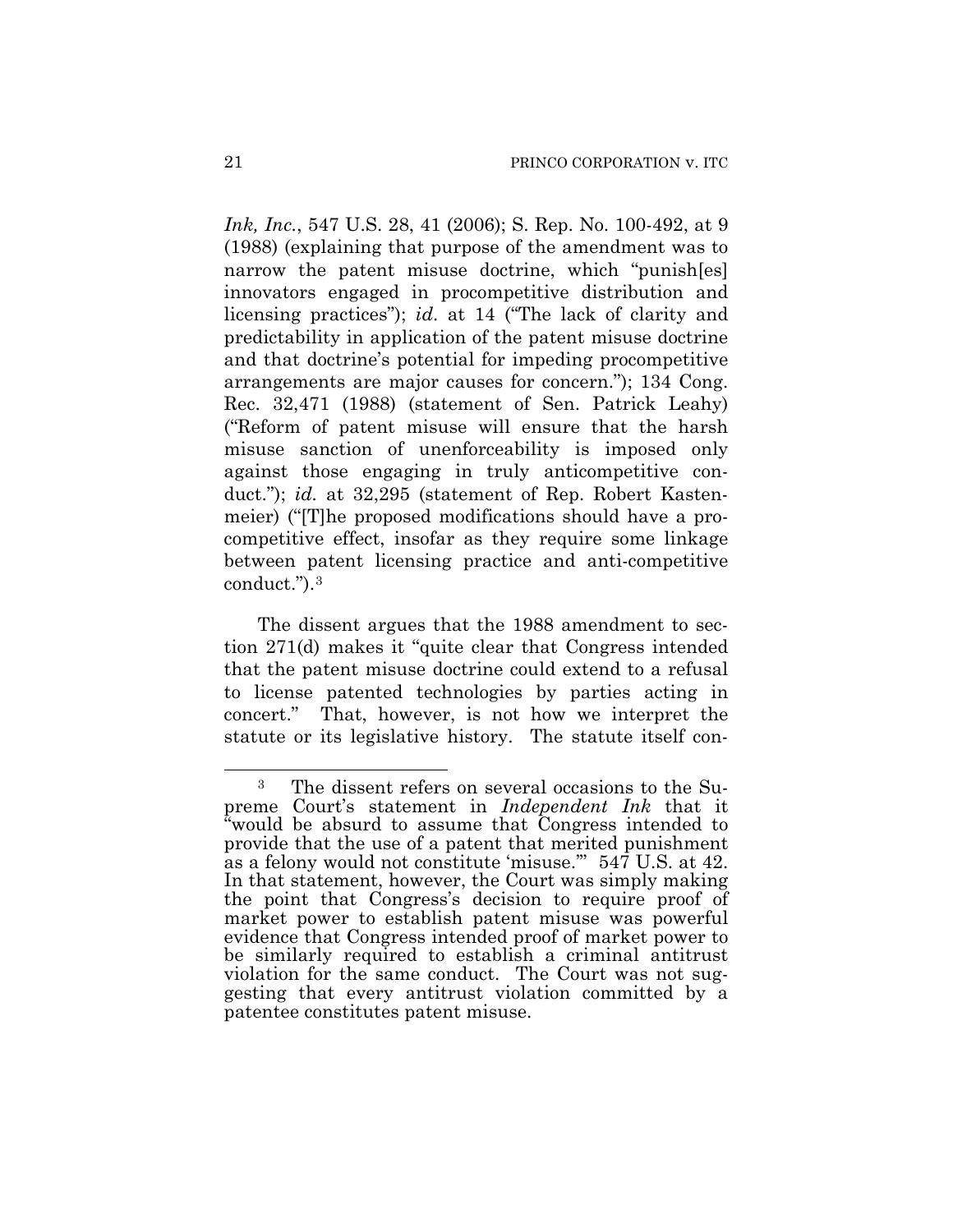*Ink, Inc.*, 547 U.S. 28, 41 (2006); S. Rep. No. 100-492, at 9 (1988) (explaining that purpose of the amendment was to narrow the patent misuse doctrine, which "punish[es] innovators engaged in procompetitive distribution and licensing practices"); *id.* at 14 ("The lack of clarity and predictability in application of the patent misuse doctrine and that doctrine's potential for impeding procompetitive arrangements are major causes for concern."); 134 Cong. Rec. 32,471 (1988) (statement of Sen. Patrick Leahy) ("Reform of patent misuse will ensure that the harsh misuse sanction of unenforceability is imposed only against those engaging in truly anticompetitive conduct."); *id.* at 32,295 (statement of Rep. Robert Kastenmeier) ("[T]he proposed modifications should have a procompetitive effect, insofar as they require some linkage between patent licensing practice and anti-competitive conduct.").[3]

The dissent argues that the 1988 amendment to section 271(d) makes it "quite clear that Congress intended that the patent misuse doctrine could extend to a refusal to license patented technologies by parties acting in concert." That, however, is not how we interpret the statute or its legislative history. The statute itself con-

[3] The dissent refers on several occasions to the Supreme Court's statement in *Independent Ink* that it "would be absurd to assume that Congress intended to provide that the use of a patent that merited punishment as a felony would not constitute 'misuse.'" 547 U.S. at 42. In that statement, however, the Court was simply making the point that Congress's decision to require proof of market power to establish patent misuse was powerful evidence that Congress intended proof of market power to be similarly required to establish a criminal antitrust violation for the same conduct. The Court was not suggesting that every antitrust violation committed by a patentee constitutes patent misuse.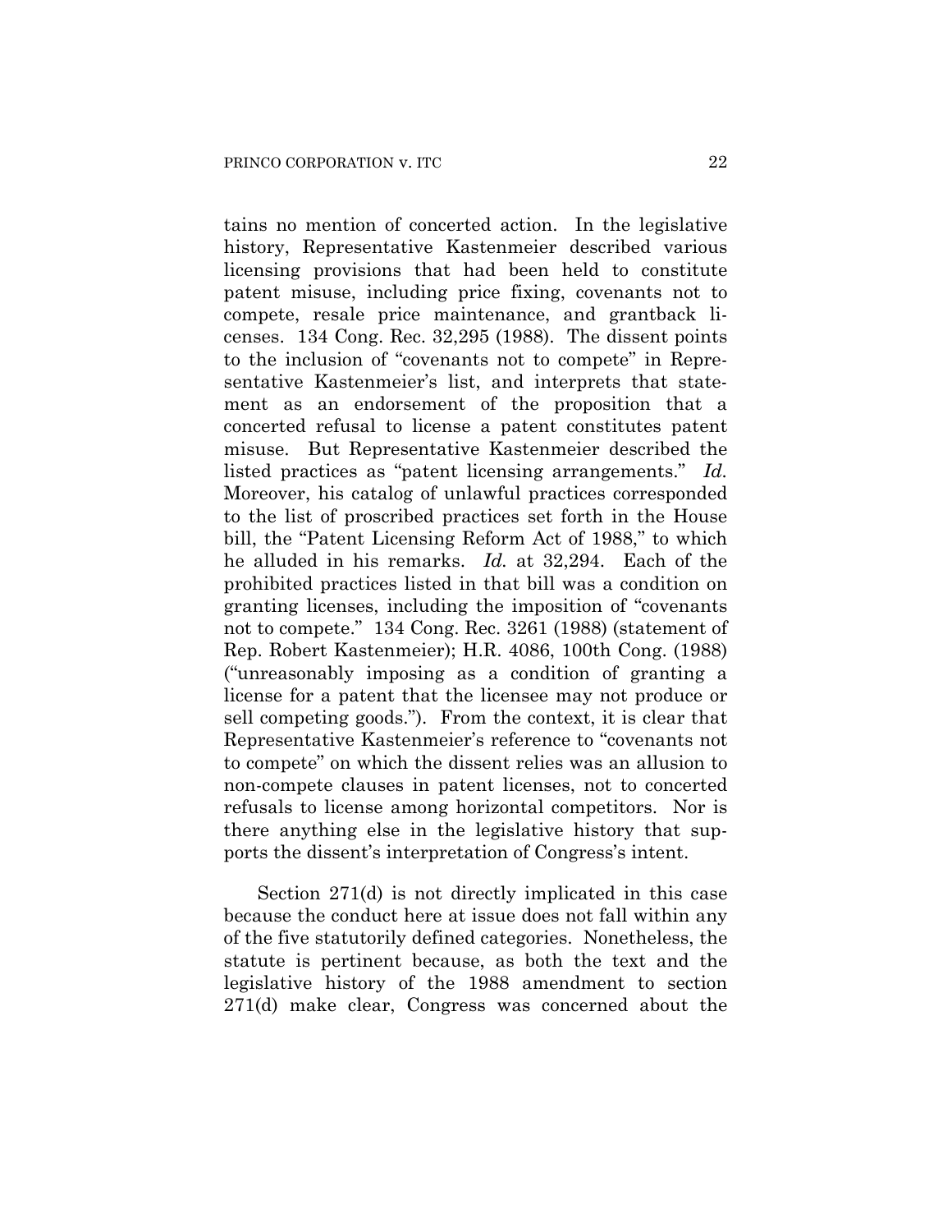tains no mention of concerted action. In the legislative history, Representative Kastenmeier described various licensing provisions that had been held to constitute patent misuse, including price fixing, covenants not to compete, resale price maintenance, and grantback licenses. 134 Cong. Rec. 32,295 (1988). The dissent points to the inclusion of "covenants not to compete" in Representative Kastenmeier's list, and interprets that statement as an endorsement of the proposition that a concerted refusal to license a patent constitutes patent misuse. But Representative Kastenmeier described the listed practices as "patent licensing arrangements." *Id.* Moreover, his catalog of unlawful practices corresponded to the list of proscribed practices set forth in the House bill, the "Patent Licensing Reform Act of 1988," to which he alluded in his remarks. *Id.* at 32,294. Each of the prohibited practices listed in that bill was a condition on granting licenses, including the imposition of "covenants not to compete." 134 Cong. Rec. 3261 (1988) (statement of Rep. Robert Kastenmeier); H.R. 4086, 100th Cong. (1988) ("unreasonably imposing as a condition of granting a license for a patent that the licensee may not produce or sell competing goods."). From the context, it is clear that Representative Kastenmeier's reference to "covenants not to compete" on which the dissent relies was an allusion to non-compete clauses in patent licenses, not to concerted refusals to license among horizontal competitors. Nor is there anything else in the legislative history that supports the dissent's interpretation of Congress's intent.

Section 271(d) is not directly implicated in this case because the conduct here at issue does not fall within any of the five statutorily defined categories. Nonetheless, the statute is pertinent because, as both the text and the legislative history of the 1988 amendment to section 271(d) make clear, Congress was concerned about the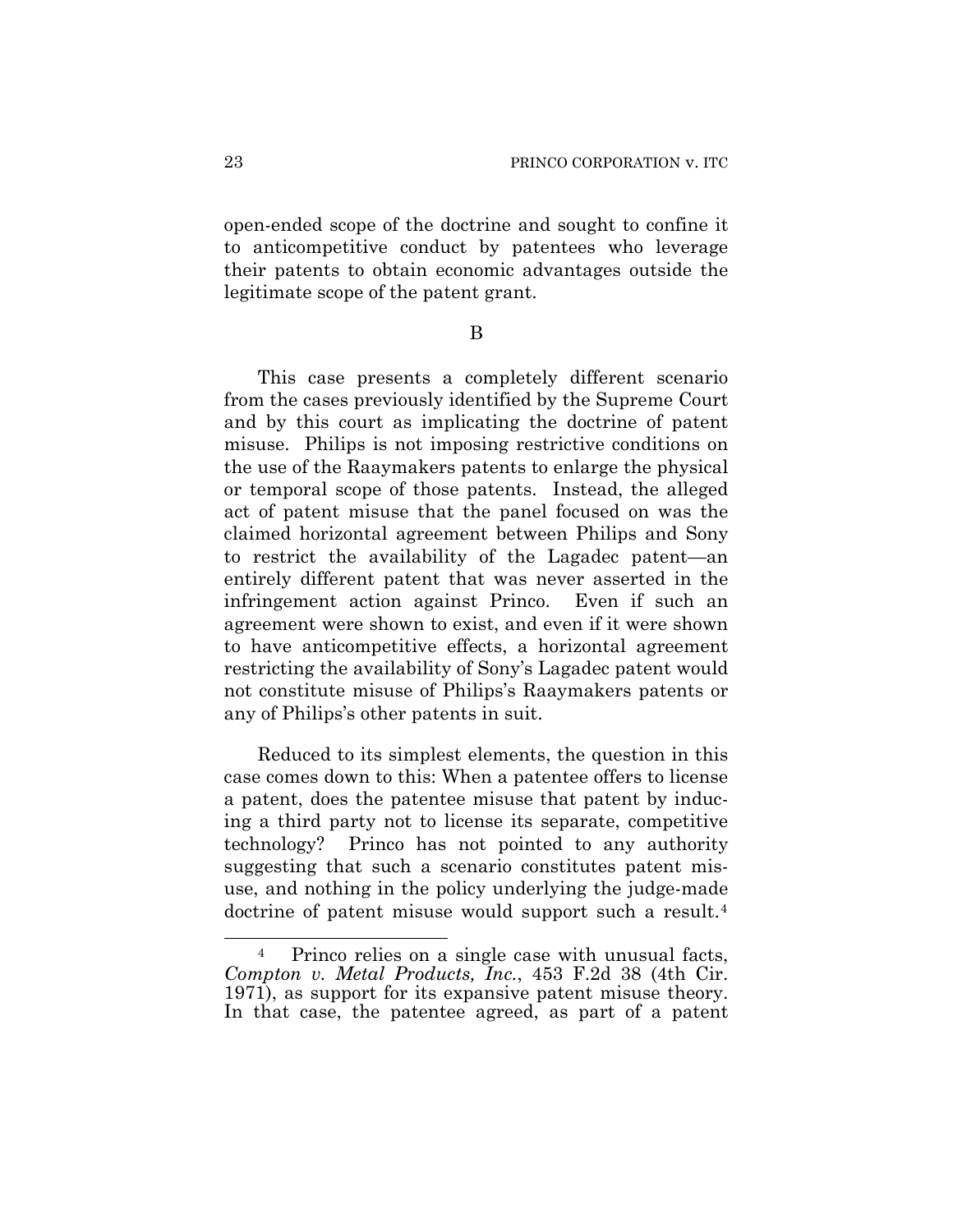open-ended scope of the doctrine and sought to confine it to anticompetitive conduct by patentees who leverage their patents to obtain economic advantages outside the legitimate scope of the patent grant.

B

This case presents a completely different scenario from the cases previously identified by the Supreme Court and by this court as implicating the doctrine of patent misuse. Philips is not imposing restrictive conditions on the use of the Raaymakers patents to enlarge the physical or temporal scope of those patents. Instead, the alleged act of patent misuse that the panel focused on was the claimed horizontal agreement between Philips and Sony to restrict the availability of the Lagadec patent—an entirely different patent that was never asserted in the infringement action against Princo. Even if such an agreement were shown to exist, and even if it were shown to have anticompetitive effects, a horizontal agreement restricting the availability of Sony's Lagadec patent would not constitute misuse of Philips's Raaymakers patents or any of Philips's other patents in suit.

Reduced to its simplest elements, the question in this case comes down to this: When a patentee offers to license a patent, does the patentee misuse that patent by inducing a third party not to license its separate, competitive technology? Princo has not pointed to any authority suggesting that such a scenario constitutes patent misuse, and nothing in the policy underlying the judge-made doctrine of patent misuse would support such a result.[4]

[4] Princo relies on a single case with unusual facts, *Compton v. Metal Products, Inc.*, 453 F.2d 38 (4th Cir. 1971), as support for its expansive patent misuse theory. In that case, the patentee agreed, as part of a patent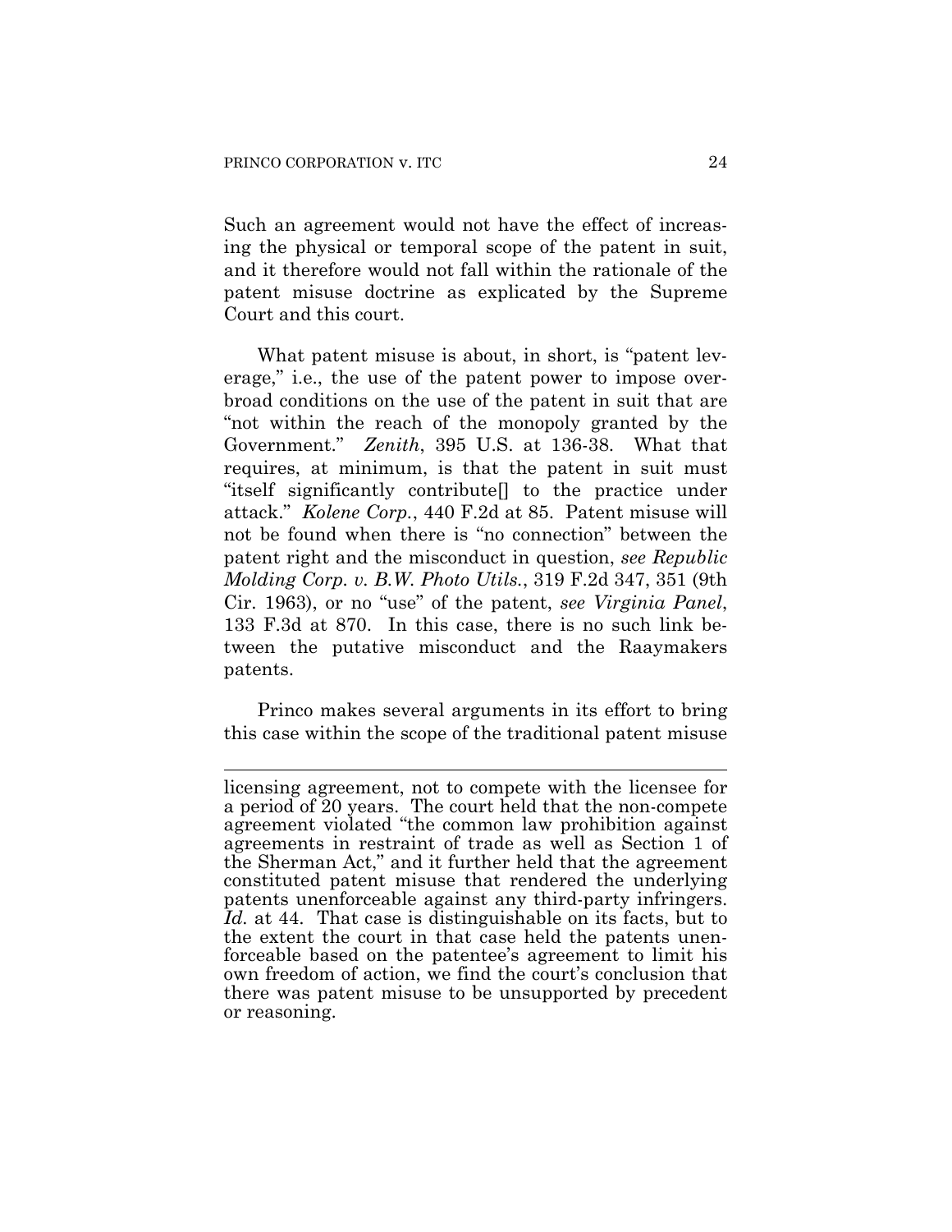Such an agreement would not have the effect of increasing the physical or temporal scope of the patent in suit, and it therefore would not fall within the rationale of the patent misuse doctrine as explicated by the Supreme Court and this court.

What patent misuse is about, in short, is "patent leverage," i.e., the use of the patent power to impose overbroad conditions on the use of the patent in suit that are "not within the reach of the monopoly granted by the Government." *Zenith*, 395 U.S. at 136-38. What that requires, at minimum, is that the patent in suit must "itself significantly contribute[] to the practice under attack." *Kolene Corp.*, 440 F.2d at 85. Patent misuse will not be found when there is "no connection" between the patent right and the misconduct in question, *see Republic Molding Corp. v. B.W. Photo Utils.*, 319 F.2d 347, 351 (9th Cir. 1963), or no "use" of the patent, *see Virginia Panel*, 133 F.3d at 870. In this case, there is no such link between the putative misconduct and the Raaymakers patents.

Princo makes several arguments in its effort to bring this case within the scope of the traditional patent misuse

---

licensing agreement, not to compete with the licensee for a period of 20 years. The court held that the non-compete agreement violated "the common law prohibition against agreements in restraint of trade as well as Section 1 of the Sherman Act," and it further held that the agreement constituted patent misuse that rendered the underlying patents unenforceable against any third-party infringers. *Id.* at 44. That case is distinguishable on its facts, but to the extent the court in that case held the patents unenforceable based on the patentee's agreement to limit his own freedom of action, we find the court's conclusion that there was patent misuse to be unsupported by precedent or reasoning.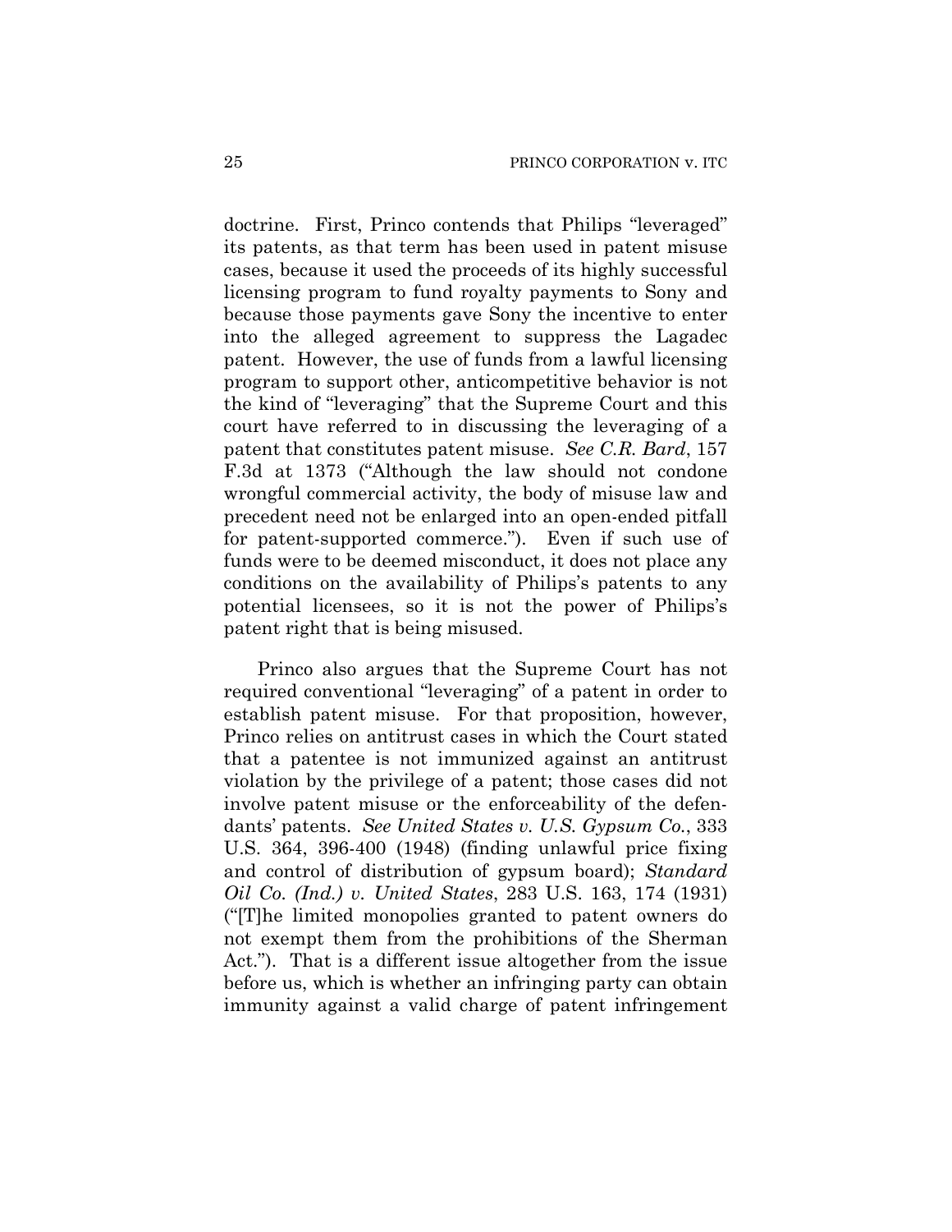doctrine. First, Princo contends that Philips "leveraged" its patents, as that term has been used in patent misuse cases, because it used the proceeds of its highly successful licensing program to fund royalty payments to Sony and because those payments gave Sony the incentive to enter into the alleged agreement to suppress the Lagadec patent. However, the use of funds from a lawful licensing program to support other, anticompetitive behavior is not the kind of "leveraging" that the Supreme Court and this court have referred to in discussing the leveraging of a patent that constitutes patent misuse. *See C.R. Bard*, 157 F.3d at 1373 ("Although the law should not condone wrongful commercial activity, the body of misuse law and precedent need not be enlarged into an open-ended pitfall for patent-supported commerce."). Even if such use of funds were to be deemed misconduct, it does not place any conditions on the availability of Philips's patents to any potential licensees, so it is not the power of Philips's patent right that is being misused.

Princo also argues that the Supreme Court has not required conventional "leveraging" of a patent in order to establish patent misuse. For that proposition, however, Princo relies on antitrust cases in which the Court stated that a patentee is not immunized against an antitrust violation by the privilege of a patent; those cases did not involve patent misuse or the enforceability of the defendants' patents. *See United States v. U.S. Gypsum Co.*, 333 U.S. 364, 396-400 (1948) (finding unlawful price fixing and control of distribution of gypsum board); *Standard Oil Co. (Ind.) v. United States*, 283 U.S. 163, 174 (1931) ("[T]he limited monopolies granted to patent owners do not exempt them from the prohibitions of the Sherman Act."). That is a different issue altogether from the issue before us, which is whether an infringing party can obtain immunity against a valid charge of patent infringement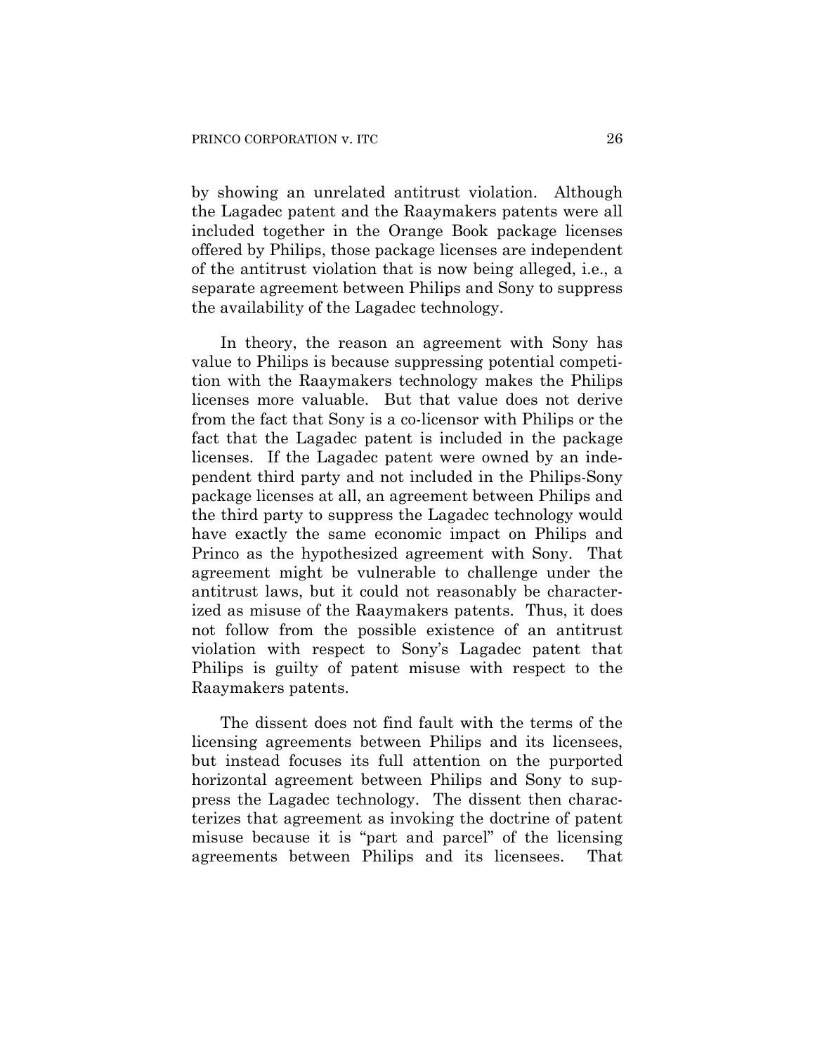by showing an unrelated antitrust violation. Although the Lagadec patent and the Raaymakers patents were all included together in the Orange Book package licenses offered by Philips, those package licenses are independent of the antitrust violation that is now being alleged, i.e., a separate agreement between Philips and Sony to suppress the availability of the Lagadec technology.

In theory, the reason an agreement with Sony has value to Philips is because suppressing potential competition with the Raaymakers technology makes the Philips licenses more valuable. But that value does not derive from the fact that Sony is a co-licensor with Philips or the fact that the Lagadec patent is included in the package licenses. If the Lagadec patent were owned by an independent third party and not included in the Philips-Sony package licenses at all, an agreement between Philips and the third party to suppress the Lagadec technology would have exactly the same economic impact on Philips and Princo as the hypothesized agreement with Sony. That agreement might be vulnerable to challenge under the antitrust laws, but it could not reasonably be characterized as misuse of the Raaymakers patents. Thus, it does not follow from the possible existence of an antitrust violation with respect to Sony's Lagadec patent that Philips is guilty of patent misuse with respect to the Raaymakers patents.

The dissent does not find fault with the terms of the licensing agreements between Philips and its licensees, but instead focuses its full attention on the purported horizontal agreement between Philips and Sony to suppress the Lagadec technology. The dissent then characterizes that agreement as invoking the doctrine of patent misuse because it is "part and parcel" of the licensing agreements between Philips and its licensees. That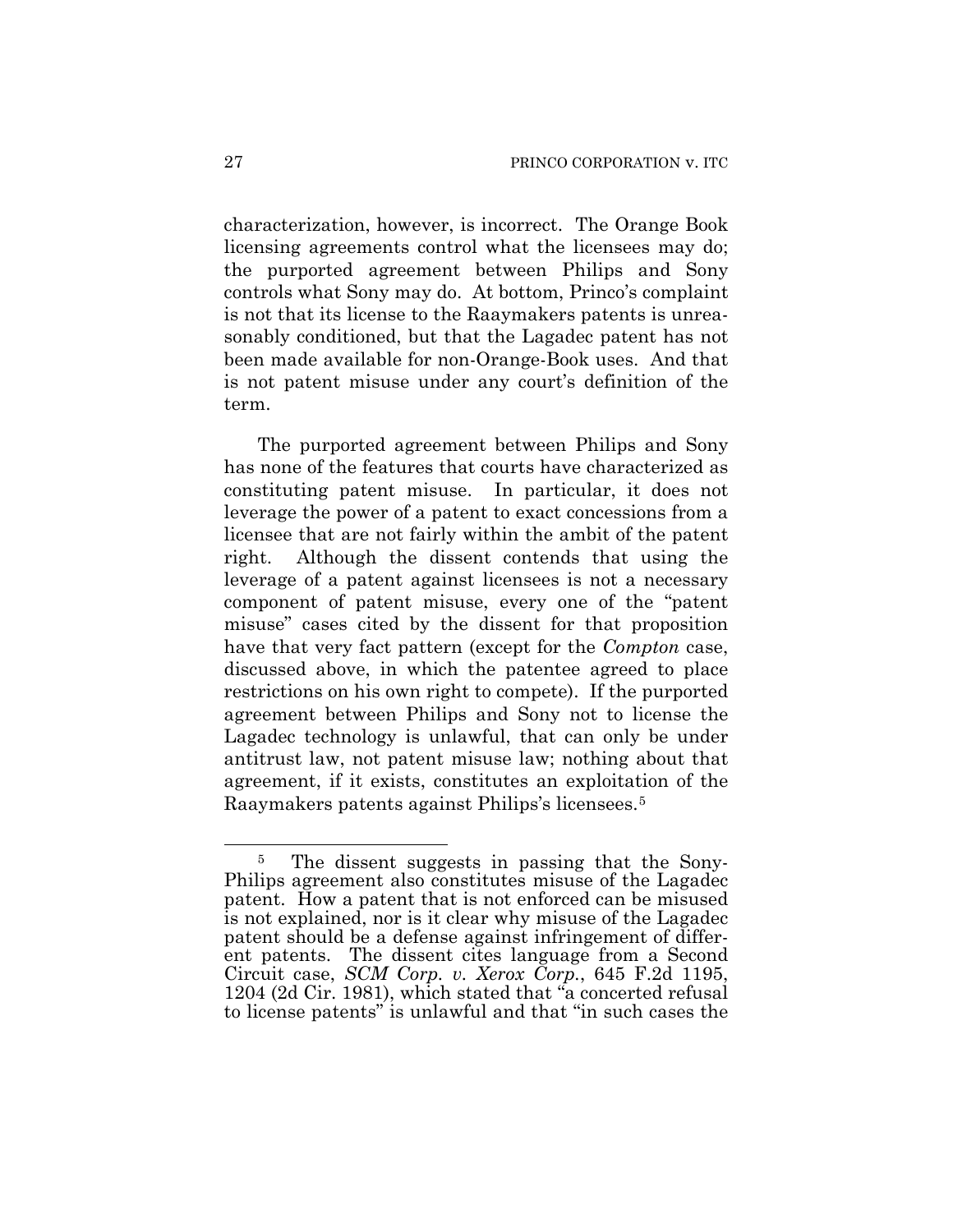characterization, however, is incorrect. The Orange Book licensing agreements control what the licensees may do; the purported agreement between Philips and Sony controls what Sony may do. At bottom, Princo's complaint is not that its license to the Raaymakers patents is unreasonably conditioned, but that the Lagadec patent has not been made available for non-Orange-Book uses. And that is not patent misuse under any court's definition of the term.

The purported agreement between Philips and Sony has none of the features that courts have characterized as constituting patent misuse. In particular, it does not leverage the power of a patent to exact concessions from a licensee that are not fairly within the ambit of the patent right. Although the dissent contends that using the leverage of a patent against licensees is not a necessary component of patent misuse, every one of the "patent misuse" cases cited by the dissent for that proposition have that very fact pattern (except for the *Compton* case, discussed above, in which the patentee agreed to place restrictions on his own right to compete). If the purported agreement between Philips and Sony not to license the Lagadec technology is unlawful, that can only be under antitrust law, not patent misuse law; nothing about that agreement, if it exists, constitutes an exploitation of the Raaymakers patents against Philips's licensees.[5]

---

[5] The dissent suggests in passing that the Sony-Philips agreement also constitutes misuse of the Lagadec patent. How a patent that is not enforced can be misused is not explained, nor is it clear why misuse of the Lagadec patent should be a defense against infringement of different patents. The dissent cites language from a Second Circuit case, *SCM Corp. v. Xerox Corp.*, 645 F.2d 1195, 1204 (2d Cir. 1981), which stated that "a concerted refusal to license patents" is unlawful and that "in such cases the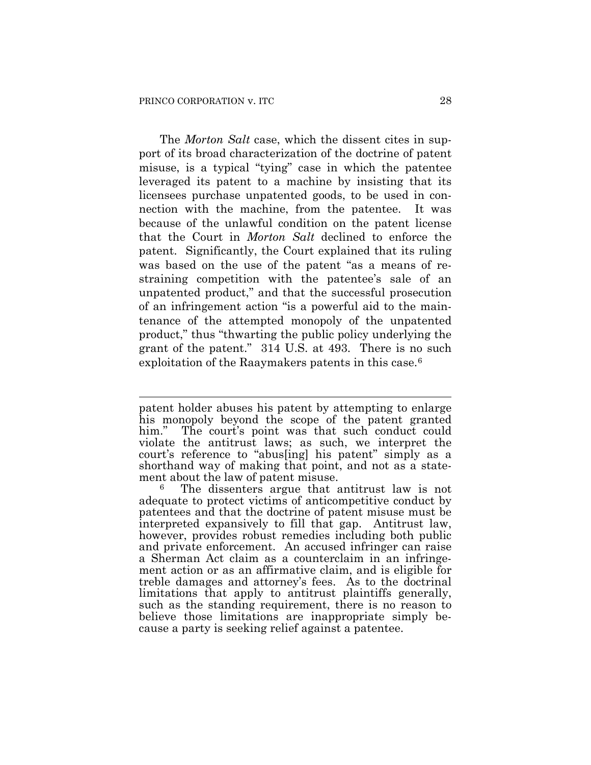The *Morton Salt* case, which the dissent cites in support of its broad characterization of the doctrine of patent misuse, is a typical "tying" case in which the patentee leveraged its patent to a machine by insisting that its licensees purchase unpatented goods, to be used in connection with the machine, from the patentee. It was because of the unlawful condition on the patent license that the Court in *Morton Salt* declined to enforce the patent. Significantly, the Court explained that its ruling was based on the use of the patent "as a means of restraining competition with the patentee's sale of an unpatented product," and that the successful prosecution of an infringement action "is a powerful aid to the maintenance of the attempted monopoly of the unpatented product," thus "thwarting the public policy underlying the grant of the patent." 314 U.S. at 493. There is no such exploitation of the Raaymakers patents in this case.[6]

---

patent holder abuses his patent by attempting to enlarge his monopoly beyond the scope of the patent granted him." The court's point was that such conduct could violate the antitrust laws; as such, we interpret the court's reference to "abus[ing] his patent" simply as a shorthand way of making that point, and not as a statement about the law of patent misuse.

[6] The dissenters argue that antitrust law is not adequate to protect victims of anticompetitive conduct by patentees and that the doctrine of patent misuse must be interpreted expansively to fill that gap. Antitrust law, however, provides robust remedies including both public and private enforcement. An accused infringer can raise a Sherman Act claim as a counterclaim in an infringement action or as an affirmative claim, and is eligible for treble damages and attorney's fees. As to the doctrinal limitations that apply to antitrust plaintiffs generally, such as the standing requirement, there is no reason to believe those limitations are inappropriate simply because a party is seeking relief against a patentee.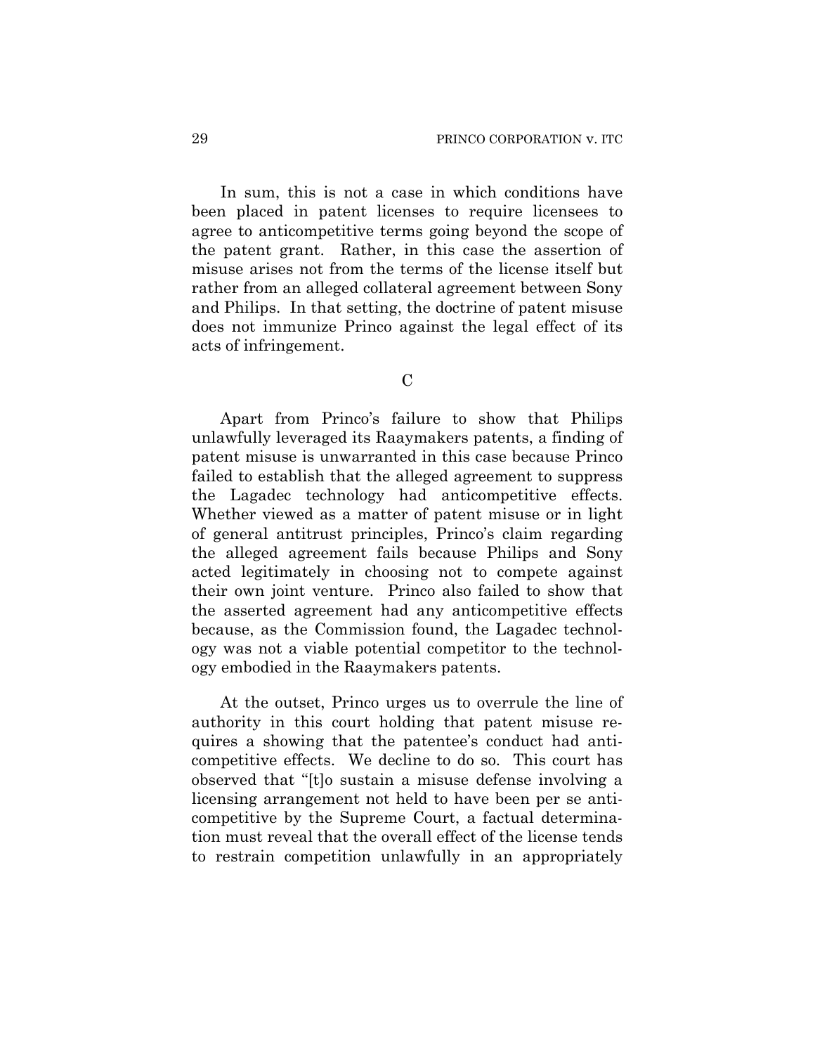In sum, this is not a case in which conditions have been placed in patent licenses to require licensees to agree to anticompetitive terms going beyond the scope of the patent grant. Rather, in this case the assertion of misuse arises not from the terms of the license itself but rather from an alleged collateral agreement between Sony and Philips. In that setting, the doctrine of patent misuse does not immunize Princo against the legal effect of its acts of infringement.

C

Apart from Princo's failure to show that Philips unlawfully leveraged its Raaymakers patents, a finding of patent misuse is unwarranted in this case because Princo failed to establish that the alleged agreement to suppress the Lagadec technology had anticompetitive effects. Whether viewed as a matter of patent misuse or in light of general antitrust principles, Princo's claim regarding the alleged agreement fails because Philips and Sony acted legitimately in choosing not to compete against their own joint venture. Princo also failed to show that the asserted agreement had any anticompetitive effects because, as the Commission found, the Lagadec technology was not a viable potential competitor to the technology embodied in the Raaymakers patents.

At the outset, Princo urges us to overrule the line of authority in this court holding that patent misuse requires a showing that the patentee's conduct had anticompetitive effects. We decline to do so. This court has observed that "[t]o sustain a misuse defense involving a licensing arrangement not held to have been per se anticompetitive by the Supreme Court, a factual determination must reveal that the overall effect of the license tends to restrain competition unlawfully in an appropriately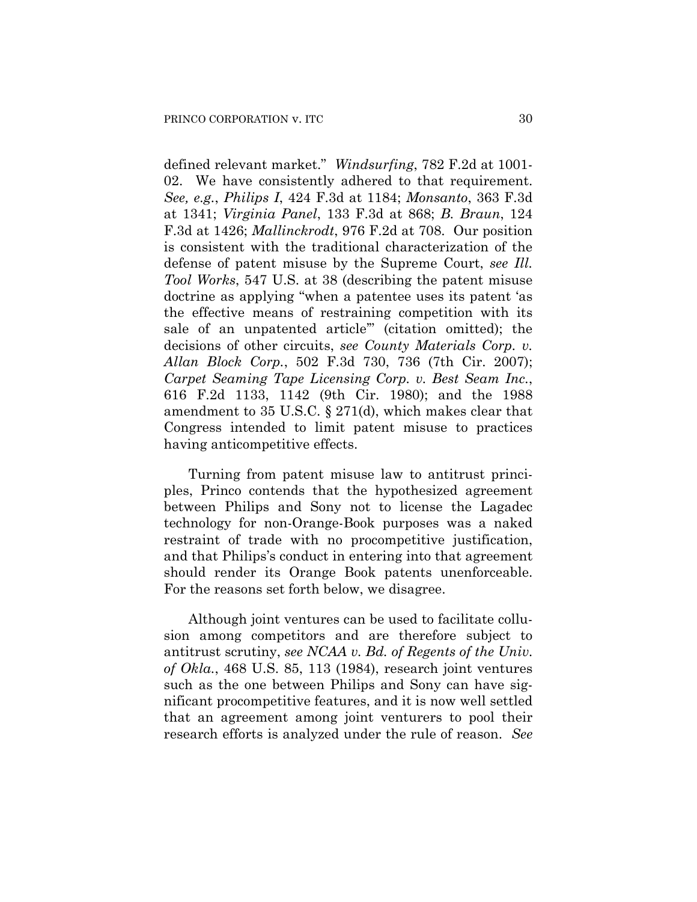defined relevant market." *Windsurfing*, 782 F.2d at 1001-02. We have consistently adhered to that requirement. *See, e.g.*, *Philips I*, 424 F.3d at 1184; *Monsanto*, 363 F.3d at 1341; *Virginia Panel*, 133 F.3d at 868; *B. Braun*, 124 F.3d at 1426; *Mallinckrodt*, 976 F.2d at 708. Our position is consistent with the traditional characterization of the defense of patent misuse by the Supreme Court, *see Ill. Tool Works*, 547 U.S. at 38 (describing the patent misuse doctrine as applying "when a patentee uses its patent 'as the effective means of restraining competition with its sale of an unpatented article'" (citation omitted); the decisions of other circuits, *see County Materials Corp. v. Allan Block Corp.*, 502 F.3d 730, 736 (7th Cir. 2007); *Carpet Seaming Tape Licensing Corp. v. Best Seam Inc.*, 616 F.2d 1133, 1142 (9th Cir. 1980); and the 1988 amendment to 35 U.S.C. § 271(d), which makes clear that Congress intended to limit patent misuse to practices having anticompetitive effects.

Turning from patent misuse law to antitrust principles, Princo contends that the hypothesized agreement between Philips and Sony not to license the Lagadec technology for non-Orange-Book purposes was a naked restraint of trade with no procompetitive justification, and that Philips's conduct in entering into that agreement should render its Orange Book patents unenforceable. For the reasons set forth below, we disagree.

Although joint ventures can be used to facilitate collusion among competitors and are therefore subject to antitrust scrutiny, *see NCAA v. Bd. of Regents of the Univ. of Okla.*, 468 U.S. 85, 113 (1984), research joint ventures such as the one between Philips and Sony can have significant procompetitive features, and it is now well settled that an agreement among joint venturers to pool their research efforts is analyzed under the rule of reason. *See*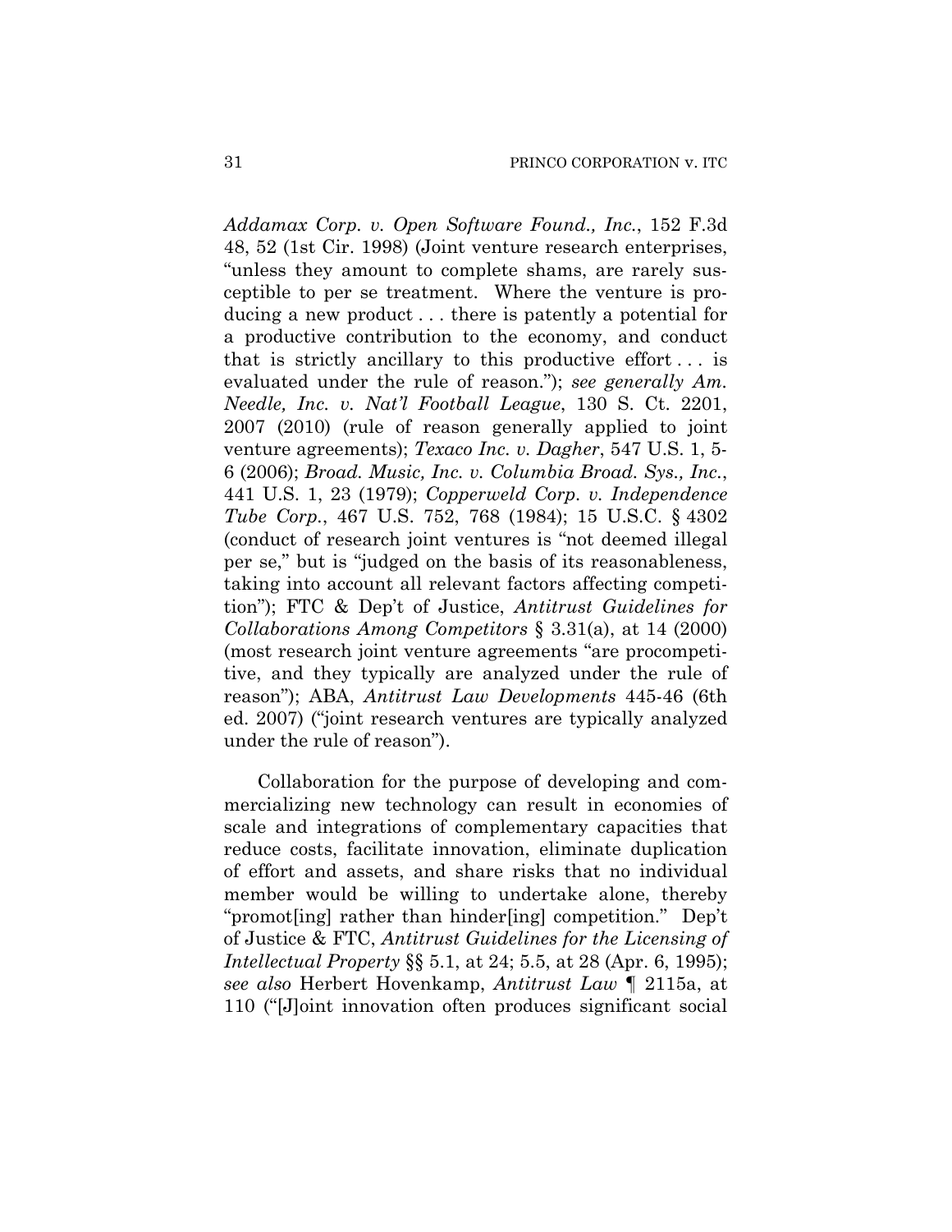*Addamax Corp. v. Open Software Found., Inc.*, 152 F.3d 48, 52 (1st Cir. 1998) (Joint venture research enterprises, "unless they amount to complete shams, are rarely susceptible to per se treatment. Where the venture is producing a new product . . . there is patently a potential for a productive contribution to the economy, and conduct that is strictly ancillary to this productive effort . . . is evaluated under the rule of reason."); *see generally Am. Needle, Inc. v. Nat'l Football League*, 130 S. Ct. 2201, 2007 (2010) (rule of reason generally applied to joint venture agreements); *Texaco Inc. v. Dagher*, 547 U.S. 1, 5-6 (2006); *Broad. Music, Inc. v. Columbia Broad. Sys., Inc.*, 441 U.S. 1, 23 (1979); *Copperweld Corp. v. Independence Tube Corp.*, 467 U.S. 752, 768 (1984); 15 U.S.C. § 4302 (conduct of research joint ventures is "not deemed illegal per se," but is "judged on the basis of its reasonableness, taking into account all relevant factors affecting competition"); FTC & Dep't of Justice, *Antitrust Guidelines for Collaborations Among Competitors* § 3.31(a), at 14 (2000) (most research joint venture agreements "are procompetitive, and they typically are analyzed under the rule of reason"); ABA, *Antitrust Law Developments* 445-46 (6th ed. 2007) ("joint research ventures are typically analyzed under the rule of reason").

Collaboration for the purpose of developing and commercializing new technology can result in economies of scale and integrations of complementary capacities that reduce costs, facilitate innovation, eliminate duplication of effort and assets, and share risks that no individual member would be willing to undertake alone, thereby "promot[ing] rather than hinder[ing] competition." Dep't of Justice & FTC, *Antitrust Guidelines for the Licensing of Intellectual Property* §§ 5.1, at 24; 5.5, at 28 (Apr. 6, 1995); *see also* Herbert Hovenkamp, *Antitrust Law* ¶ 2115a, at 110 ("[J]oint innovation often produces significant social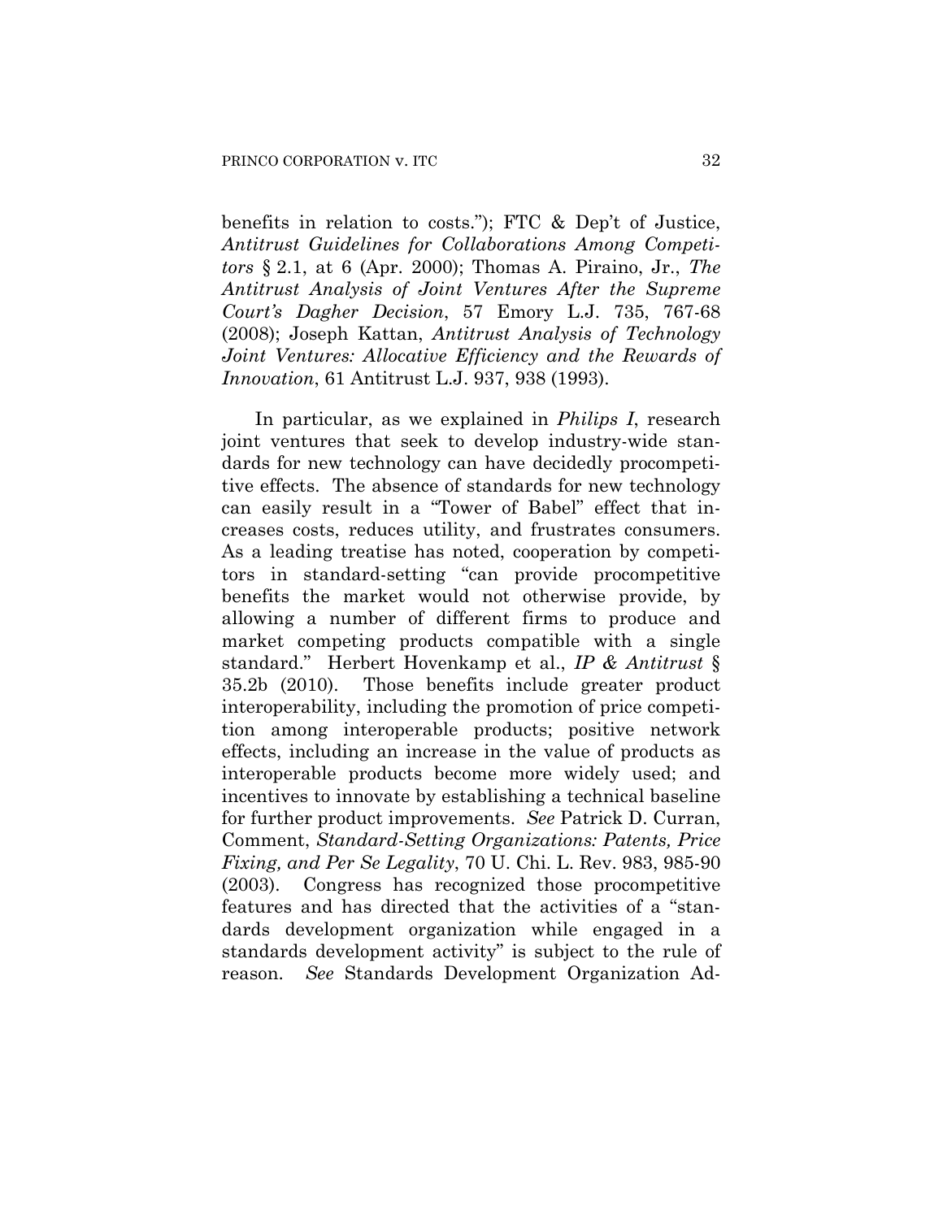benefits in relation to costs."); FTC & Dep't of Justice, *Antitrust Guidelines for Collaborations Among Competitors* § 2.1, at 6 (Apr. 2000); Thomas A. Piraino, Jr., *The Antitrust Analysis of Joint Ventures After the Supreme Court's Dagher Decision*, 57 Emory L.J. 735, 767-68 (2008); Joseph Kattan, *Antitrust Analysis of Technology Joint Ventures: Allocative Efficiency and the Rewards of Innovation*, 61 Antitrust L.J. 937, 938 (1993).

In particular, as we explained in *Philips I*, research joint ventures that seek to develop industry-wide standards for new technology can have decidedly procompetitive effects. The absence of standards for new technology can easily result in a "Tower of Babel" effect that increases costs, reduces utility, and frustrates consumers. As a leading treatise has noted, cooperation by competitors in standard-setting "can provide procompetitive benefits the market would not otherwise provide, by allowing a number of different firms to produce and market competing products compatible with a single standard." Herbert Hovenkamp et al., *IP & Antitrust* § 35.2b (2010). Those benefits include greater product interoperability, including the promotion of price competition among interoperable products; positive network effects, including an increase in the value of products as interoperable products become more widely used; and incentives to innovate by establishing a technical baseline for further product improvements. *See* Patrick D. Curran, Comment, *Standard-Setting Organizations: Patents, Price Fixing, and Per Se Legality*, 70 U. Chi. L. Rev. 983, 985-90 (2003). Congress has recognized those procompetitive features and has directed that the activities of a "standards development organization while engaged in a standards development activity" is subject to the rule of reason. *See* Standards Development Organization Ad-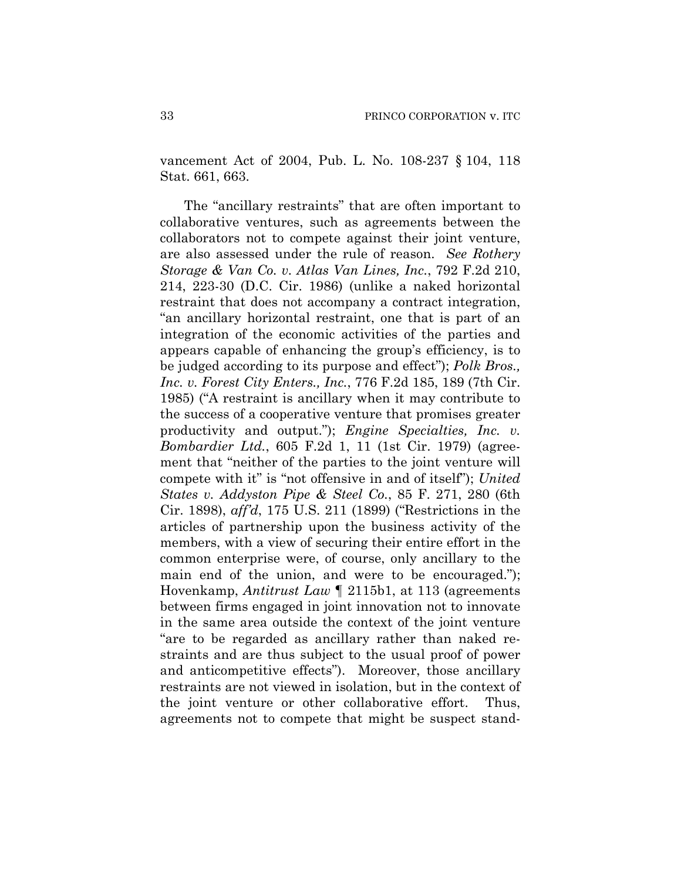vancement Act of 2004, Pub. L. No. 108-237 § 104, 118 Stat. 661, 663.

The "ancillary restraints" that are often important to collaborative ventures, such as agreements between the collaborators not to compete against their joint venture, are also assessed under the rule of reason. *See Rothery Storage & Van Co. v. Atlas Van Lines, Inc.*, 792 F.2d 210, 214, 223-30 (D.C. Cir. 1986) (unlike a naked horizontal restraint that does not accompany a contract integration, "an ancillary horizontal restraint, one that is part of an integration of the economic activities of the parties and appears capable of enhancing the group's efficiency, is to be judged according to its purpose and effect"); *Polk Bros., Inc. v. Forest City Enters., Inc.*, 776 F.2d 185, 189 (7th Cir. 1985) ("A restraint is ancillary when it may contribute to the success of a cooperative venture that promises greater productivity and output."); *Engine Specialties, Inc. v. Bombardier Ltd.*, 605 F.2d 1, 11 (1st Cir. 1979) (agreement that "neither of the parties to the joint venture will compete with it" is "not offensive in and of itself"); *United States v. Addyston Pipe & Steel Co.*, 85 F. 271, 280 (6th Cir. 1898), *aff'd*, 175 U.S. 211 (1899) ("Restrictions in the articles of partnership upon the business activity of the members, with a view of securing their entire effort in the common enterprise were, of course, only ancillary to the main end of the union, and were to be encouraged."); Hovenkamp, *Antitrust Law* ¶ 2115b1, at 113 (agreements between firms engaged in joint innovation not to innovate in the same area outside the context of the joint venture "are to be regarded as ancillary rather than naked restraints and are thus subject to the usual proof of power and anticompetitive effects"). Moreover, those ancillary restraints are not viewed in isolation, but in the context of the joint venture or other collaborative effort. Thus, agreements not to compete that might be suspect stand-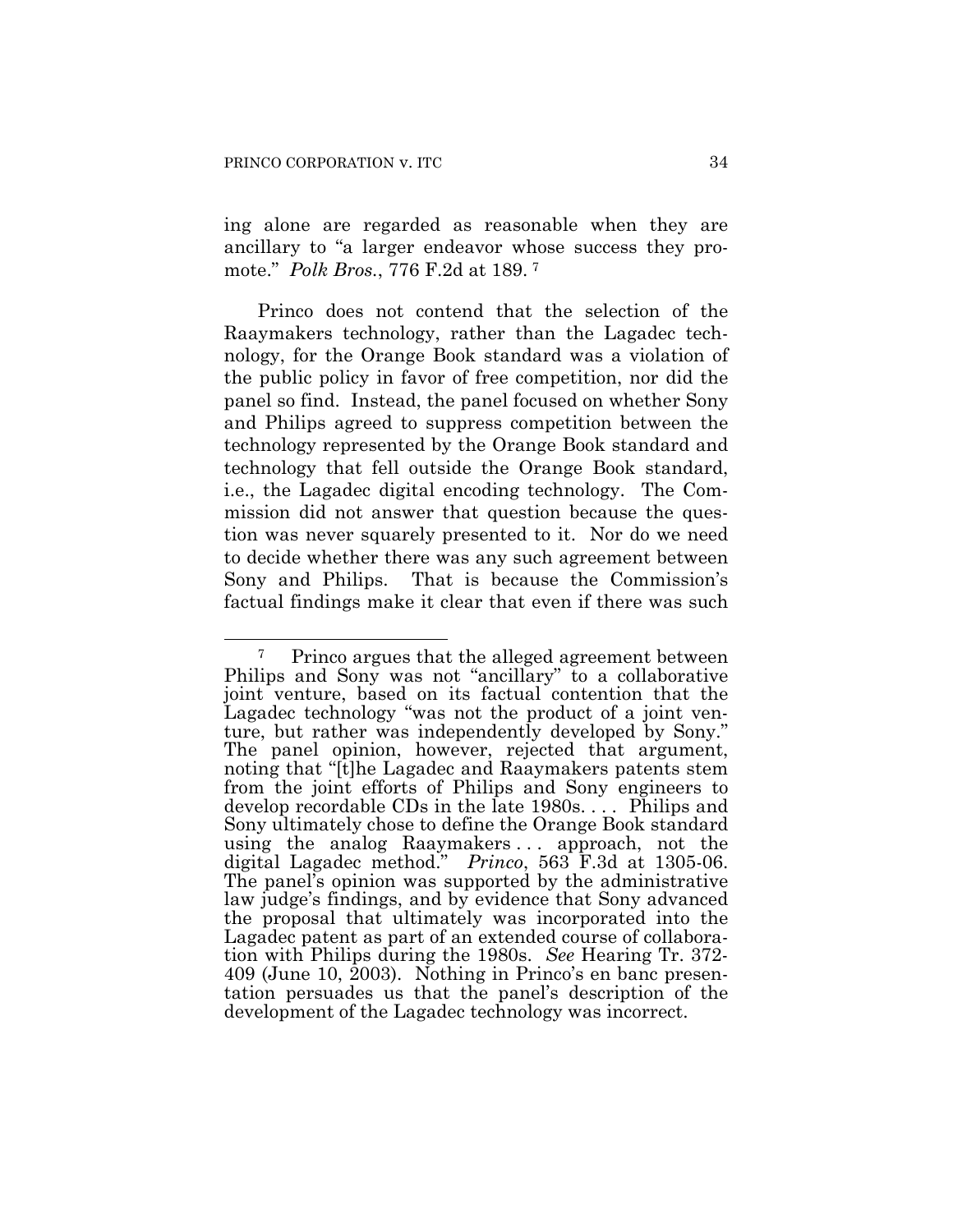ing alone are regarded as reasonable when they are ancillary to "a larger endeavor whose success they promote." *Polk Bros.*, 776 F.2d at 189.[7]

Princo does not contend that the selection of the Raaymakers technology, rather than the Lagadec technology, for the Orange Book standard was a violation of the public policy in favor of free competition, nor did the panel so find. Instead, the panel focused on whether Sony and Philips agreed to suppress competition between the technology represented by the Orange Book standard and technology that fell outside the Orange Book standard, i.e., the Lagadec digital encoding technology. The Commission did not answer that question because the question was never squarely presented to it. Nor do we need to decide whether there was any such agreement between Sony and Philips. That is because the Commission's factual findings make it clear that even if there was such

---

[7] Princo argues that the alleged agreement between Philips and Sony was not "ancillary" to a collaborative joint venture, based on its factual contention that the Lagadec technology "was not the product of a joint venture, but rather was independently developed by Sony." The panel opinion, however, rejected that argument, noting that "[t]he Lagadec and Raaymakers patents stem from the joint efforts of Philips and Sony engineers to develop recordable CDs in the late 1980s. . . . Philips and Sony ultimately chose to define the Orange Book standard using the analog Raaymakers . . . approach, not the digital Lagadec method." *Princo*, 563 F.3d at 1305-06. The panel's opinion was supported by the administrative law judge's findings, and by evidence that Sony advanced the proposal that ultimately was incorporated into the Lagadec patent as part of an extended course of collaboration with Philips during the 1980s. *See* Hearing Tr. 372-409 (June 10, 2003). Nothing in Princo's en banc presentation persuades us that the panel's description of the development of the Lagadec technology was incorrect.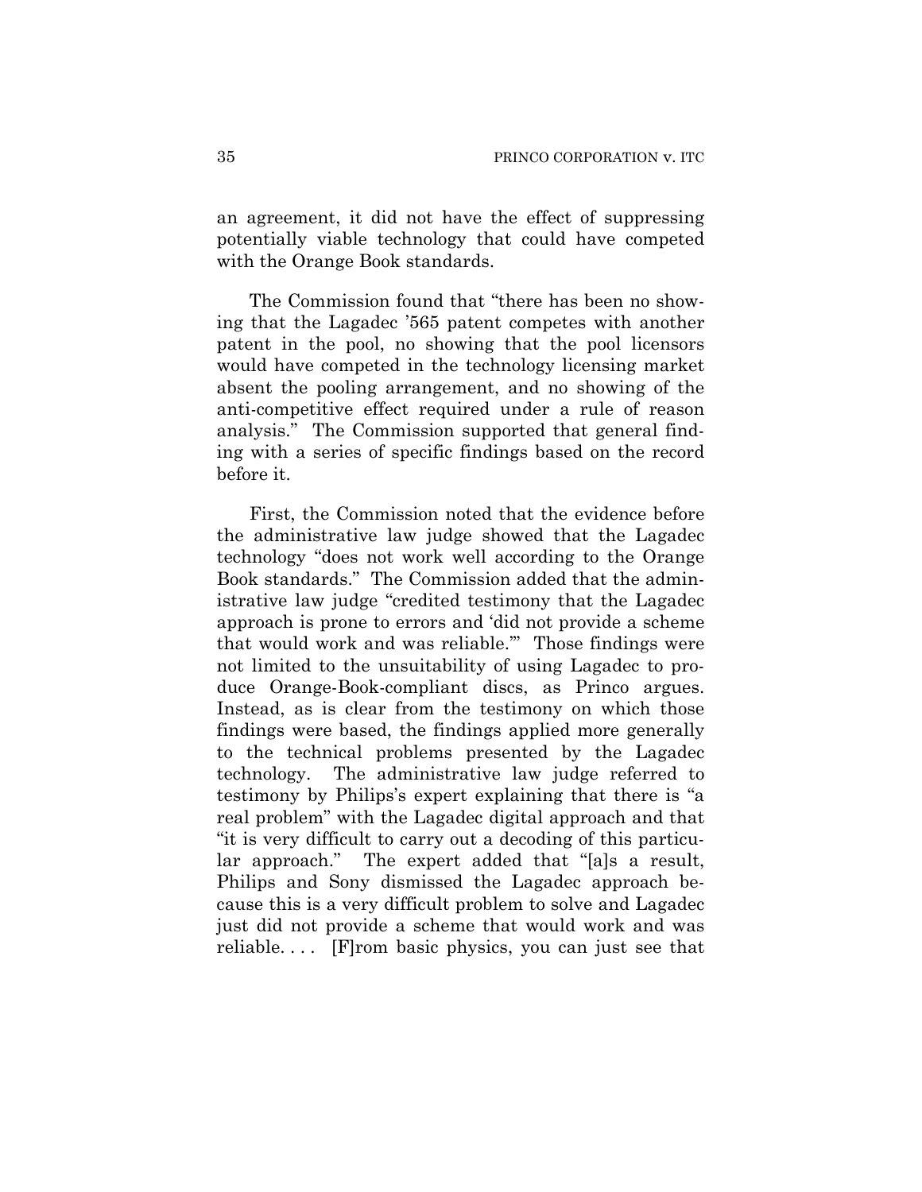an agreement, it did not have the effect of suppressing potentially viable technology that could have competed with the Orange Book standards.

The Commission found that "there has been no showing that the Lagadec '565 patent competes with another patent in the pool, no showing that the pool licensors would have competed in the technology licensing market absent the pooling arrangement, and no showing of the anti-competitive effect required under a rule of reason analysis." The Commission supported that general finding with a series of specific findings based on the record before it.

First, the Commission noted that the evidence before the administrative law judge showed that the Lagadec technology "does not work well according to the Orange Book standards." The Commission added that the administrative law judge "credited testimony that the Lagadec approach is prone to errors and 'did not provide a scheme that would work and was reliable.'" Those findings were not limited to the unsuitability of using Lagadec to produce Orange-Book-compliant discs, as Princo argues. Instead, as is clear from the testimony on which those findings were based, the findings applied more generally to the technical problems presented by the Lagadec technology. The administrative law judge referred to testimony by Philips's expert explaining that there is "a real problem" with the Lagadec digital approach and that "it is very difficult to carry out a decoding of this particular approach." The expert added that "[a]s a result, Philips and Sony dismissed the Lagadec approach because this is a very difficult problem to solve and Lagadec just did not provide a scheme that would work and was reliable. . . . [F]rom basic physics, you can just see that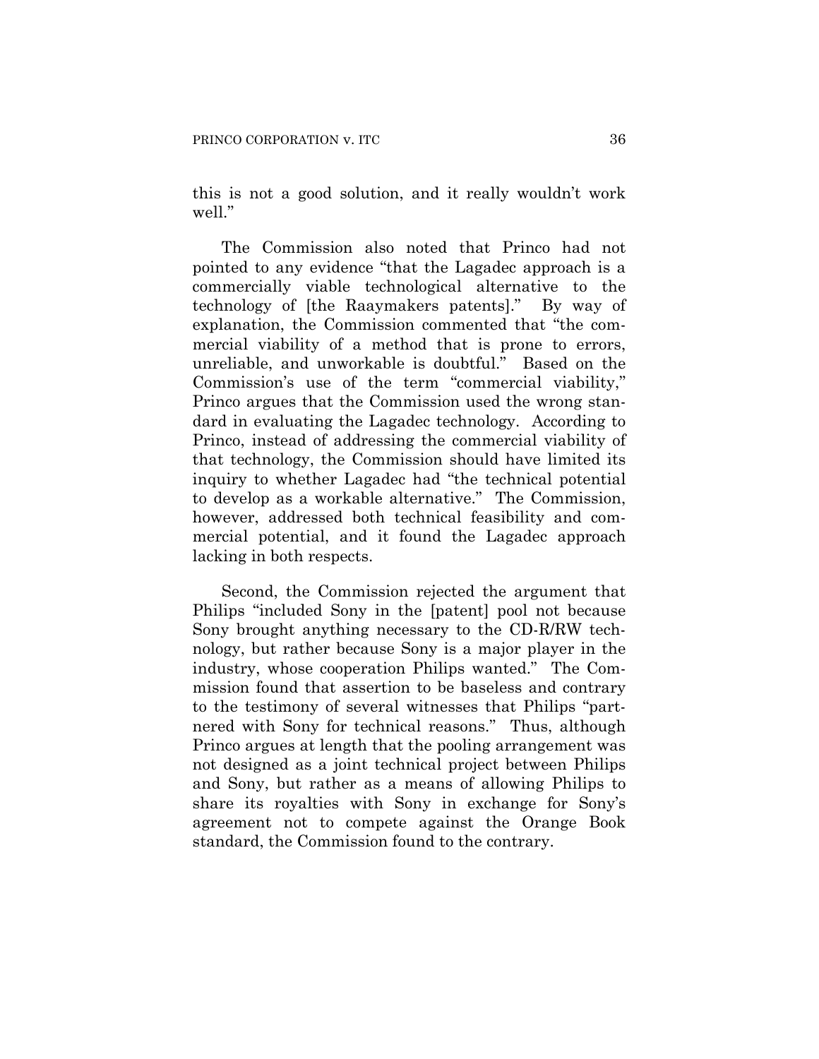this is not a good solution, and it really wouldn't work well."

The Commission also noted that Princo had not pointed to any evidence "that the Lagadec approach is a commercially viable technological alternative to the technology of [the Raaymakers patents]." By way of explanation, the Commission commented that "the commercial viability of a method that is prone to errors, unreliable, and unworkable is doubtful." Based on the Commission's use of the term "commercial viability," Princo argues that the Commission used the wrong standard in evaluating the Lagadec technology. According to Princo, instead of addressing the commercial viability of that technology, the Commission should have limited its inquiry to whether Lagadec had "the technical potential to develop as a workable alternative." The Commission, however, addressed both technical feasibility and commercial potential, and it found the Lagadec approach lacking in both respects.

Second, the Commission rejected the argument that Philips "included Sony in the [patent] pool not because Sony brought anything necessary to the CD-R/RW technology, but rather because Sony is a major player in the industry, whose cooperation Philips wanted." The Commission found that assertion to be baseless and contrary to the testimony of several witnesses that Philips "partnered with Sony for technical reasons." Thus, although Princo argues at length that the pooling arrangement was not designed as a joint technical project between Philips and Sony, but rather as a means of allowing Philips to share its royalties with Sony in exchange for Sony's agreement not to compete against the Orange Book standard, the Commission found to the contrary.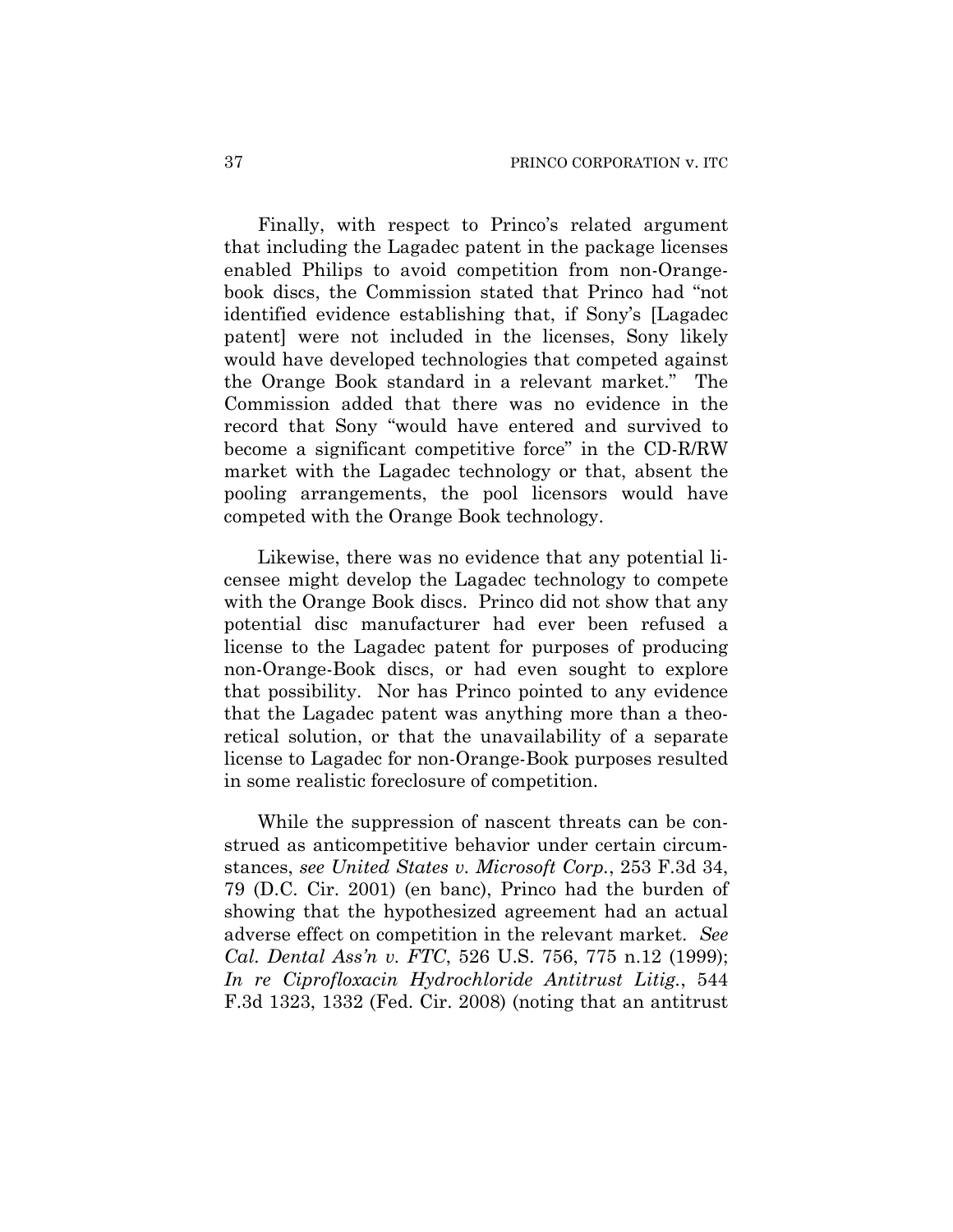Finally, with respect to Princo's related argument that including the Lagadec patent in the package licenses enabled Philips to avoid competition from non-Orange-book discs, the Commission stated that Princo had "not identified evidence establishing that, if Sony's [Lagadec patent] were not included in the licenses, Sony likely would have developed technologies that competed against the Orange Book standard in a relevant market." The Commission added that there was no evidence in the record that Sony "would have entered and survived to become a significant competitive force" in the CD-R/RW market with the Lagadec technology or that, absent the pooling arrangements, the pool licensors would have competed with the Orange Book technology.

Likewise, there was no evidence that any potential licensee might develop the Lagadec technology to compete with the Orange Book discs. Princo did not show that any potential disc manufacturer had ever been refused a license to the Lagadec patent for purposes of producing non-Orange-Book discs, or had even sought to explore that possibility. Nor has Princo pointed to any evidence that the Lagadec patent was anything more than a theoretical solution, or that the unavailability of a separate license to Lagadec for non-Orange-Book purposes resulted in some realistic foreclosure of competition.

While the suppression of nascent threats can be construed as anticompetitive behavior under certain circumstances, *see United States v. Microsoft Corp.*, 253 F.3d 34, 79 (D.C. Cir. 2001) (en banc), Princo had the burden of showing that the hypothesized agreement had an actual adverse effect on competition in the relevant market. *See Cal. Dental Ass'n v. FTC*, 526 U.S. 756, 775 n.12 (1999); *In re Ciprofloxacin Hydrochloride Antitrust Litig.*, 544 F.3d 1323, 1332 (Fed. Cir. 2008) (noting that an antitrust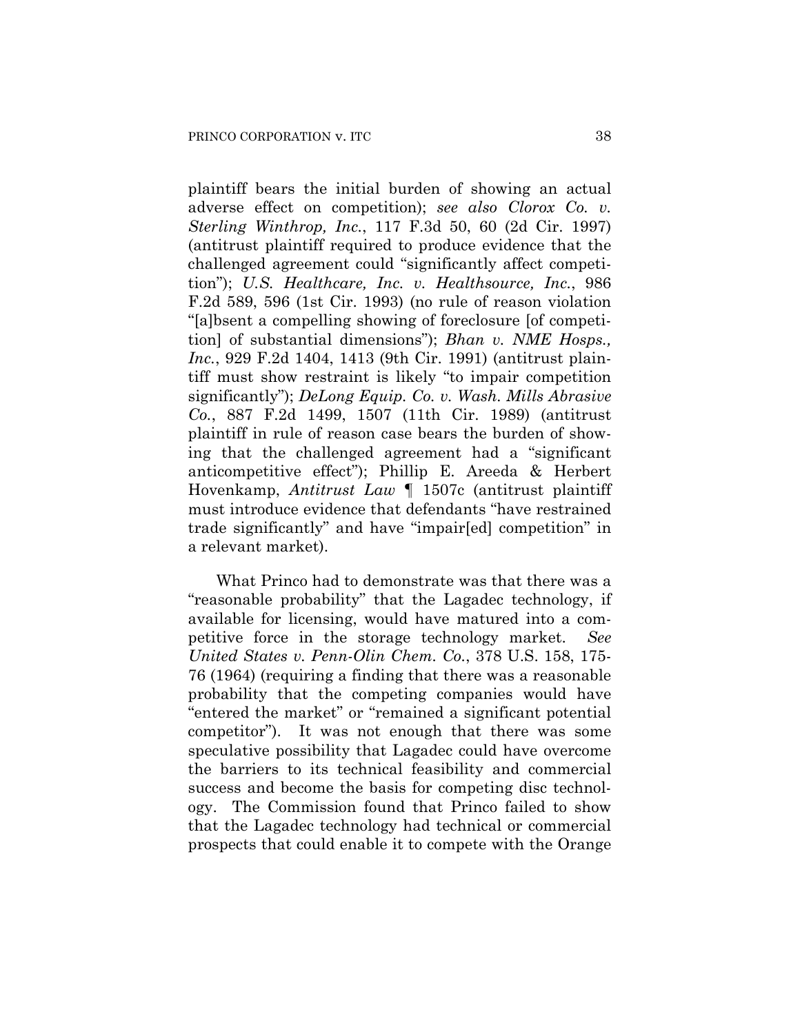plaintiff bears the initial burden of showing an actual adverse effect on competition); *see also Clorox Co. v. Sterling Winthrop, Inc.*, 117 F.3d 50, 60 (2d Cir. 1997) (antitrust plaintiff required to produce evidence that the challenged agreement could "significantly affect competition"); *U.S. Healthcare, Inc. v. Healthsource, Inc.*, 986 F.2d 589, 596 (1st Cir. 1993) (no rule of reason violation "[a]bsent a compelling showing of foreclosure [of competition] of substantial dimensions"); *Bhan v. NME Hosps., Inc.*, 929 F.2d 1404, 1413 (9th Cir. 1991) (antitrust plaintiff must show restraint is likely "to impair competition significantly"); *DeLong Equip. Co. v. Wash. Mills Abrasive Co.*, 887 F.2d 1499, 1507 (11th Cir. 1989) (antitrust plaintiff in rule of reason case bears the burden of showing that the challenged agreement had a "significant anticompetitive effect"); Phillip E. Areeda & Herbert Hovenkamp, *Antitrust Law* ¶ 1507c (antitrust plaintiff must introduce evidence that defendants "have restrained trade significantly" and have "impair[ed] competition" in a relevant market).

What Princo had to demonstrate was that there was a "reasonable probability" that the Lagadec technology, if available for licensing, would have matured into a competitive force in the storage technology market. *See United States v. Penn-Olin Chem. Co.*, 378 U.S. 158, 175-76 (1964) (requiring a finding that there was a reasonable probability that the competing companies would have "entered the market" or "remained a significant potential competitor"). It was not enough that there was some speculative possibility that Lagadec could have overcome the barriers to its technical feasibility and commercial success and become the basis for competing disc technology. The Commission found that Princo failed to show that the Lagadec technology had technical or commercial prospects that could enable it to compete with the Orange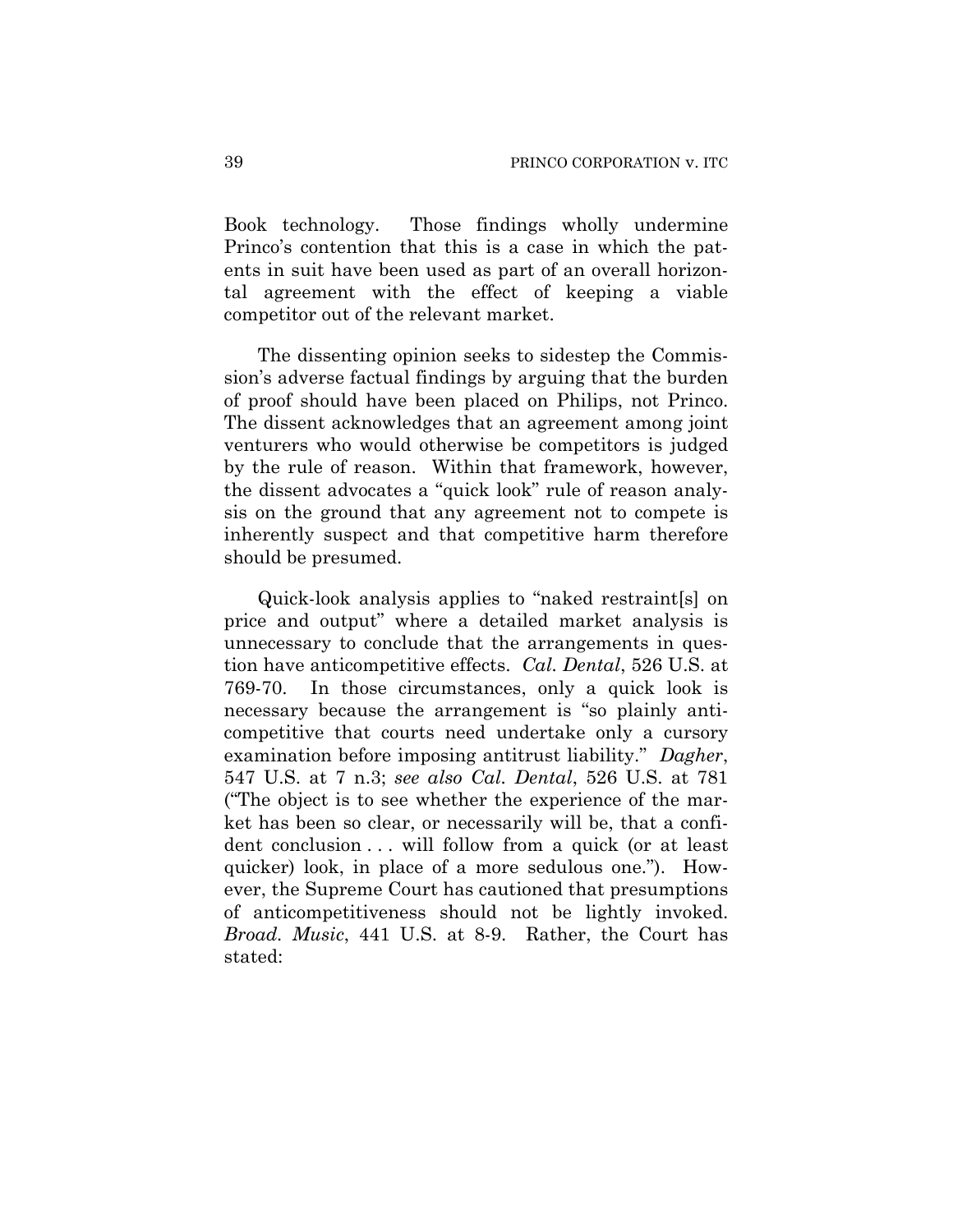Book technology. Those findings wholly undermine Princo's contention that this is a case in which the patents in suit have been used as part of an overall horizontal agreement with the effect of keeping a viable competitor out of the relevant market.

The dissenting opinion seeks to sidestep the Commission's adverse factual findings by arguing that the burden of proof should have been placed on Philips, not Princo. The dissent acknowledges that an agreement among joint venturers who would otherwise be competitors is judged by the rule of reason. Within that framework, however, the dissent advocates a "quick look" rule of reason analysis on the ground that any agreement not to compete is inherently suspect and that competitive harm therefore should be presumed.

Quick-look analysis applies to "naked restraint[s] on price and output" where a detailed market analysis is unnecessary to conclude that the arrangements in question have anticompetitive effects. *Cal. Dental*, 526 U.S. at 769-70. In those circumstances, only a quick look is necessary because the arrangement is "so plainly anticompetitive that courts need undertake only a cursory examination before imposing antitrust liability." *Dagher*, 547 U.S. at 7 n.3; *see also Cal. Dental*, 526 U.S. at 781 ("The object is to see whether the experience of the market has been so clear, or necessarily will be, that a confident conclusion . . . will follow from a quick (or at least quicker) look, in place of a more sedulous one."). However, the Supreme Court has cautioned that presumptions of anticompetitiveness should not be lightly invoked. *Broad. Music*, 441 U.S. at 8-9. Rather, the Court has stated: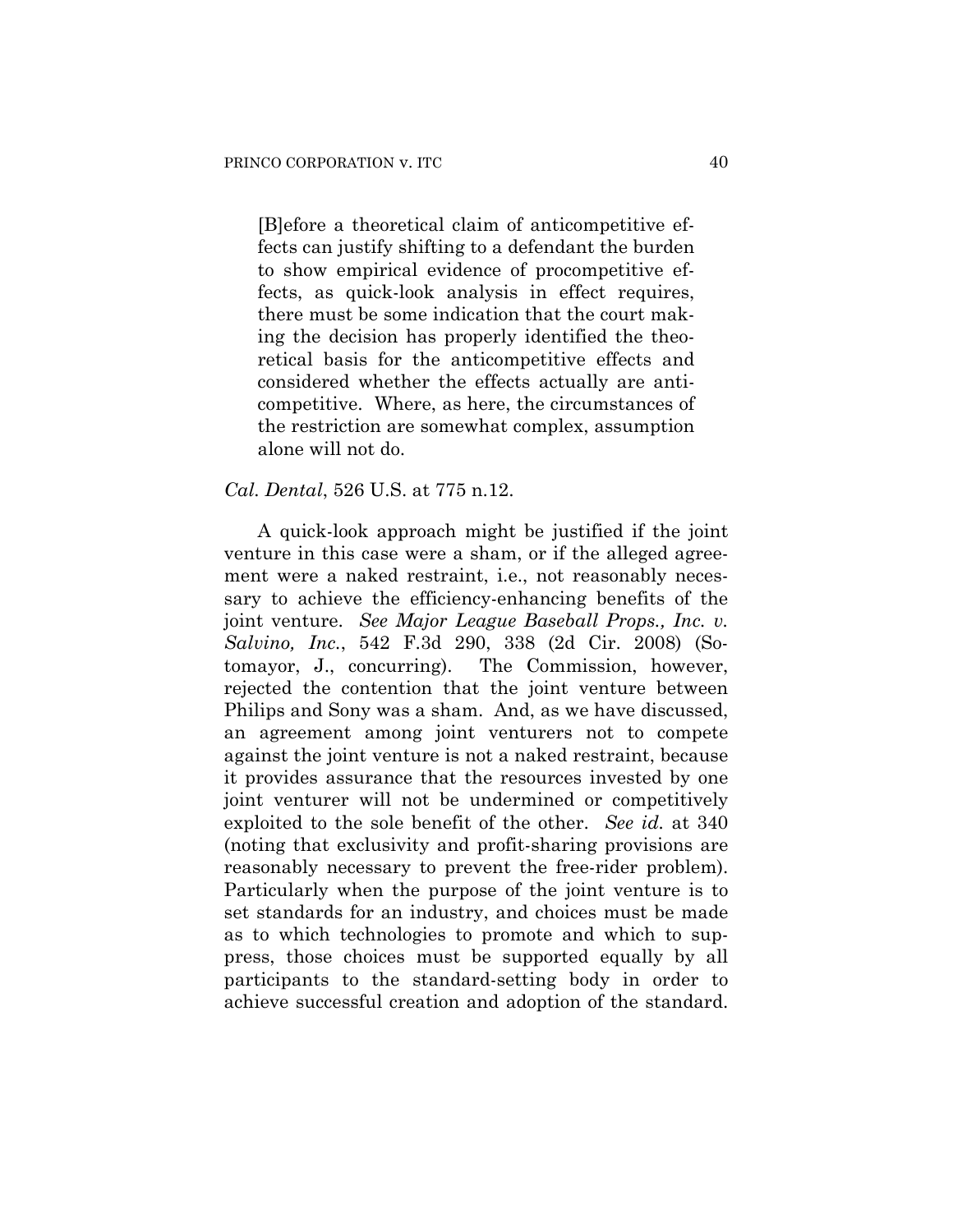> [B]efore a theoretical claim of anticompetitive effects can justify shifting to a defendant the burden to show empirical evidence of procompetitive effects, as quick-look analysis in effect requires, there must be some indication that the court making the decision has properly identified the theoretical basis for the anticompetitive effects and considered whether the effects actually are anticompetitive. Where, as here, the circumstances of the restriction are somewhat complex, assumption alone will not do.

*Cal. Dental*, 526 U.S. at 775 n.12.

A quick-look approach might be justified if the joint venture in this case were a sham, or if the alleged agreement were a naked restraint, i.e., not reasonably necessary to achieve the efficiency-enhancing benefits of the joint venture. *See Major League Baseball Props., Inc. v. Salvino, Inc.*, 542 F.3d 290, 338 (2d Cir. 2008) (Sotomayor, J., concurring). The Commission, however, rejected the contention that the joint venture between Philips and Sony was a sham. And, as we have discussed, an agreement among joint venturers not to compete against the joint venture is not a naked restraint, because it provides assurance that the resources invested by one joint venturer will not be undermined or competitively exploited to the sole benefit of the other. *See id.* at 340 (noting that exclusivity and profit-sharing provisions are reasonably necessary to prevent the free-rider problem). Particularly when the purpose of the joint venture is to set standards for an industry, and choices must be made as to which technologies to promote and which to suppress, those choices must be supported equally by all participants to the standard-setting body in order to achieve successful creation and adoption of the standard.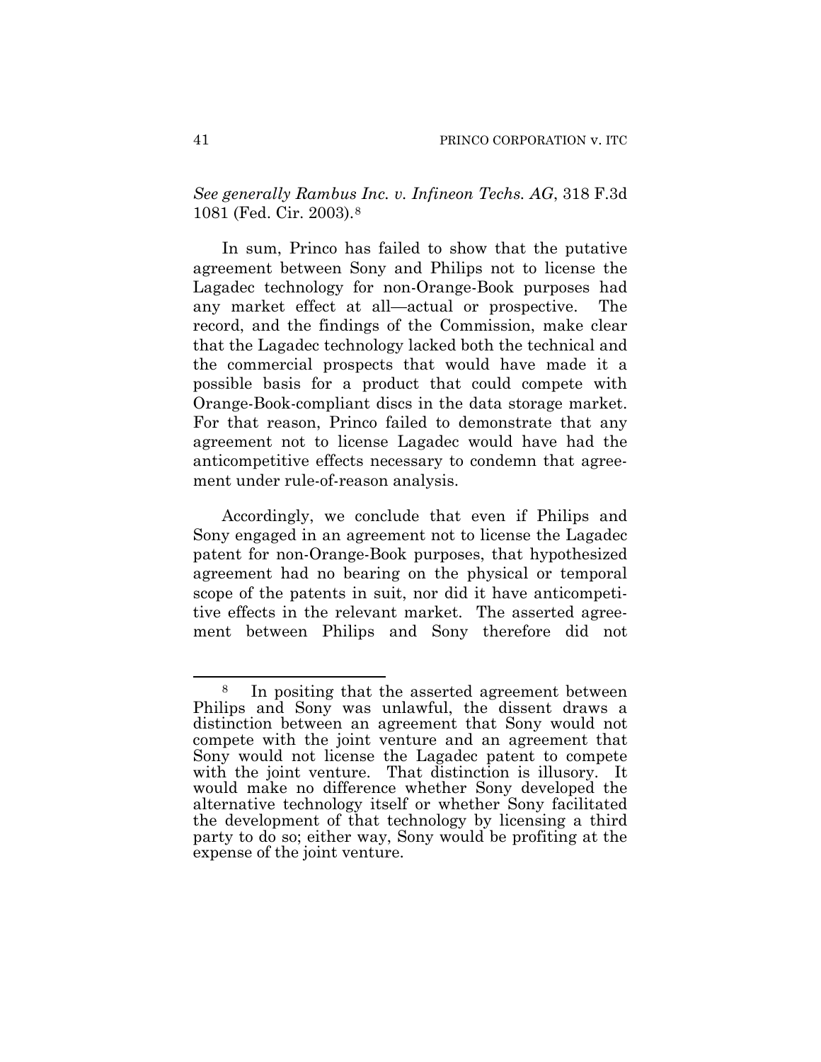*See generally Rambus Inc. v. Infineon Techs. AG*, 318 F.3d 1081 (Fed. Cir. 2003).[8]

In sum, Princo has failed to show that the putative agreement between Sony and Philips not to license the Lagadec technology for non-Orange-Book purposes had any market effect at all—actual or prospective. The record, and the findings of the Commission, make clear that the Lagadec technology lacked both the technical and the commercial prospects that would have made it a possible basis for a product that could compete with Orange-Book-compliant discs in the data storage market. For that reason, Princo failed to demonstrate that any agreement not to license Lagadec would have had the anticompetitive effects necessary to condemn that agreement under rule-of-reason analysis.

Accordingly, we conclude that even if Philips and Sony engaged in an agreement not to license the Lagadec patent for non-Orange-Book purposes, that hypothesized agreement had no bearing on the physical or temporal scope of the patents in suit, nor did it have anticompetitive effects in the relevant market. The asserted agreement between Philips and Sony therefore did not

---

[8] In positing that the asserted agreement between Philips and Sony was unlawful, the dissent draws a distinction between an agreement that Sony would not compete with the joint venture and an agreement that Sony would not license the Lagadec patent to compete with the joint venture. That distinction is illusory. It would make no difference whether Sony developed the alternative technology itself or whether Sony facilitated the development of that technology by licensing a third party to do so; either way, Sony would be profiting at the expense of the joint venture.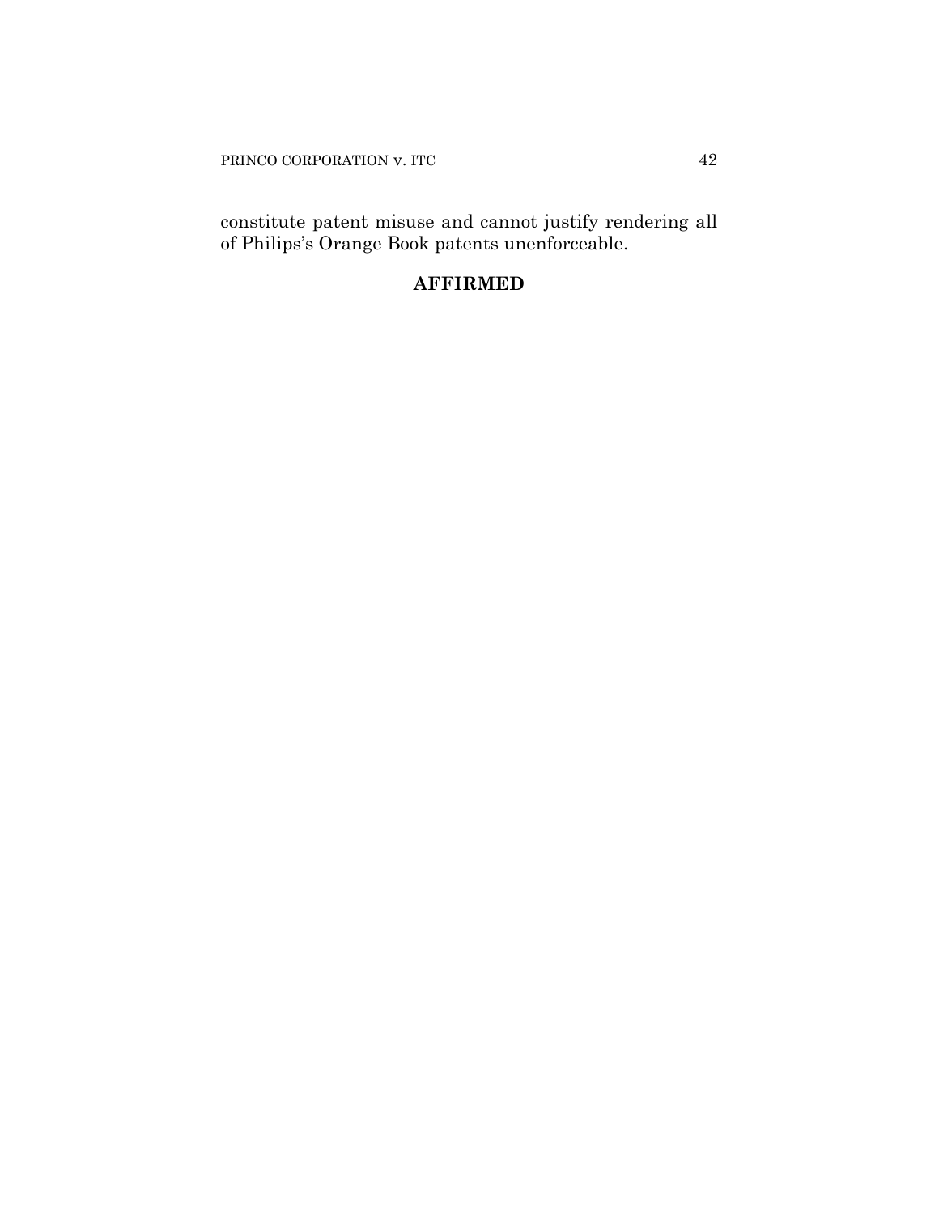constitute patent misuse and cannot justify rendering all of Philips's Orange Book patents unenforceable.

**AFFIRMED**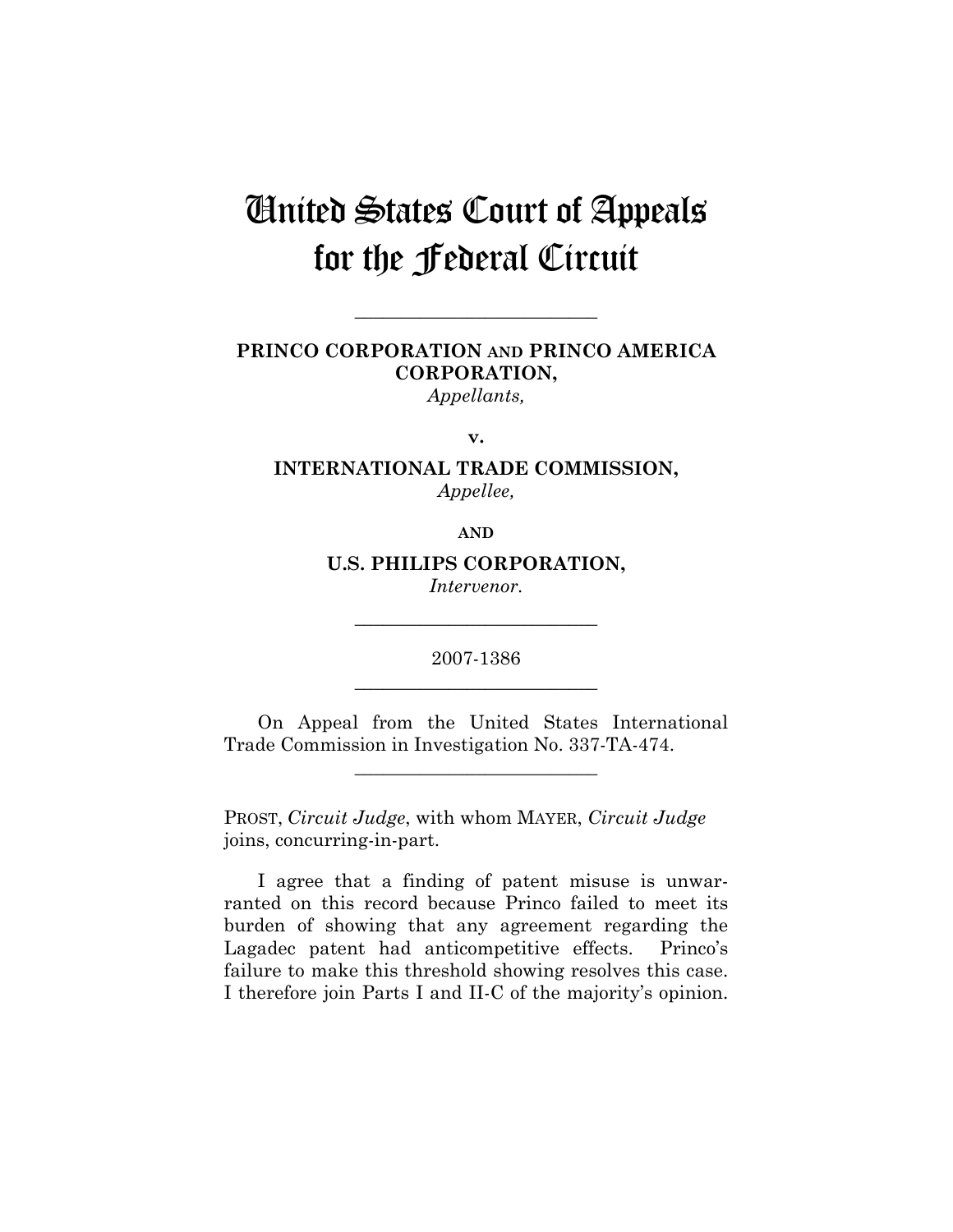# United States Court of Appeals for the Federal Circuit

---

**PRINCO CORPORATION AND PRINCO AMERICA CORPORATION,**
*Appellants,*

**v.**

**INTERNATIONAL TRADE COMMISSION,**
*Appellee,*

**AND**

**U.S. PHILIPS CORPORATION,**
*Intervenor.*

---

2007-1386

---

On Appeal from the United States International Trade Commission in Investigation No. 337-TA-474.

---

PROST, *Circuit Judge*, with whom MAYER, *Circuit Judge* joins, concurring-in-part.

I agree that a finding of patent misuse is unwarranted on this record because Princo failed to meet its burden of showing that any agreement regarding the Lagadec patent had anticompetitive effects. Princo's failure to make this threshold showing resolves this case. I therefore join Parts I and II-C of the majority's opinion.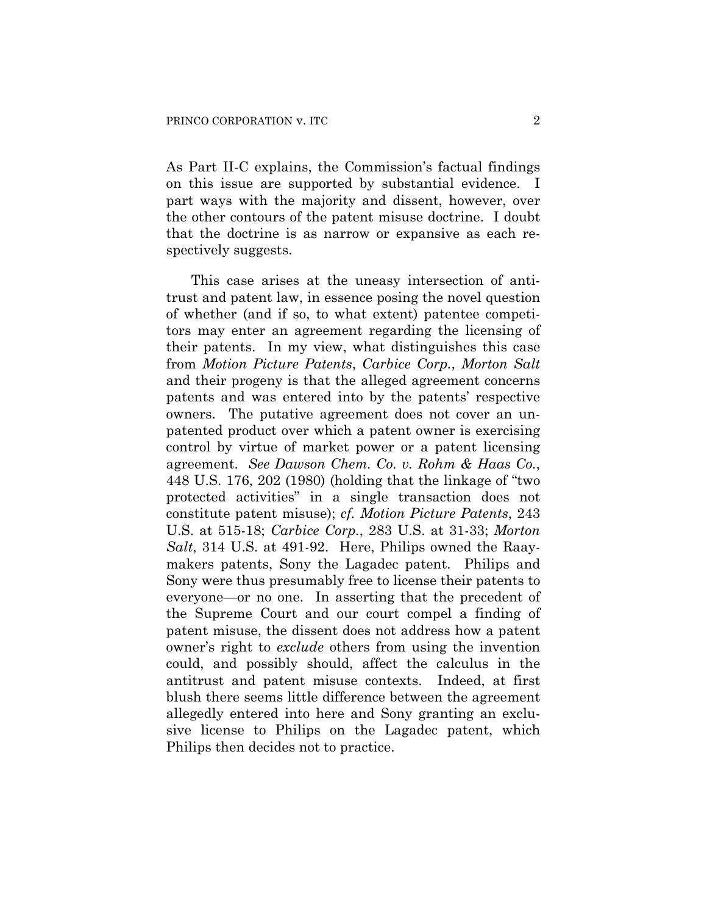As Part II-C explains, the Commission's factual findings on this issue are supported by substantial evidence. I part ways with the majority and dissent, however, over the other contours of the patent misuse doctrine. I doubt that the doctrine is as narrow or expansive as each respectively suggests.

This case arises at the uneasy intersection of antitrust and patent law, in essence posing the novel question of whether (and if so, to what extent) patentee competitors may enter an agreement regarding the licensing of their patents. In my view, what distinguishes this case from *Motion Picture Patents*, *Carbice Corp.*, *Morton Salt* and their progeny is that the alleged agreement concerns patents and was entered into by the patents' respective owners. The putative agreement does not cover an unpatented product over which a patent owner is exercising control by virtue of market power or a patent licensing agreement. *See Dawson Chem. Co. v. Rohm & Haas Co.*, 448 U.S. 176, 202 (1980) (holding that the linkage of "two protected activities" in a single transaction does not constitute patent misuse); *cf. Motion Picture Patents*, 243 U.S. at 515-18; *Carbice Corp.*, 283 U.S. at 31-33; *Morton Salt*, 314 U.S. at 491-92. Here, Philips owned the Raaymakers patents, Sony the Lagadec patent. Philips and Sony were thus presumably free to license their patents to everyone—or no one. In asserting that the precedent of the Supreme Court and our court compel a finding of patent misuse, the dissent does not address how a patent owner's right to *exclude* others from using the invention could, and possibly should, affect the calculus in the antitrust and patent misuse contexts. Indeed, at first blush there seems little difference between the agreement allegedly entered into here and Sony granting an exclusive license to Philips on the Lagadec patent, which Philips then decides not to practice.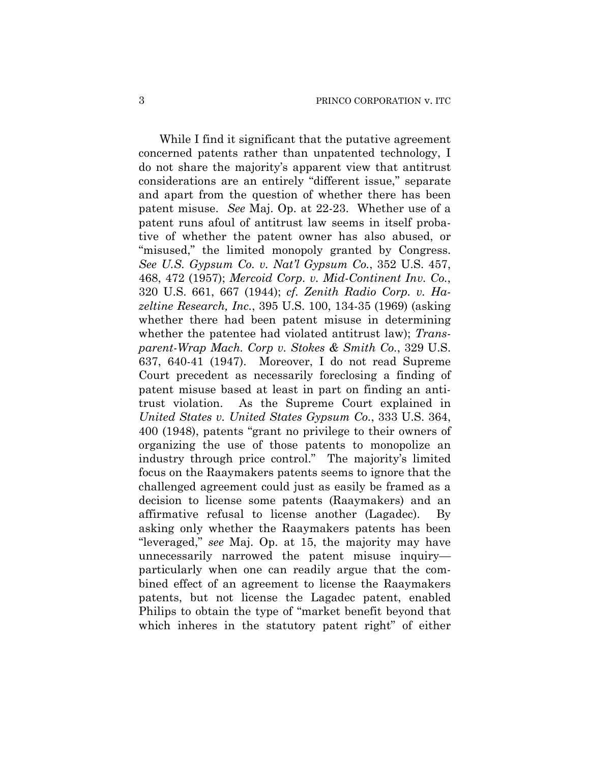While I find it significant that the putative agreement concerned patents rather than unpatented technology, I do not share the majority's apparent view that antitrust considerations are an entirely "different issue," separate and apart from the question of whether there has been patent misuse. *See* Maj. Op. at 22-23. Whether use of a patent runs afoul of antitrust law seems in itself probative of whether the patent owner has also abused, or "misused," the limited monopoly granted by Congress. *See U.S. Gypsum Co. v. Nat'l Gypsum Co.*, 352 U.S. 457, 468, 472 (1957); *Mercoid Corp. v. Mid-Continent Inv. Co.*, 320 U.S. 661, 667 (1944); *cf. Zenith Radio Corp. v. Hazeltine Research, Inc.*, 395 U.S. 100, 134-35 (1969) (asking whether there had been patent misuse in determining whether the patentee had violated antitrust law); *Transparent-Wrap Mach. Corp v. Stokes & Smith Co.*, 329 U.S. 637, 640-41 (1947). Moreover, I do not read Supreme Court precedent as necessarily foreclosing a finding of patent misuse based at least in part on finding an antitrust violation. As the Supreme Court explained in *United States v. United States Gypsum Co.*, 333 U.S. 364, 400 (1948), patents "grant no privilege to their owners of organizing the use of those patents to monopolize an industry through price control." The majority's limited focus on the Raaymakers patents seems to ignore that the challenged agreement could just as easily be framed as a decision to license some patents (Raaymakers) and an affirmative refusal to license another (Lagadec). By asking only whether the Raaymakers patents has been "leveraged," *see* Maj. Op. at 15, the majority may have unnecessarily narrowed the patent misuse inquiry—particularly when one can readily argue that the combined effect of an agreement to license the Raaymakers patents, but not license the Lagadec patent, enabled Philips to obtain the type of "market benefit beyond that which inheres in the statutory patent right" of either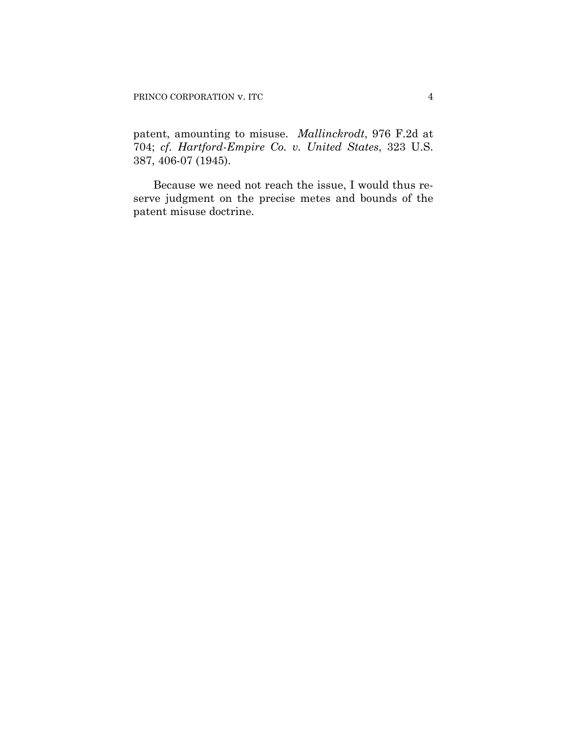patent, amounting to misuse. *Mallinckrodt*, 976 F.2d at 704; *cf. Hartford-Empire Co. v. United States*, 323 U.S. 387, 406-07 (1945).

Because we need not reach the issue, I would thus reserve judgment on the precise metes and bounds of the patent misuse doctrine.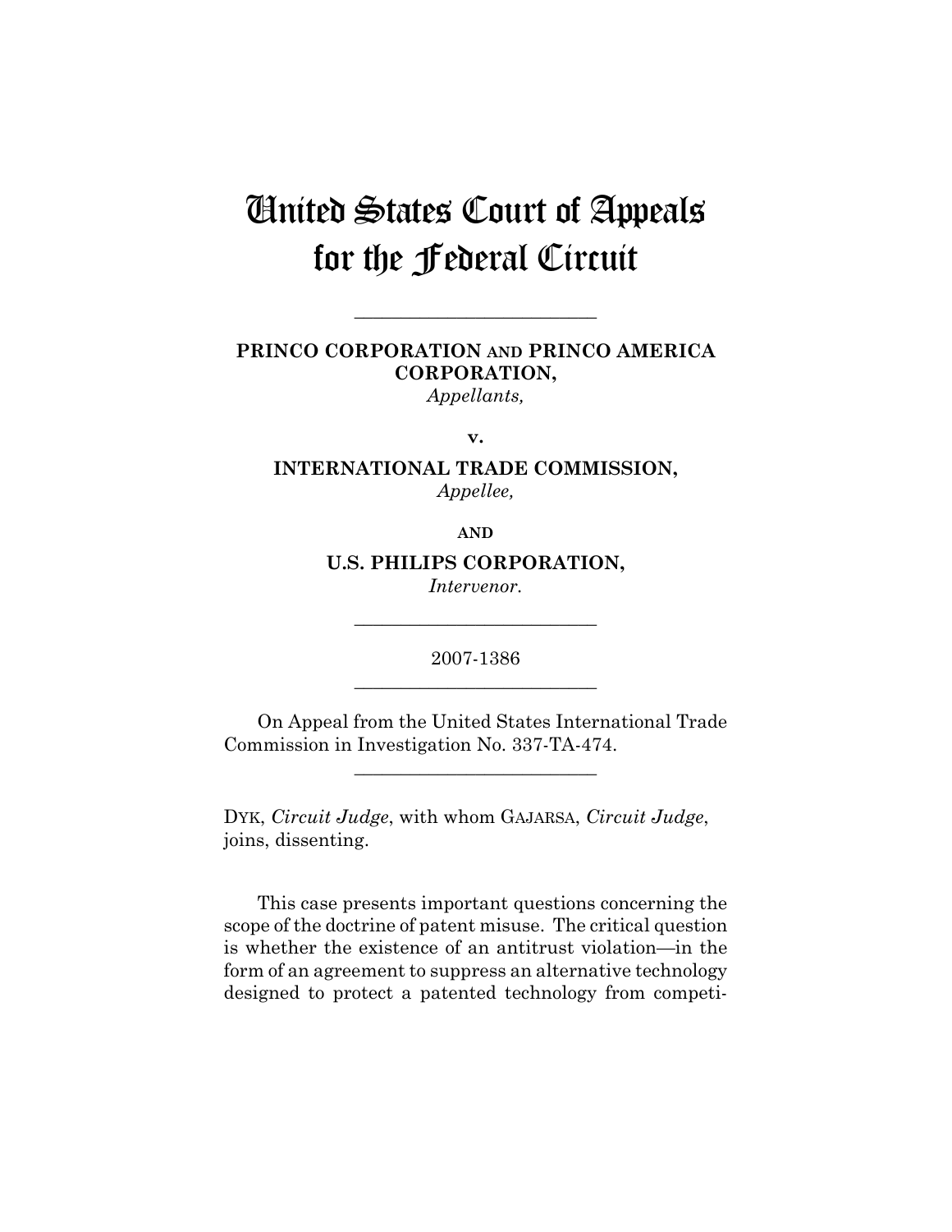# United States Court of Appeals for the Federal Circuit

---

**PRINCO CORPORATION AND PRINCO AMERICA CORPORATION,**
*Appellants,*

**v.**

**INTERNATIONAL TRADE COMMISSION,**
*Appellee,*

**AND**

**U.S. PHILIPS CORPORATION,**
*Intervenor.*

---

2007-1386

---

On Appeal from the United States International Trade Commission in Investigation No. 337-TA-474.

---

DYK, *Circuit Judge*, with whom GAJARSA, *Circuit Judge*, joins, dissenting.

This case presents important questions concerning the scope of the doctrine of patent misuse. The critical question is whether the existence of an antitrust violation—in the form of an agreement to suppress an alternative technology designed to protect a patented technology from competi-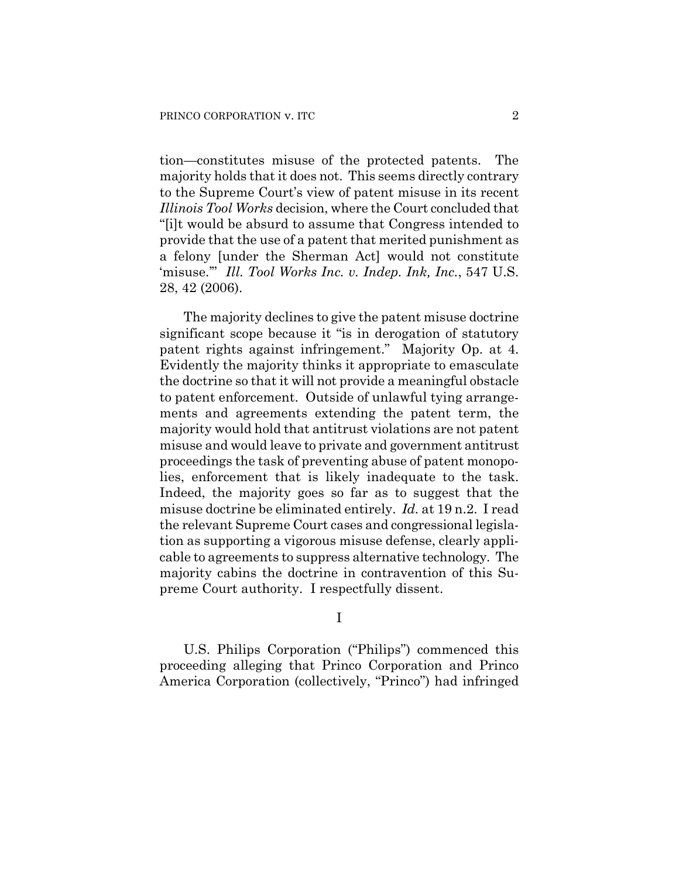tion—constitutes misuse of the protected patents. The majority holds that it does not. This seems directly contrary to the Supreme Court's view of patent misuse in its recent *Illinois Tool Works* decision, where the Court concluded that "[i]t would be absurd to assume that Congress intended to provide that the use of a patent that merited punishment as a felony [under the Sherman Act] would not constitute 'misuse.'" *Ill. Tool Works Inc. v. Indep. Ink, Inc.*, 547 U.S. 28, 42 (2006).

The majority declines to give the patent misuse doctrine significant scope because it "is in derogation of statutory patent rights against infringement." Majority Op. at 4. Evidently the majority thinks it appropriate to emasculate the doctrine so that it will not provide a meaningful obstacle to patent enforcement. Outside of unlawful tying arrangements and agreements extending the patent term, the majority would hold that antitrust violations are not patent misuse and would leave to private and government antitrust proceedings the task of preventing abuse of patent monopolies, enforcement that is likely inadequate to the task. Indeed, the majority goes so far as to suggest that the misuse doctrine be eliminated entirely. *Id.* at 19 n.2. I read the relevant Supreme Court cases and congressional legislation as supporting a vigorous misuse defense, clearly applicable to agreements to suppress alternative technology. The majority cabins the doctrine in contravention of this Supreme Court authority. I respectfully dissent.

## I

U.S. Philips Corporation ("Philips") commenced this proceeding alleging that Princo Corporation and Princo America Corporation (collectively, "Princo") had infringed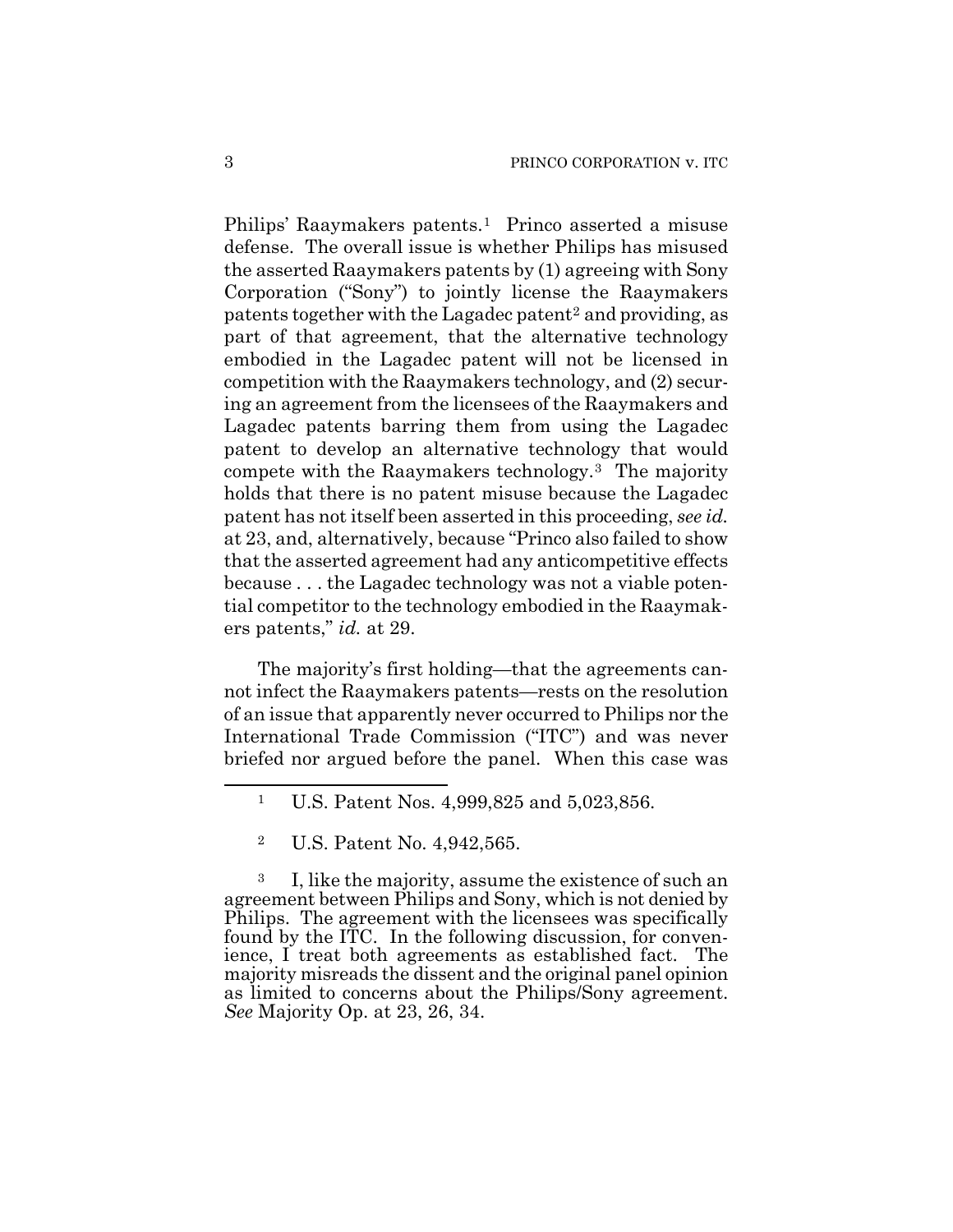Philips' Raaymakers patents.[1] Princo asserted a misuse defense. The overall issue is whether Philips has misused the asserted Raaymakers patents by (1) agreeing with Sony Corporation ("Sony") to jointly license the Raaymakers patents together with the Lagadec patent[2] and providing, as part of that agreement, that the alternative technology embodied in the Lagadec patent will not be licensed in competition with the Raaymakers technology, and (2) securing an agreement from the licensees of the Raaymakers and Lagadec patents barring them from using the Lagadec patent to develop an alternative technology that would compete with the Raaymakers technology.[3] The majority holds that there is no patent misuse because the Lagadec patent has not itself been asserted in this proceeding, *see id.* at 23, and, alternatively, because "Princo also failed to show that the asserted agreement had any anticompetitive effects because . . . the Lagadec technology was not a viable potential competitor to the technology embodied in the Raaymakers patents," *id.* at 29.

The majority's first holding—that the agreements cannot infect the Raaymakers patents—rests on the resolution of an issue that apparently never occurred to Philips nor the International Trade Commission ("ITC") and was never briefed nor argued before the panel. When this case was

---

[1] U.S. Patent Nos. 4,999,825 and 5,023,856.

[2] U.S. Patent No. 4,942,565.

[3] I, like the majority, assume the existence of such an agreement between Philips and Sony, which is not denied by Philips. The agreement with the licensees was specifically found by the ITC. In the following discussion, for convenience, I treat both agreements as established fact. The majority misreads the dissent and the original panel opinion as limited to concerns about the Philips/Sony agreement. *See* Majority Op. at 23, 26, 34.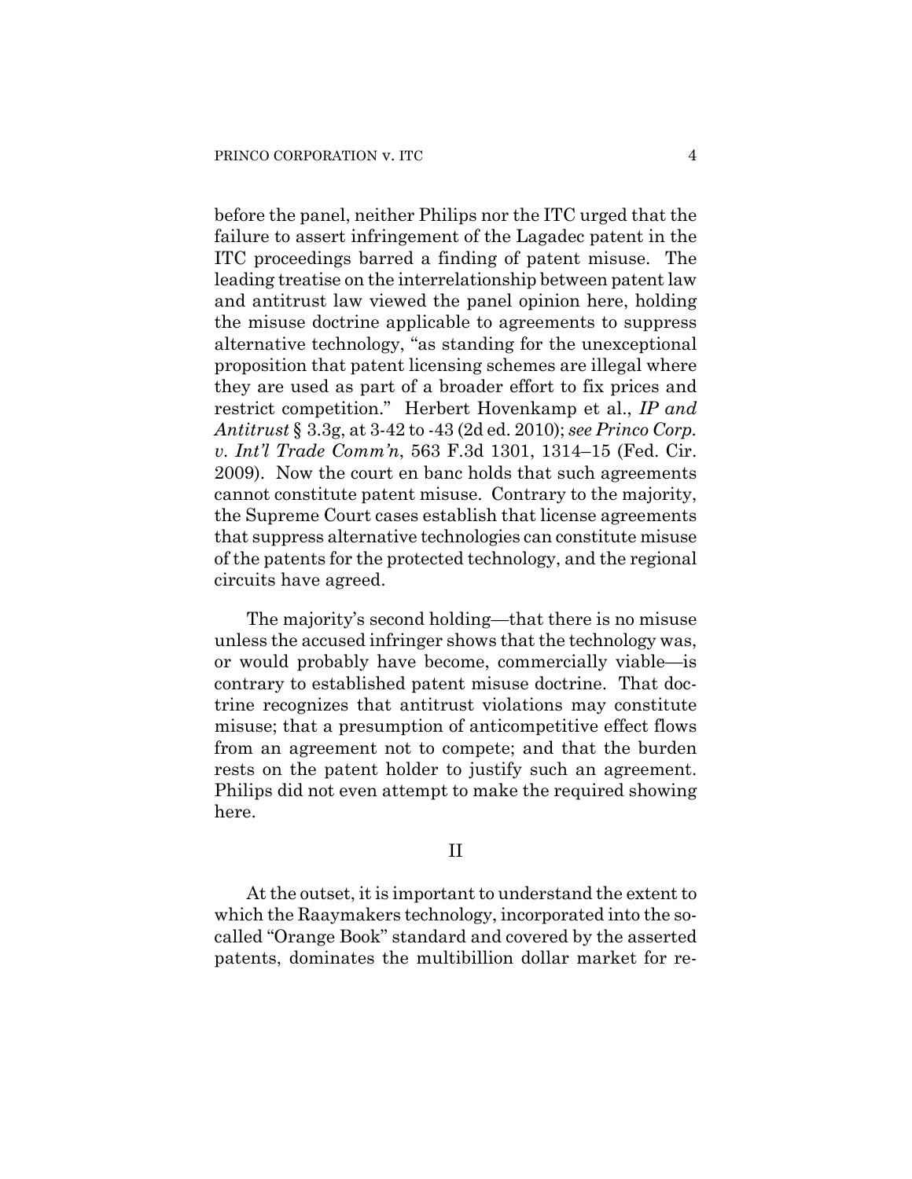before the panel, neither Philips nor the ITC urged that the failure to assert infringement of the Lagadec patent in the ITC proceedings barred a finding of patent misuse. The leading treatise on the interrelationship between patent law and antitrust law viewed the panel opinion here, holding the misuse doctrine applicable to agreements to suppress alternative technology, "as standing for the unexceptional proposition that patent licensing schemes are illegal where they are used as part of a broader effort to fix prices and restrict competition." Herbert Hovenkamp et al., *IP and Antitrust* § 3.3g, at 3-42 to -43 (2d ed. 2010); *see Princo Corp. v. Int'l Trade Comm'n*, 563 F.3d 1301, 1314–15 (Fed. Cir. 2009). Now the court en banc holds that such agreements cannot constitute patent misuse. Contrary to the majority, the Supreme Court cases establish that license agreements that suppress alternative technologies can constitute misuse of the patents for the protected technology, and the regional circuits have agreed.

The majority's second holding—that there is no misuse unless the accused infringer shows that the technology was, or would probably have become, commercially viable—is contrary to established patent misuse doctrine. That doctrine recognizes that antitrust violations may constitute misuse; that a presumption of anticompetitive effect flows from an agreement not to compete; and that the burden rests on the patent holder to justify such an agreement. Philips did not even attempt to make the required showing here.

## II

At the outset, it is important to understand the extent to which the Raaymakers technology, incorporated into the so-called "Orange Book" standard and covered by the asserted patents, dominates the multibillion dollar market for re-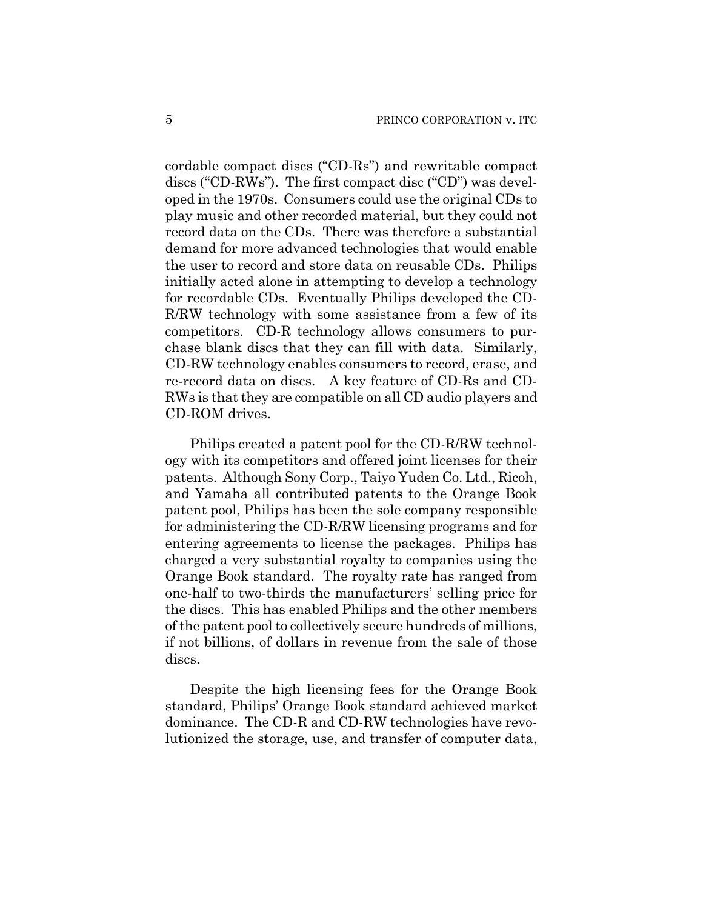cordable compact discs ("CD-Rs") and rewritable compact discs ("CD-RWs"). The first compact disc ("CD") was developed in the 1970s. Consumers could use the original CDs to play music and other recorded material, but they could not record data on the CDs. There was therefore a substantial demand for more advanced technologies that would enable the user to record and store data on reusable CDs. Philips initially acted alone in attempting to develop a technology for recordable CDs. Eventually Philips developed the CD-R/RW technology with some assistance from a few of its competitors. CD-R technology allows consumers to purchase blank discs that they can fill with data. Similarly, CD-RW technology enables consumers to record, erase, and re-record data on discs. A key feature of CD-Rs and CD-RWs is that they are compatible on all CD audio players and CD-ROM drives.

Philips created a patent pool for the CD-R/RW technology with its competitors and offered joint licenses for their patents. Although Sony Corp., Taiyo Yuden Co. Ltd., Ricoh, and Yamaha all contributed patents to the Orange Book patent pool, Philips has been the sole company responsible for administering the CD-R/RW licensing programs and for entering agreements to license the packages. Philips has charged a very substantial royalty to companies using the Orange Book standard. The royalty rate has ranged from one-half to two-thirds the manufacturers' selling price for the discs. This has enabled Philips and the other members of the patent pool to collectively secure hundreds of millions, if not billions, of dollars in revenue from the sale of those discs.

Despite the high licensing fees for the Orange Book standard, Philips' Orange Book standard achieved market dominance. The CD-R and CD-RW technologies have revolutionized the storage, use, and transfer of computer data,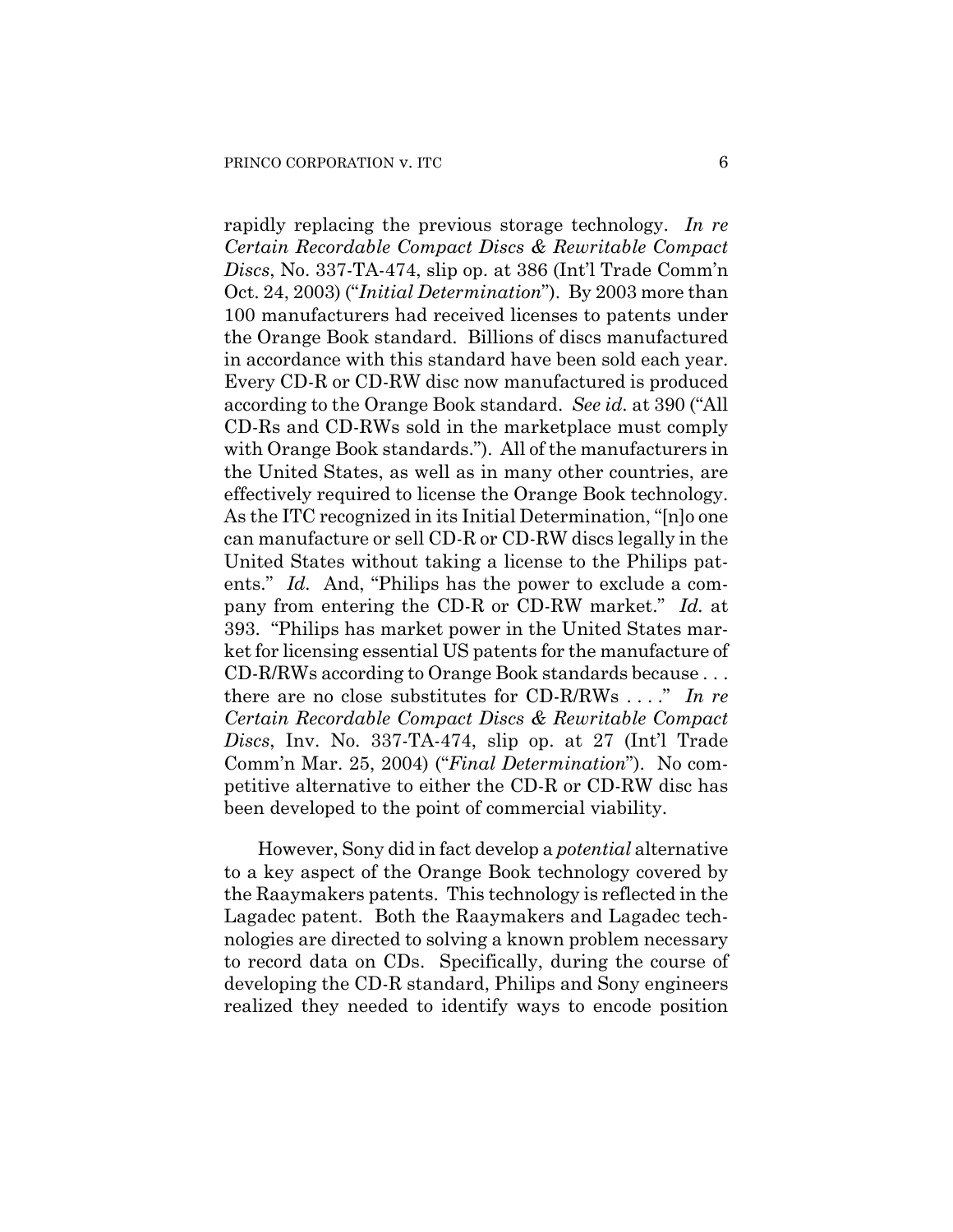rapidly replacing the previous storage technology. *In re Certain Recordable Compact Discs & Rewritable Compact Discs*, No. 337-TA-474, slip op. at 386 (Int'l Trade Comm'n Oct. 24, 2003) ("*Initial Determination*"). By 2003 more than 100 manufacturers had received licenses to patents under the Orange Book standard. Billions of discs manufactured in accordance with this standard have been sold each year. Every CD-R or CD-RW disc now manufactured is produced according to the Orange Book standard. *See id.* at 390 ("All CD-Rs and CD-RWs sold in the marketplace must comply with Orange Book standards."). All of the manufacturers in the United States, as well as in many other countries, are effectively required to license the Orange Book technology. As the ITC recognized in its Initial Determination, "[n]o one can manufacture or sell CD-R or CD-RW discs legally in the United States without taking a license to the Philips patents." *Id.* And, "Philips has the power to exclude a company from entering the CD-R or CD-RW market." *Id.* at 393. "Philips has market power in the United States market for licensing essential US patents for the manufacture of CD-R/RWs according to Orange Book standards because . . . there are no close substitutes for CD-R/RWs . . . ." *In re Certain Recordable Compact Discs & Rewritable Compact Discs*, Inv. No. 337-TA-474, slip op. at 27 (Int'l Trade Comm'n Mar. 25, 2004) ("*Final Determination*"). No competitive alternative to either the CD-R or CD-RW disc has been developed to the point of commercial viability.

However, Sony did in fact develop a *potential* alternative to a key aspect of the Orange Book technology covered by the Raaymakers patents. This technology is reflected in the Lagadec patent. Both the Raaymakers and Lagadec technologies are directed to solving a known problem necessary to record data on CDs. Specifically, during the course of developing the CD-R standard, Philips and Sony engineers realized they needed to identify ways to encode position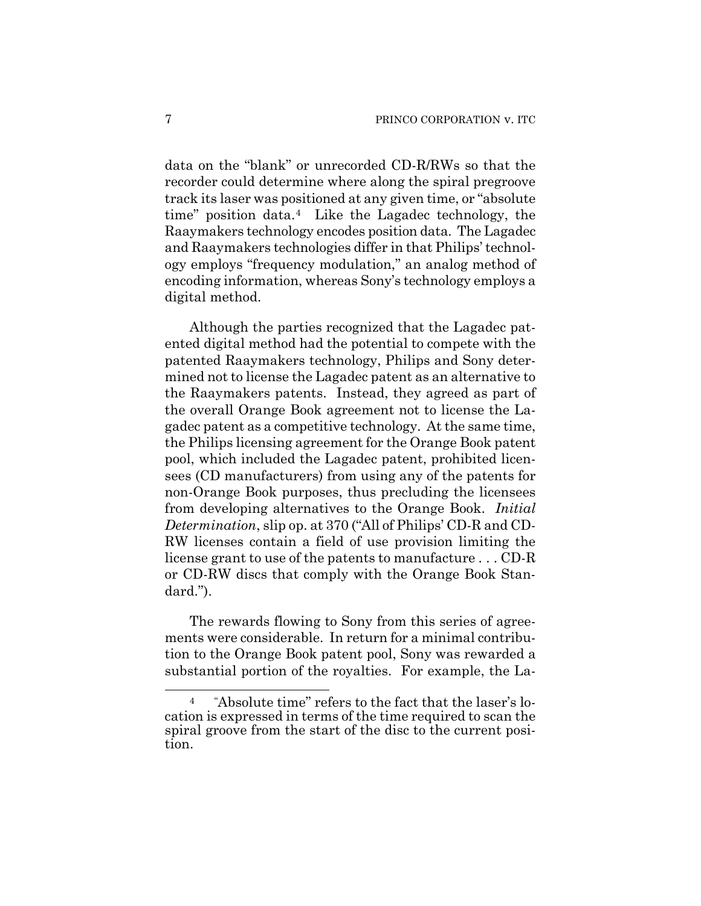data on the "blank" or unrecorded CD-R/RWs so that the recorder could determine where along the spiral pregroove track its laser was positioned at any given time, or "absolute time" position data.[4] Like the Lagadec technology, the Raaymakers technology encodes position data. The Lagadec and Raaymakers technologies differ in that Philips' technology employs "frequency modulation," an analog method of encoding information, whereas Sony's technology employs a digital method.

Although the parties recognized that the Lagadec patented digital method had the potential to compete with the patented Raaymakers technology, Philips and Sony determined not to license the Lagadec patent as an alternative to the Raaymakers patents. Instead, they agreed as part of the overall Orange Book agreement not to license the Lagadec patent as a competitive technology. At the same time, the Philips licensing agreement for the Orange Book patent pool, which included the Lagadec patent, prohibited licensees (CD manufacturers) from using any of the patents for non-Orange Book purposes, thus precluding the licensees from developing alternatives to the Orange Book. *Initial Determination*, slip op. at 370 ("All of Philips' CD-R and CD-RW licenses contain a field of use provision limiting the license grant to use of the patents to manufacture . . . CD-R or CD-RW discs that comply with the Orange Book Standard.").

The rewards flowing to Sony from this series of agreements were considerable. In return for a minimal contribution to the Orange Book patent pool, Sony was rewarded a substantial portion of the royalties. For example, the La-

---

[4] "Absolute time" refers to the fact that the laser's location is expressed in terms of the time required to scan the spiral groove from the start of the disc to the current position.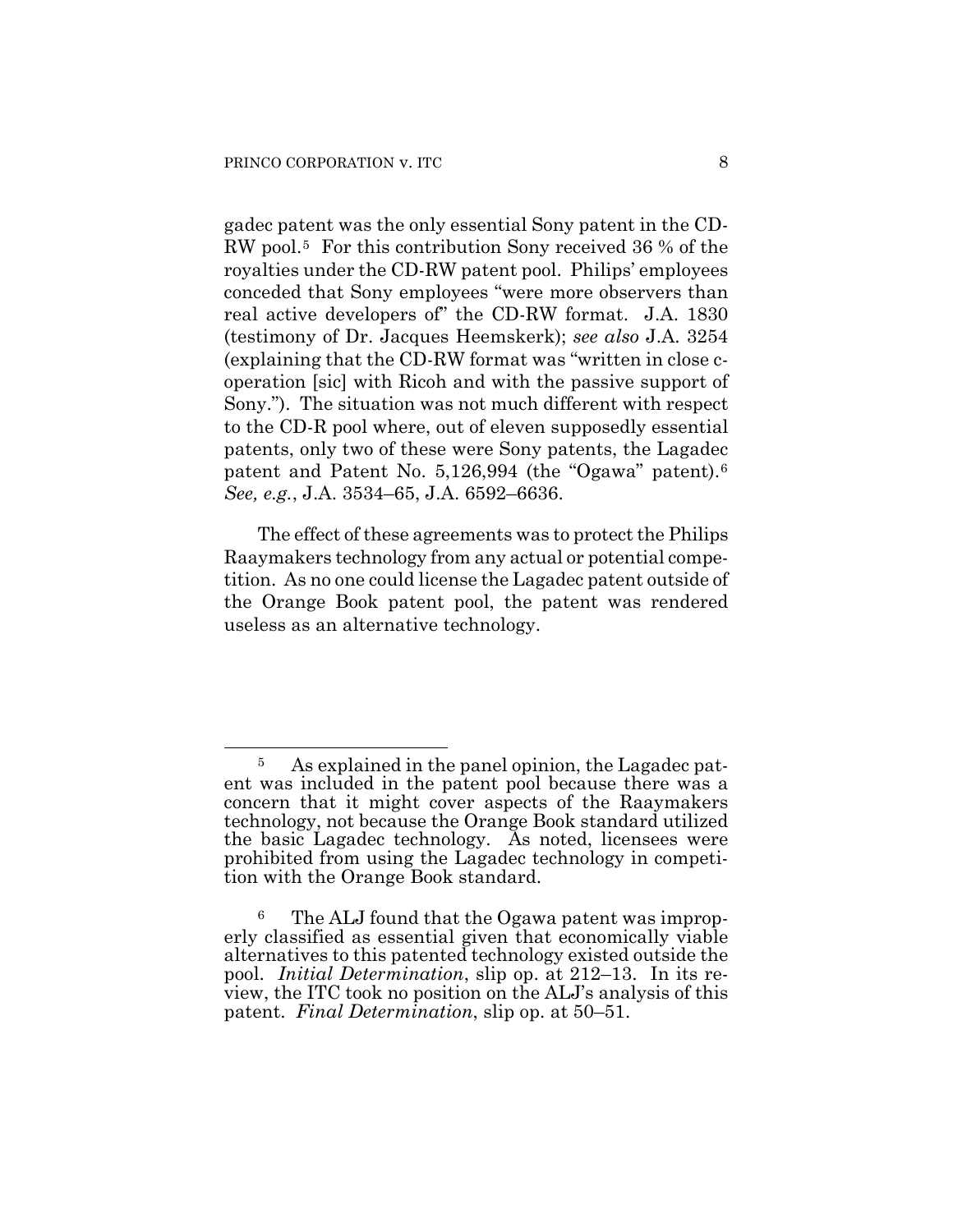gadec patent was the only essential Sony patent in the CD-RW pool.[5] For this contribution Sony received 36 % of the royalties under the CD-RW patent pool. Philips' employees conceded that Sony employees "were more observers than real active developers of" the CD-RW format. J.A. 1830 (testimony of Dr. Jacques Heemskerk); *see also* J.A. 3254 (explaining that the CD-RW format was "written in close c-operation [sic] with Ricoh and with the passive support of Sony."). The situation was not much different with respect to the CD-R pool where, out of eleven supposedly essential patents, only two of these were Sony patents, the Lagadec patent and Patent No. 5,126,994 (the "Ogawa" patent).[6] *See, e.g.*, J.A. 3534–65, J.A. 6592–6636.

The effect of these agreements was to protect the Philips Raaymakers technology from any actual or potential competition. As no one could license the Lagadec patent outside of the Orange Book patent pool, the patent was rendered useless as an alternative technology.

---

[5] As explained in the panel opinion, the Lagadec patent was included in the patent pool because there was a concern that it might cover aspects of the Raaymakers technology, not because the Orange Book standard utilized the basic Lagadec technology. As noted, licensees were prohibited from using the Lagadec technology in competition with the Orange Book standard.

[6] The ALJ found that the Ogawa patent was improperly classified as essential given that economically viable alternatives to this patented technology existed outside the pool. *Initial Determination*, slip op. at 212–13. In its review, the ITC took no position on the ALJ's analysis of this patent. *Final Determination*, slip op. at 50–51.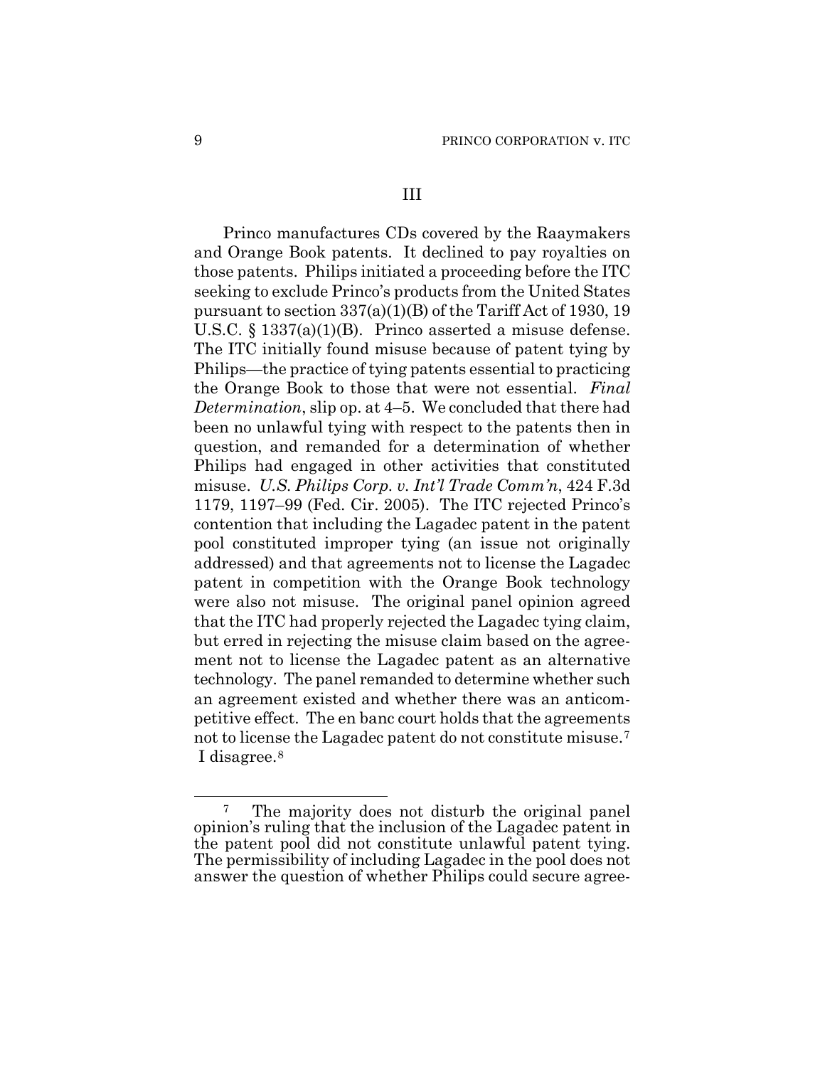## III

Princo manufactures CDs covered by the Raaymakers and Orange Book patents. It declined to pay royalties on those patents. Philips initiated a proceeding before the ITC seeking to exclude Princo's products from the United States pursuant to section 337(a)(1)(B) of the Tariff Act of 1930, 19 U.S.C. § 1337(a)(1)(B). Princo asserted a misuse defense. The ITC initially found misuse because of patent tying by Philips—the practice of tying patents essential to practicing the Orange Book to those that were not essential. *Final Determination*, slip op. at 4–5. We concluded that there had been no unlawful tying with respect to the patents then in question, and remanded for a determination of whether Philips had engaged in other activities that constituted misuse. *U.S. Philips Corp. v. Int'l Trade Comm'n*, 424 F.3d 1179, 1197–99 (Fed. Cir. 2005). The ITC rejected Princo's contention that including the Lagadec patent in the patent pool constituted improper tying (an issue not originally addressed) and that agreements not to license the Lagadec patent in competition with the Orange Book technology were also not misuse. The original panel opinion agreed that the ITC had properly rejected the Lagadec tying claim, but erred in rejecting the misuse claim based on the agreement not to license the Lagadec patent as an alternative technology. The panel remanded to determine whether such an agreement existed and whether there was an anticompetitive effect. The en banc court holds that the agreements not to license the Lagadec patent do not constitute misuse.[7] I disagree.[8]

---

[7] The majority does not disturb the original panel opinion's ruling that the inclusion of the Lagadec patent in the patent pool did not constitute unlawful patent tying. The permissibility of including Lagadec in the pool does not answer the question of whether Philips could secure agree-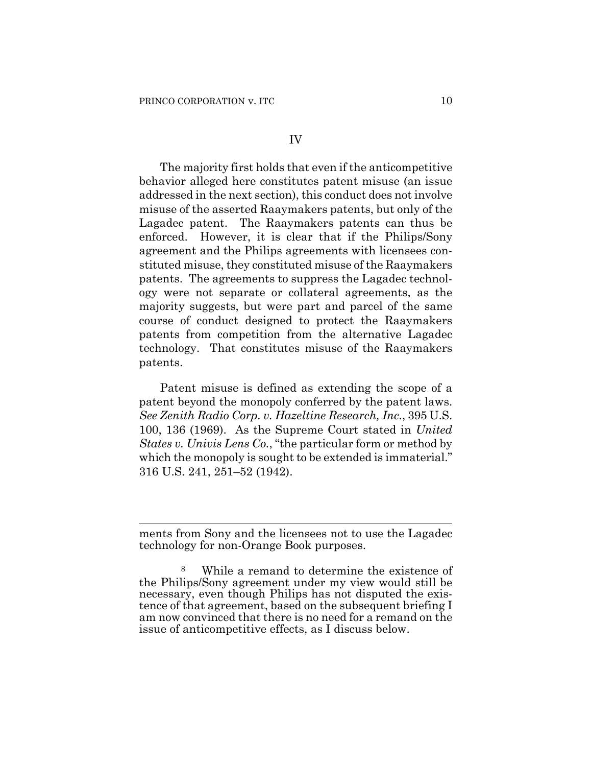## IV

The majority first holds that even if the anticompetitive behavior alleged here constitutes patent misuse (an issue addressed in the next section), this conduct does not involve misuse of the asserted Raaymakers patents, but only of the Lagadec patent. The Raaymakers patents can thus be enforced. However, it is clear that if the Philips/Sony agreement and the Philips agreements with licensees constituted misuse, they constituted misuse of the Raaymakers patents. The agreements to suppress the Lagadec technology were not separate or collateral agreements, as the majority suggests, but were part and parcel of the same course of conduct designed to protect the Raaymakers patents from competition from the alternative Lagadec technology. That constitutes misuse of the Raaymakers patents.

Patent misuse is defined as extending the scope of a patent beyond the monopoly conferred by the patent laws. *See Zenith Radio Corp. v. Hazeltine Research, Inc.*, 395 U.S. 100, 136 (1969). As the Supreme Court stated in *United States v. Univis Lens Co.*, "the particular form or method by which the monopoly is sought to be extended is immaterial." 316 U.S. 241, 251–52 (1942).

---

ments from Sony and the licensees not to use the Lagadec technology for non-Orange Book purposes.

[8] While a remand to determine the existence of the Philips/Sony agreement under my view would still be necessary, even though Philips has not disputed the existence of that agreement, based on the subsequent briefing I am now convinced that there is no need for a remand on the issue of anticompetitive effects, as I discuss below.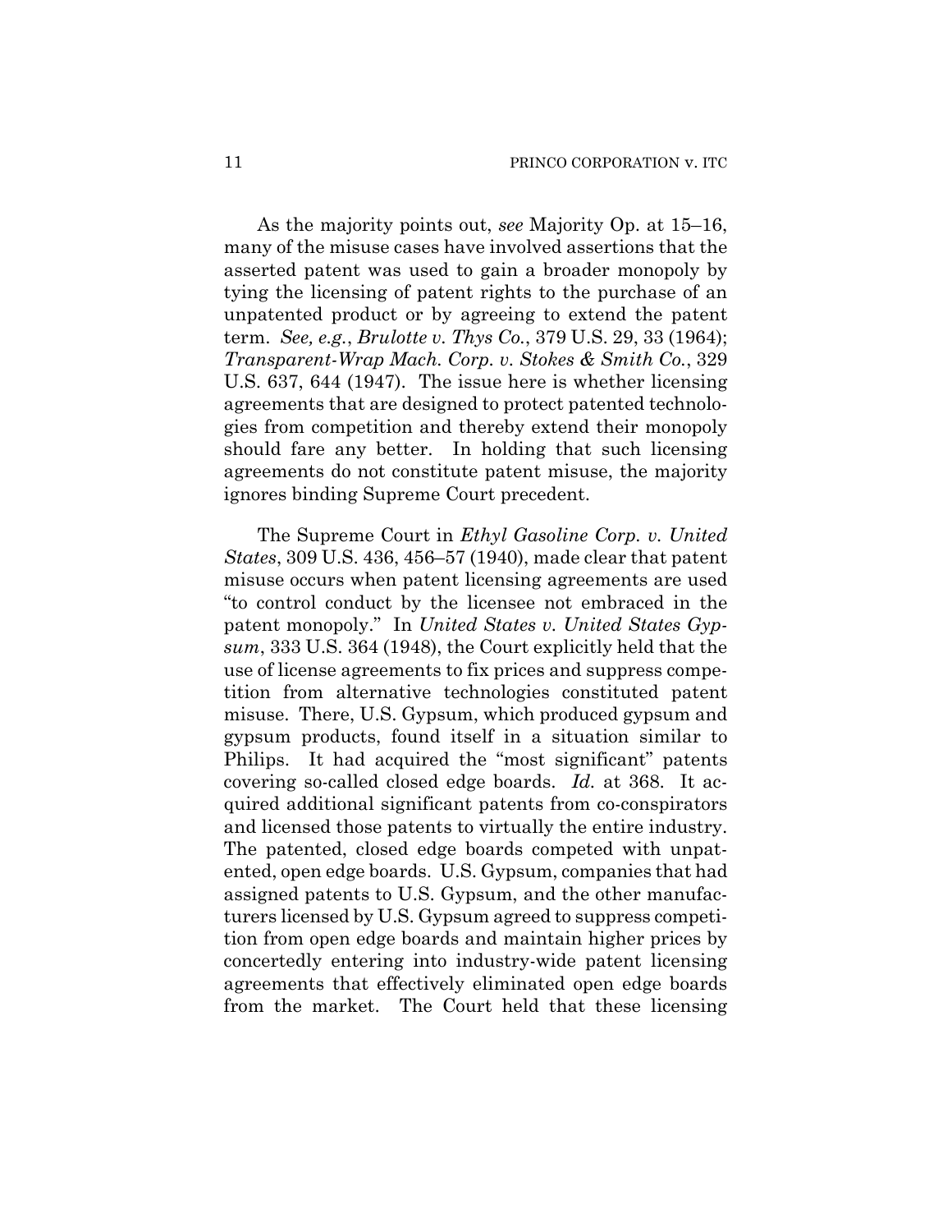As the majority points out, *see* Majority Op. at 15–16, many of the misuse cases have involved assertions that the asserted patent was used to gain a broader monopoly by tying the licensing of patent rights to the purchase of an unpatented product or by agreeing to extend the patent term. *See, e.g.*, *Brulotte v. Thys Co.*, 379 U.S. 29, 33 (1964); *Transparent-Wrap Mach. Corp. v. Stokes & Smith Co.*, 329 U.S. 637, 644 (1947). The issue here is whether licensing agreements that are designed to protect patented technologies from competition and thereby extend their monopoly should fare any better. In holding that such licensing agreements do not constitute patent misuse, the majority ignores binding Supreme Court precedent.

The Supreme Court in *Ethyl Gasoline Corp. v. United States*, 309 U.S. 436, 456–57 (1940), made clear that patent misuse occurs when patent licensing agreements are used "to control conduct by the licensee not embraced in the patent monopoly." In *United States v. United States Gypsum*, 333 U.S. 364 (1948), the Court explicitly held that the use of license agreements to fix prices and suppress competition from alternative technologies constituted patent misuse. There, U.S. Gypsum, which produced gypsum and gypsum products, found itself in a situation similar to Philips. It had acquired the "most significant" patents covering so-called closed edge boards. *Id.* at 368. It acquired additional significant patents from co-conspirators and licensed those patents to virtually the entire industry. The patented, closed edge boards competed with unpatented, open edge boards. U.S. Gypsum, companies that had assigned patents to U.S. Gypsum, and the other manufacturers licensed by U.S. Gypsum agreed to suppress competition from open edge boards and maintain higher prices by concertedly entering into industry-wide patent licensing agreements that effectively eliminated open edge boards from the market. The Court held that these licensing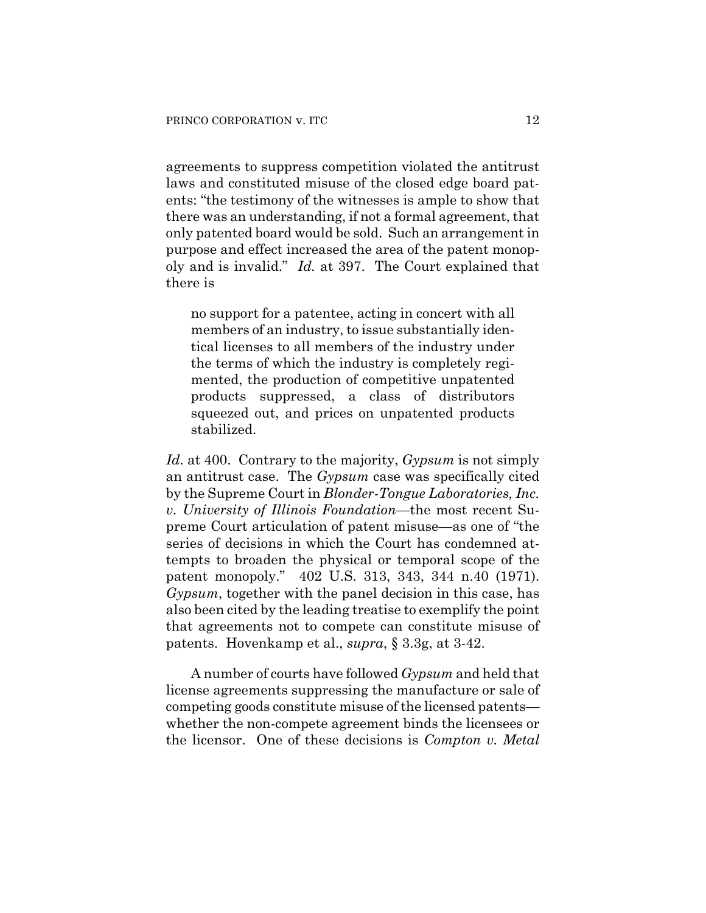agreements to suppress competition violated the antitrust laws and constituted misuse of the closed edge board patents: "the testimony of the witnesses is ample to show that there was an understanding, if not a formal agreement, that only patented board would be sold. Such an arrangement in purpose and effect increased the area of the patent monopoly and is invalid." *Id.* at 397. The Court explained that there is

> no support for a patentee, acting in concert with all members of an industry, to issue substantially identical licenses to all members of the industry under the terms of which the industry is completely regimented, the production of competitive unpatented products suppressed, a class of distributors squeezed out, and prices on unpatented products stabilized.

*Id.* at 400. Contrary to the majority, *Gypsum* is not simply an antitrust case. The *Gypsum* case was specifically cited by the Supreme Court in *Blonder-Tongue Laboratories, Inc. v. University of Illinois Foundation*—the most recent Supreme Court articulation of patent misuse—as one of "the series of decisions in which the Court has condemned attempts to broaden the physical or temporal scope of the patent monopoly." 402 U.S. 313, 343, 344 n.40 (1971). *Gypsum*, together with the panel decision in this case, has also been cited by the leading treatise to exemplify the point that agreements not to compete can constitute misuse of patents. Hovenkamp et al., *supra*, § 3.3g, at 3-42.

A number of courts have followed *Gypsum* and held that license agreements suppressing the manufacture or sale of competing goods constitute misuse of the licensed patents—whether the non-compete agreement binds the licensees or the licensor. One of these decisions is *Compton v. Metal*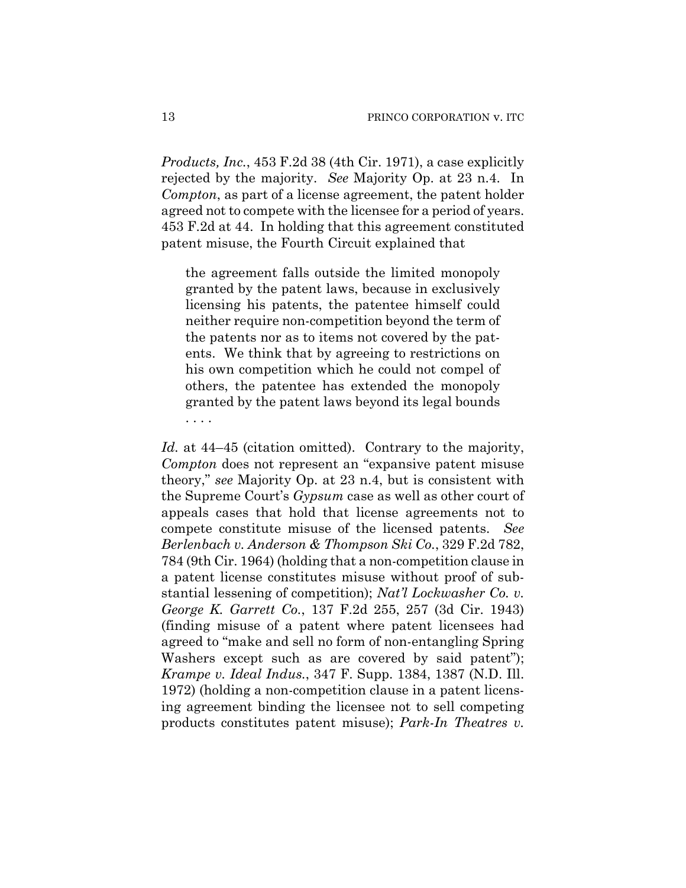*Products, Inc.*, 453 F.2d 38 (4th Cir. 1971), a case explicitly rejected by the majority. *See* Majority Op. at 23 n.4. In *Compton*, as part of a license agreement, the patent holder agreed not to compete with the licensee for a period of years. 453 F.2d at 44. In holding that this agreement constituted patent misuse, the Fourth Circuit explained that

> the agreement falls outside the limited monopoly granted by the patent laws, because in exclusively licensing his patents, the patentee himself could neither require non-competition beyond the term of the patents nor as to items not covered by the patents. We think that by agreeing to restrictions on his own competition which he could not compel of others, the patentee has extended the monopoly granted by the patent laws beyond its legal bounds . . . .

*Id.* at 44–45 (citation omitted). Contrary to the majority, *Compton* does not represent an "expansive patent misuse theory," *see* Majority Op. at 23 n.4, but is consistent with the Supreme Court's *Gypsum* case as well as other court of appeals cases that hold that license agreements not to compete constitute misuse of the licensed patents. *See Berlenbach v. Anderson & Thompson Ski Co.*, 329 F.2d 782, 784 (9th Cir. 1964) (holding that a non-competition clause in a patent license constitutes misuse without proof of substantial lessening of competition); *Nat'l Lockwasher Co. v. George K. Garrett Co.*, 137 F.2d 255, 257 (3d Cir. 1943) (finding misuse of a patent where patent licensees had agreed to "make and sell no form of non-entangling Spring Washers except such as are covered by said patent"); *Krampe v. Ideal Indus.*, 347 F. Supp. 1384, 1387 (N.D. Ill. 1972) (holding a non-competition clause in a patent licensing agreement binding the licensee not to sell competing products constitutes patent misuse); *Park-In Theatres v.*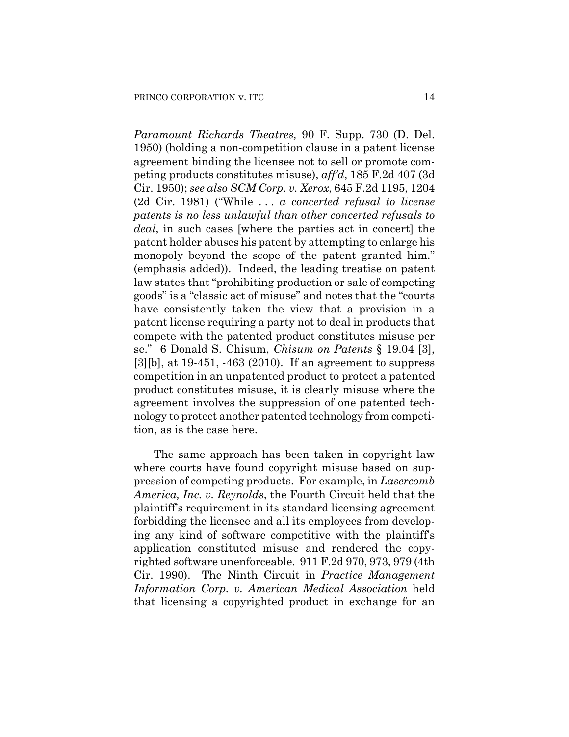*Paramount Richards Theatres,* 90 F. Supp. 730 (D. Del. 1950) (holding a non-competition clause in a patent license agreement binding the licensee not to sell or promote competing products constitutes misuse), *aff'd*, 185 F.2d 407 (3d Cir. 1950); *see also SCM Corp. v. Xerox*, 645 F.2d 1195, 1204 (2d Cir. 1981) ("While . . . *a concerted refusal to license patents is no less unlawful than other concerted refusals to deal*, in such cases [where the parties act in concert] the patent holder abuses his patent by attempting to enlarge his monopoly beyond the scope of the patent granted him." (emphasis added)). Indeed, the leading treatise on patent law states that "prohibiting production or sale of competing goods" is a "classic act of misuse" and notes that the "courts have consistently taken the view that a provision in a patent license requiring a party not to deal in products that compete with the patented product constitutes misuse per se." 6 Donald S. Chisum, *Chisum on Patents* § 19.04 [3], [3][b], at 19-451, -463 (2010). If an agreement to suppress competition in an unpatented product to protect a patented product constitutes misuse, it is clearly misuse where the agreement involves the suppression of one patented technology to protect another patented technology from competition, as is the case here.

The same approach has been taken in copyright law where courts have found copyright misuse based on suppression of competing products. For example, in *Lasercomb America, Inc. v. Reynolds*, the Fourth Circuit held that the plaintiff's requirement in its standard licensing agreement forbidding the licensee and all its employees from developing any kind of software competitive with the plaintiff's application constituted misuse and rendered the copyrighted software unenforceable. 911 F.2d 970, 973, 979 (4th Cir. 1990). The Ninth Circuit in *Practice Management Information Corp. v. American Medical Association* held that licensing a copyrighted product in exchange for an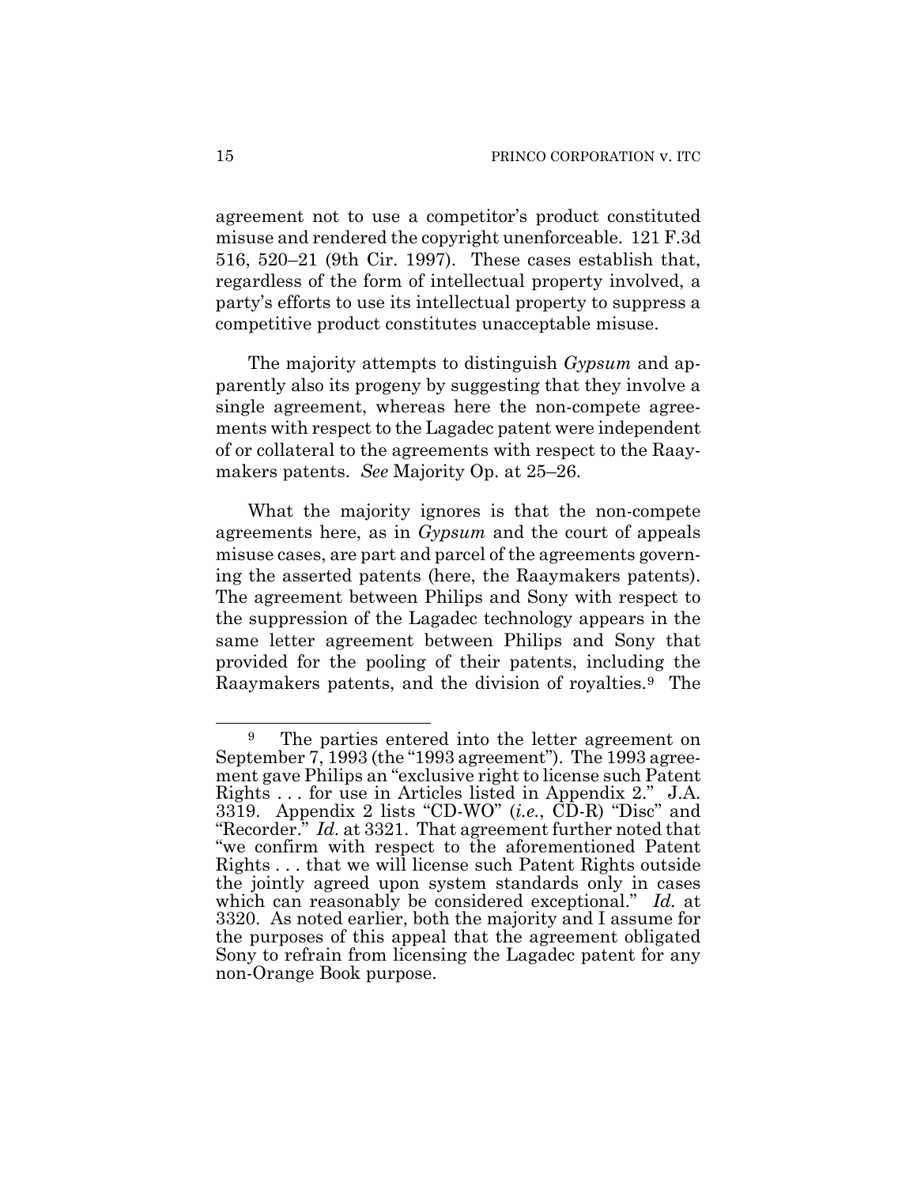agreement not to use a competitor's product constituted misuse and rendered the copyright unenforceable. 121 F.3d 516, 520–21 (9th Cir. 1997). These cases establish that, regardless of the form of intellectual property involved, a party's efforts to use its intellectual property to suppress a competitive product constitutes unacceptable misuse.

The majority attempts to distinguish *Gypsum* and apparently also its progeny by suggesting that they involve a single agreement, whereas here the non-compete agreements with respect to the Lagadec patent were independent of or collateral to the agreements with respect to the Raaymakers patents. *See* Majority Op. at 25–26.

What the majority ignores is that the non-compete agreements here, as in *Gypsum* and the court of appeals misuse cases, are part and parcel of the agreements governing the asserted patents (here, the Raaymakers patents). The agreement between Philips and Sony with respect to the suppression of the Lagadec technology appears in the same letter agreement between Philips and Sony that provided for the pooling of their patents, including the Raaymakers patents, and the division of royalties.[9] The

---

[9] The parties entered into the letter agreement on September 7, 1993 (the "1993 agreement"). The 1993 agreement gave Philips an "exclusive right to license such Patent Rights . . . for use in Articles listed in Appendix 2." J.A. 3319. Appendix 2 lists "CD-WO" (*i.e.*, CD-R) "Disc" and "Recorder." *Id.* at 3321. That agreement further noted that "we confirm with respect to the aforementioned Patent Rights . . . that we will license such Patent Rights outside the jointly agreed upon system standards only in cases which can reasonably be considered exceptional." *Id.* at 3320. As noted earlier, both the majority and I assume for the purposes of this appeal that the agreement obligated Sony to refrain from licensing the Lagadec patent for any non-Orange Book purpose.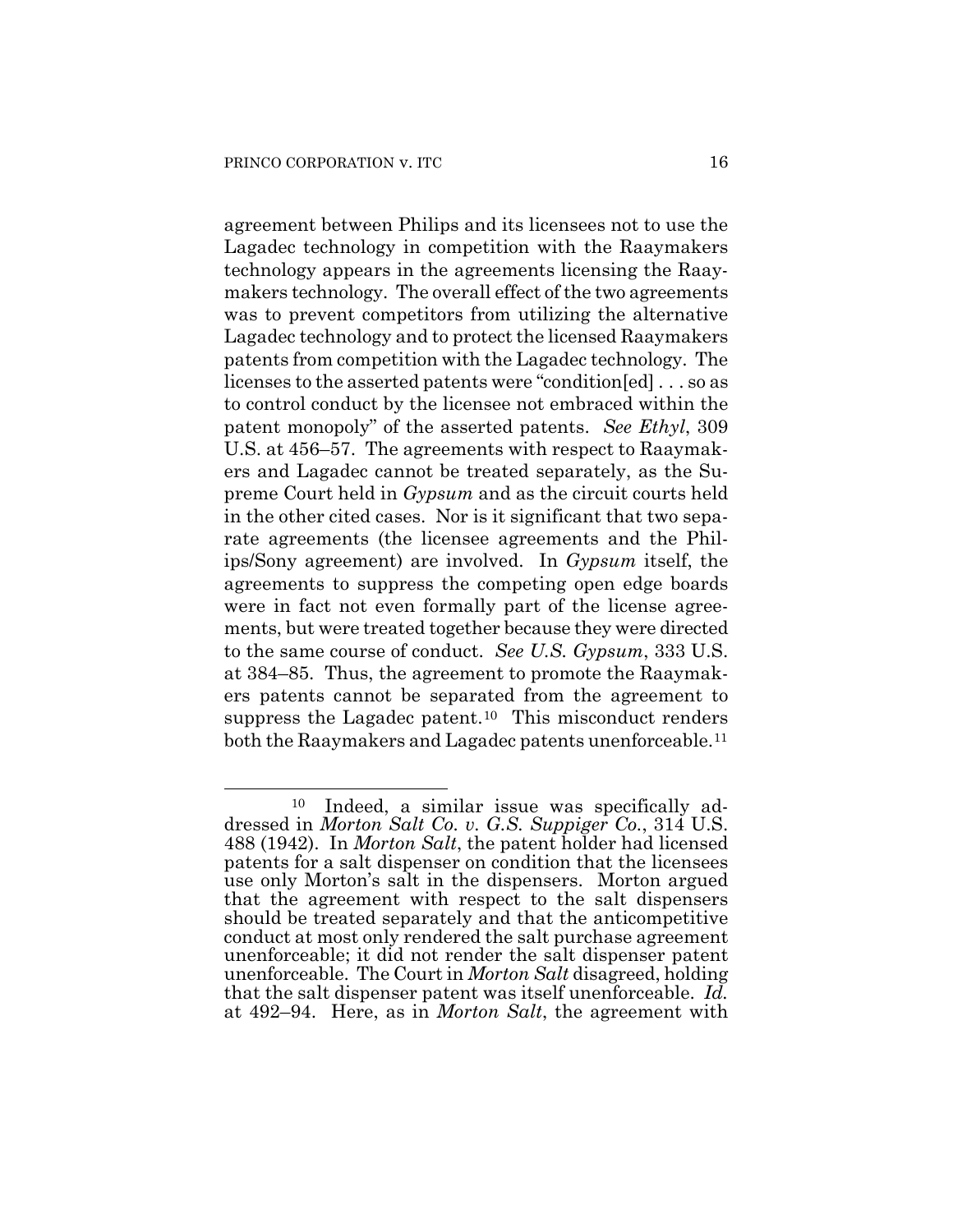agreement between Philips and its licensees not to use the Lagadec technology in competition with the Raaymakers technology appears in the agreements licensing the Raaymakers technology. The overall effect of the two agreements was to prevent competitors from utilizing the alternative Lagadec technology and to protect the licensed Raaymakers patents from competition with the Lagadec technology. The licenses to the asserted patents were "condition[ed] . . . so as to control conduct by the licensee not embraced within the patent monopoly" of the asserted patents. *See Ethyl*, 309 U.S. at 456–57. The agreements with respect to Raaymakers and Lagadec cannot be treated separately, as the Supreme Court held in *Gypsum* and as the circuit courts held in the other cited cases. Nor is it significant that two separate agreements (the licensee agreements and the Philips/Sony agreement) are involved. In *Gypsum* itself, the agreements to suppress the competing open edge boards were in fact not even formally part of the license agreements, but were treated together because they were directed to the same course of conduct. *See U.S. Gypsum*, 333 U.S. at 384–85. Thus, the agreement to promote the Raaymakers patents cannot be separated from the agreement to suppress the Lagadec patent.[10] This misconduct renders both the Raaymakers and Lagadec patents unenforceable.[11]

---

[10] Indeed, a similar issue was specifically addressed in *Morton Salt Co. v. G.S. Suppiger Co.*, 314 U.S. 488 (1942). In *Morton Salt*, the patent holder had licensed patents for a salt dispenser on condition that the licensees use only Morton's salt in the dispensers. Morton argued that the agreement with respect to the salt dispensers should be treated separately and that the anticompetitive conduct at most only rendered the salt purchase agreement unenforceable; it did not render the salt dispenser patent unenforceable. The Court in *Morton Salt* disagreed, holding that the salt dispenser patent was itself unenforceable. *Id.* at 492–94. Here, as in *Morton Salt*, the agreement with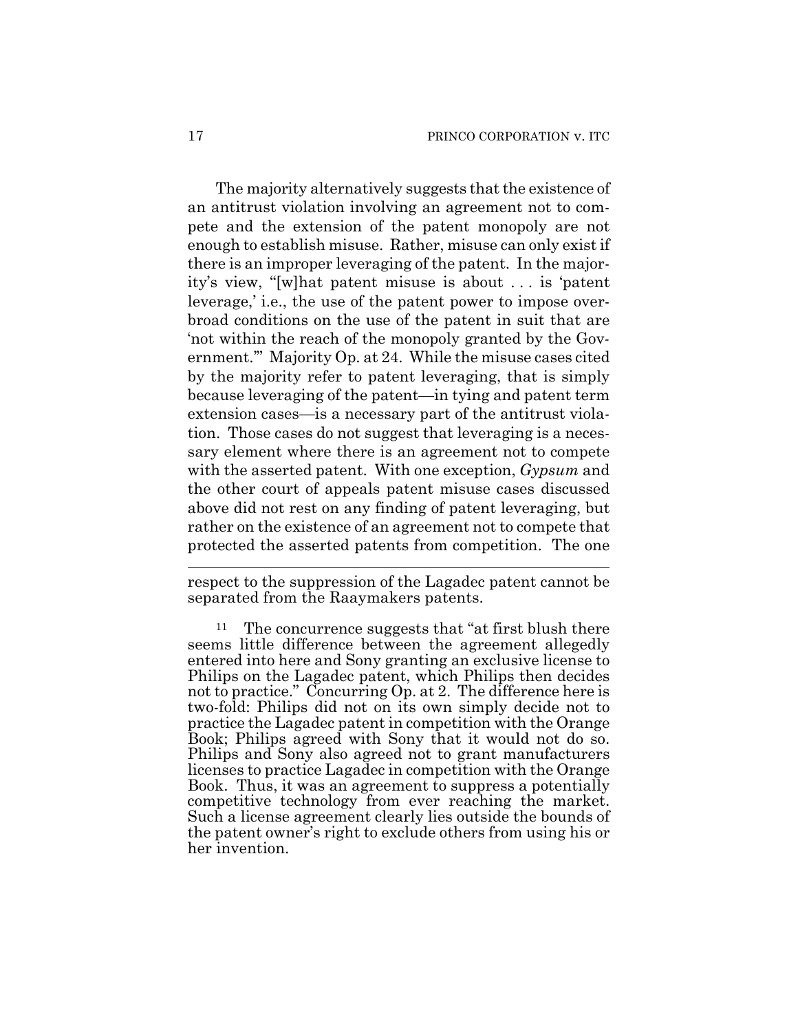The majority alternatively suggests that the existence of an antitrust violation involving an agreement not to compete and the extension of the patent monopoly are not enough to establish misuse. Rather, misuse can only exist if there is an improper leveraging of the patent. In the majority's view, "[w]hat patent misuse is about . . . is 'patent leverage,' i.e., the use of the patent power to impose overbroad conditions on the use of the patent in suit that are 'not within the reach of the monopoly granted by the Government.'" Majority Op. at 24. While the misuse cases cited by the majority refer to patent leveraging, that is simply because leveraging of the patent—in tying and patent term extension cases—is a necessary part of the antitrust violation. Those cases do not suggest that leveraging is a necessary element where there is an agreement not to compete with the asserted patent. With one exception, *Gypsum* and the other court of appeals patent misuse cases discussed above did not rest on any finding of patent leveraging, but rather on the existence of an agreement not to compete that protected the asserted patents from competition. The one

---

respect to the suppression of the Lagadec patent cannot be separated from the Raaymakers patents.

[11] The concurrence suggests that "at first blush there seems little difference between the agreement allegedly entered into here and Sony granting an exclusive license to Philips on the Lagadec patent, which Philips then decides not to practice." Concurring Op. at 2. The difference here is two-fold: Philips did not on its own simply decide not to practice the Lagadec patent in competition with the Orange Book; Philips agreed with Sony that it would not do so. Philips and Sony also agreed not to grant manufacturers licenses to practice Lagadec in competition with the Orange Book. Thus, it was an agreement to suppress a potentially competitive technology from ever reaching the market. Such a license agreement clearly lies outside the bounds of the patent owner's right to exclude others from using his or her invention.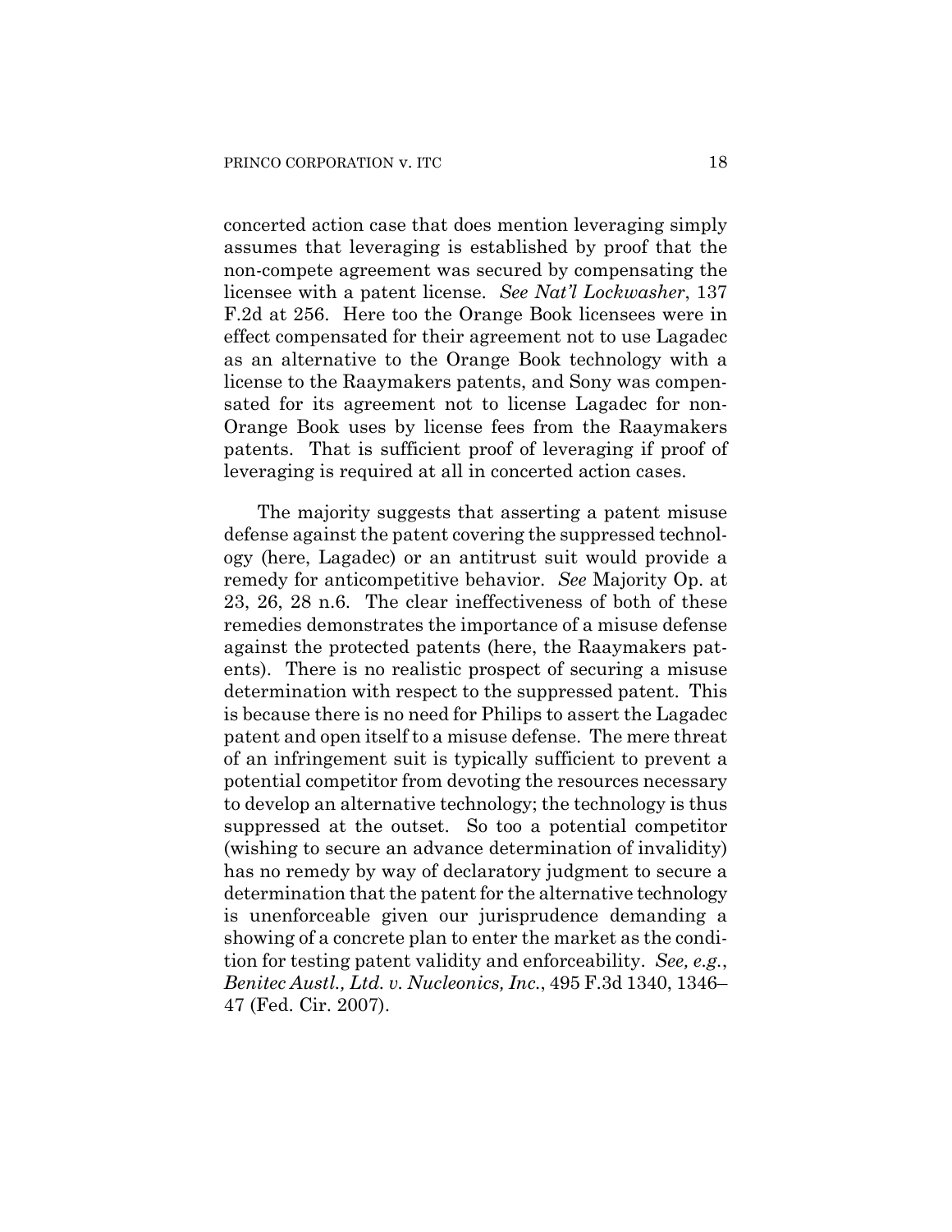concerted action case that does mention leveraging simply assumes that leveraging is established by proof that the non-compete agreement was secured by compensating the licensee with a patent license. *See Nat'l Lockwasher*, 137 F.2d at 256. Here too the Orange Book licensees were in effect compensated for their agreement not to use Lagadec as an alternative to the Orange Book technology with a license to the Raaymakers patents, and Sony was compensated for its agreement not to license Lagadec for non-Orange Book uses by license fees from the Raaymakers patents. That is sufficient proof of leveraging if proof of leveraging is required at all in concerted action cases.

The majority suggests that asserting a patent misuse defense against the patent covering the suppressed technology (here, Lagadec) or an antitrust suit would provide a remedy for anticompetitive behavior. *See* Majority Op. at 23, 26, 28 n.6. The clear ineffectiveness of both of these remedies demonstrates the importance of a misuse defense against the protected patents (here, the Raaymakers patents). There is no realistic prospect of securing a misuse determination with respect to the suppressed patent. This is because there is no need for Philips to assert the Lagadec patent and open itself to a misuse defense. The mere threat of an infringement suit is typically sufficient to prevent a potential competitor from devoting the resources necessary to develop an alternative technology; the technology is thus suppressed at the outset. So too a potential competitor (wishing to secure an advance determination of invalidity) has no remedy by way of declaratory judgment to secure a determination that the patent for the alternative technology is unenforceable given our jurisprudence demanding a showing of a concrete plan to enter the market as the condition for testing patent validity and enforceability. *See, e.g.*, *Benitec Austl., Ltd. v. Nucleonics, Inc.*, 495 F.3d 1340, 1346–47 (Fed. Cir. 2007).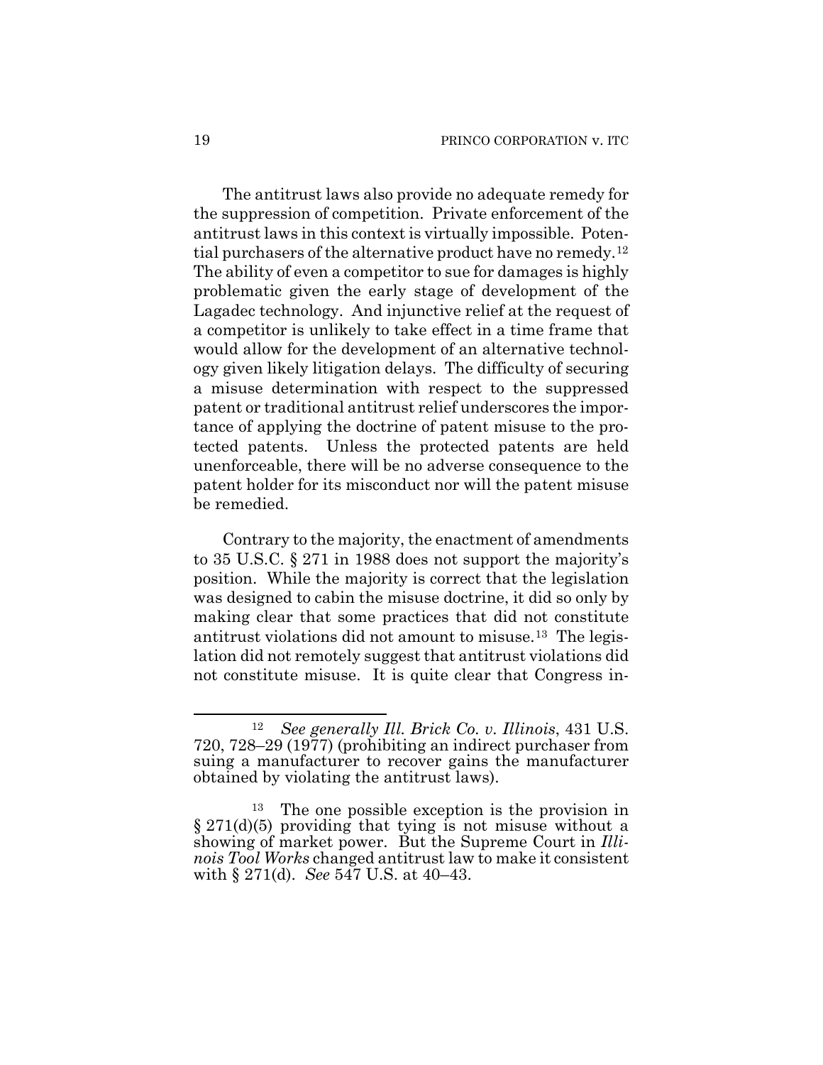The antitrust laws also provide no adequate remedy for the suppression of competition. Private enforcement of the antitrust laws in this context is virtually impossible. Potential purchasers of the alternative product have no remedy.[12] The ability of even a competitor to sue for damages is highly problematic given the early stage of development of the Lagadec technology. And injunctive relief at the request of a competitor is unlikely to take effect in a time frame that would allow for the development of an alternative technology given likely litigation delays. The difficulty of securing a misuse determination with respect to the suppressed patent or traditional antitrust relief underscores the importance of applying the doctrine of patent misuse to the protected patents. Unless the protected patents are held unenforceable, there will be no adverse consequence to the patent holder for its misconduct nor will the patent misuse be remedied.

Contrary to the majority, the enactment of amendments to 35 U.S.C. § 271 in 1988 does not support the majority's position. While the majority is correct that the legislation was designed to cabin the misuse doctrine, it did so only by making clear that some practices that did not constitute antitrust violations did not amount to misuse.[13] The legislation did not remotely suggest that antitrust violations did not constitute misuse. It is quite clear that Congress in-

[12] *See generally Ill. Brick Co. v. Illinois*, 431 U.S. 720, 728–29 (1977) (prohibiting an indirect purchaser from suing a manufacturer to recover gains the manufacturer obtained by violating the antitrust laws).

[13] The one possible exception is the provision in § 271(d)(5) providing that tying is not misuse without a showing of market power. But the Supreme Court in *Illinois Tool Works* changed antitrust law to make it consistent with § 271(d). *See* 547 U.S. at 40–43.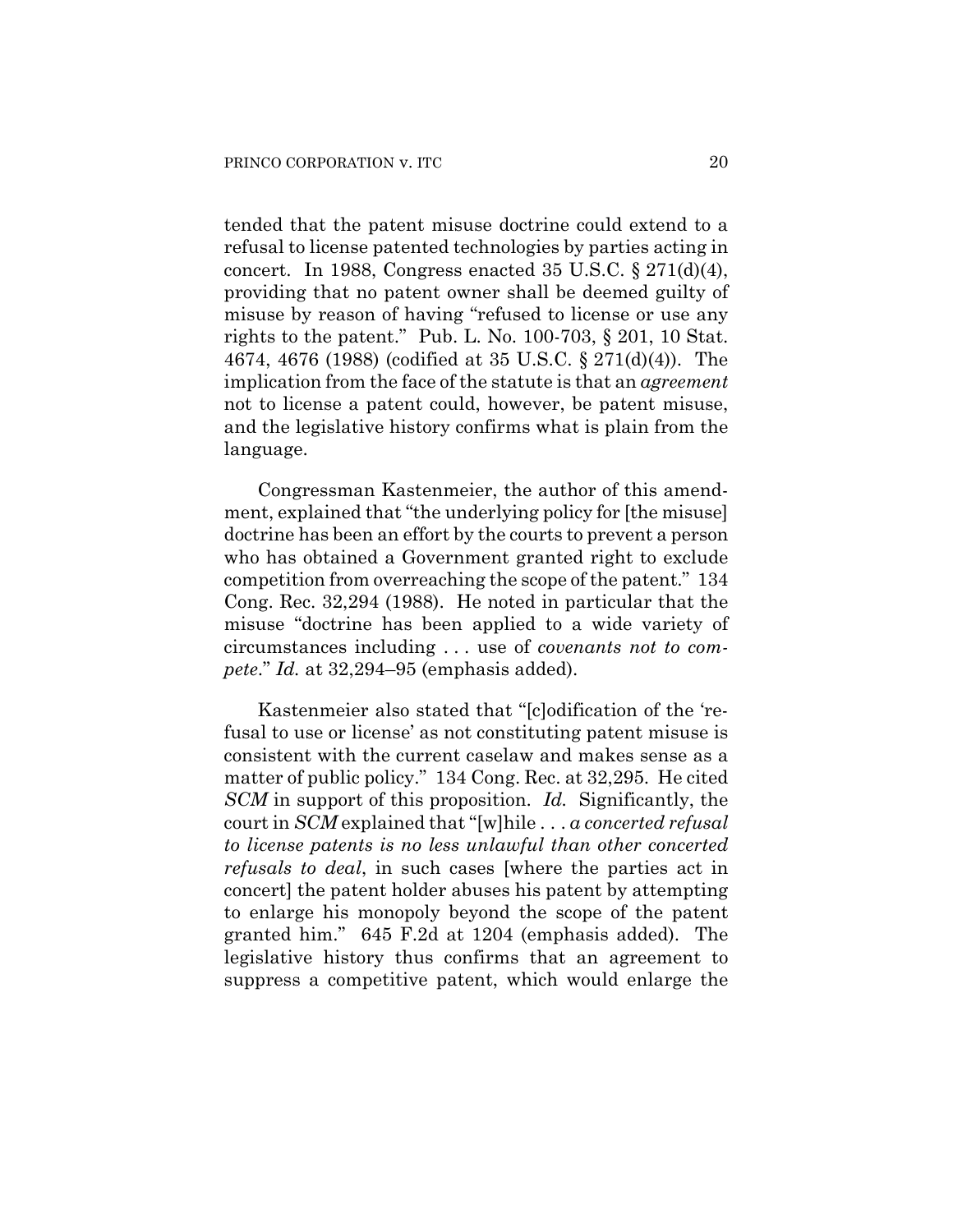tended that the patent misuse doctrine could extend to a refusal to license patented technologies by parties acting in concert. In 1988, Congress enacted 35 U.S.C. § 271(d)(4), providing that no patent owner shall be deemed guilty of misuse by reason of having "refused to license or use any rights to the patent." Pub. L. No. 100-703, § 201, 10 Stat. 4674, 4676 (1988) (codified at 35 U.S.C. § 271(d)(4)). The implication from the face of the statute is that an *agreement* not to license a patent could, however, be patent misuse, and the legislative history confirms what is plain from the language.

Congressman Kastenmeier, the author of this amendment, explained that "the underlying policy for [the misuse] doctrine has been an effort by the courts to prevent a person who has obtained a Government granted right to exclude competition from overreaching the scope of the patent." 134 Cong. Rec. 32,294 (1988). He noted in particular that the misuse "doctrine has been applied to a wide variety of circumstances including . . . use of *covenants not to compete*." *Id.* at 32,294–95 (emphasis added).

Kastenmeier also stated that "[c]odification of the 'refusal to use or license' as not constituting patent misuse is consistent with the current caselaw and makes sense as a matter of public policy." 134 Cong. Rec. at 32,295. He cited *SCM* in support of this proposition. *Id.* Significantly, the court in *SCM* explained that "[w]hile . . . *a concerted refusal to license patents is no less unlawful than other concerted refusals to deal*, in such cases [where the parties act in concert] the patent holder abuses his patent by attempting to enlarge his monopoly beyond the scope of the patent granted him." 645 F.2d at 1204 (emphasis added). The legislative history thus confirms that an agreement to suppress a competitive patent, which would enlarge the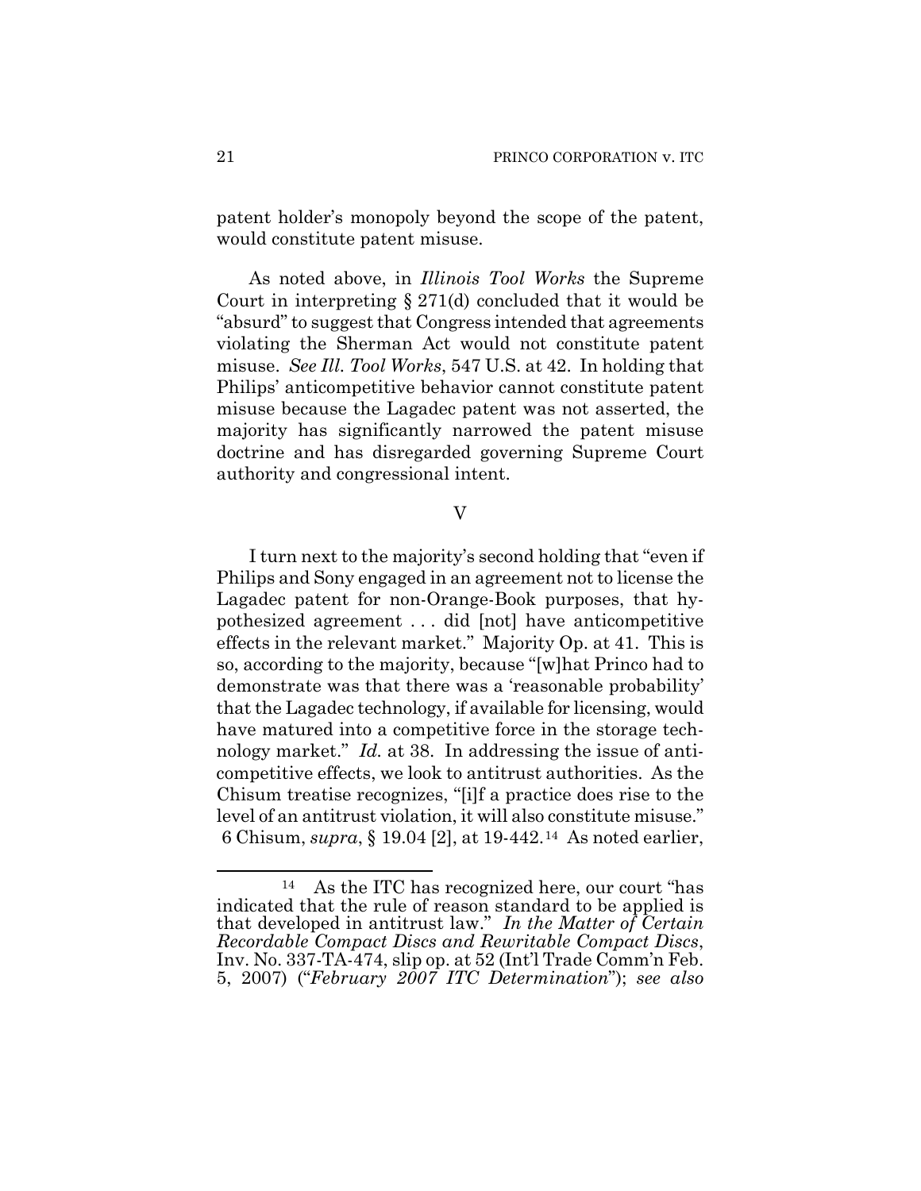patent holder's monopoly beyond the scope of the patent, would constitute patent misuse.

As noted above, in *Illinois Tool Works* the Supreme Court in interpreting § 271(d) concluded that it would be "absurd" to suggest that Congress intended that agreements violating the Sherman Act would not constitute patent misuse. *See Ill. Tool Works*, 547 U.S. at 42. In holding that Philips' anticompetitive behavior cannot constitute patent misuse because the Lagadec patent was not asserted, the majority has significantly narrowed the patent misuse doctrine and has disregarded governing Supreme Court authority and congressional intent.

## V

I turn next to the majority's second holding that "even if Philips and Sony engaged in an agreement not to license the Lagadec patent for non-Orange-Book purposes, that hypothesized agreement . . . did [not] have anticompetitive effects in the relevant market." Majority Op. at 41. This is so, according to the majority, because "[w]hat Princo had to demonstrate was that there was a 'reasonable probability' that the Lagadec technology, if available for licensing, would have matured into a competitive force in the storage technology market." *Id.* at 38. In addressing the issue of anticompetitive effects, we look to antitrust authorities. As the Chisum treatise recognizes, "[i]f a practice does rise to the level of an antitrust violation, it will also constitute misuse." 6 Chisum, *supra*, § 19.04 [2], at 19-442.[14] As noted earlier,

[14] As the ITC has recognized here, our court "has indicated that the rule of reason standard to be applied is that developed in antitrust law." *In the Matter of Certain Recordable Compact Discs and Rewritable Compact Discs*, Inv. No. 337-TA-474, slip op. at 52 (Int'l Trade Comm'n Feb. 5, 2007) ("*February 2007 ITC Determination*"); *see also*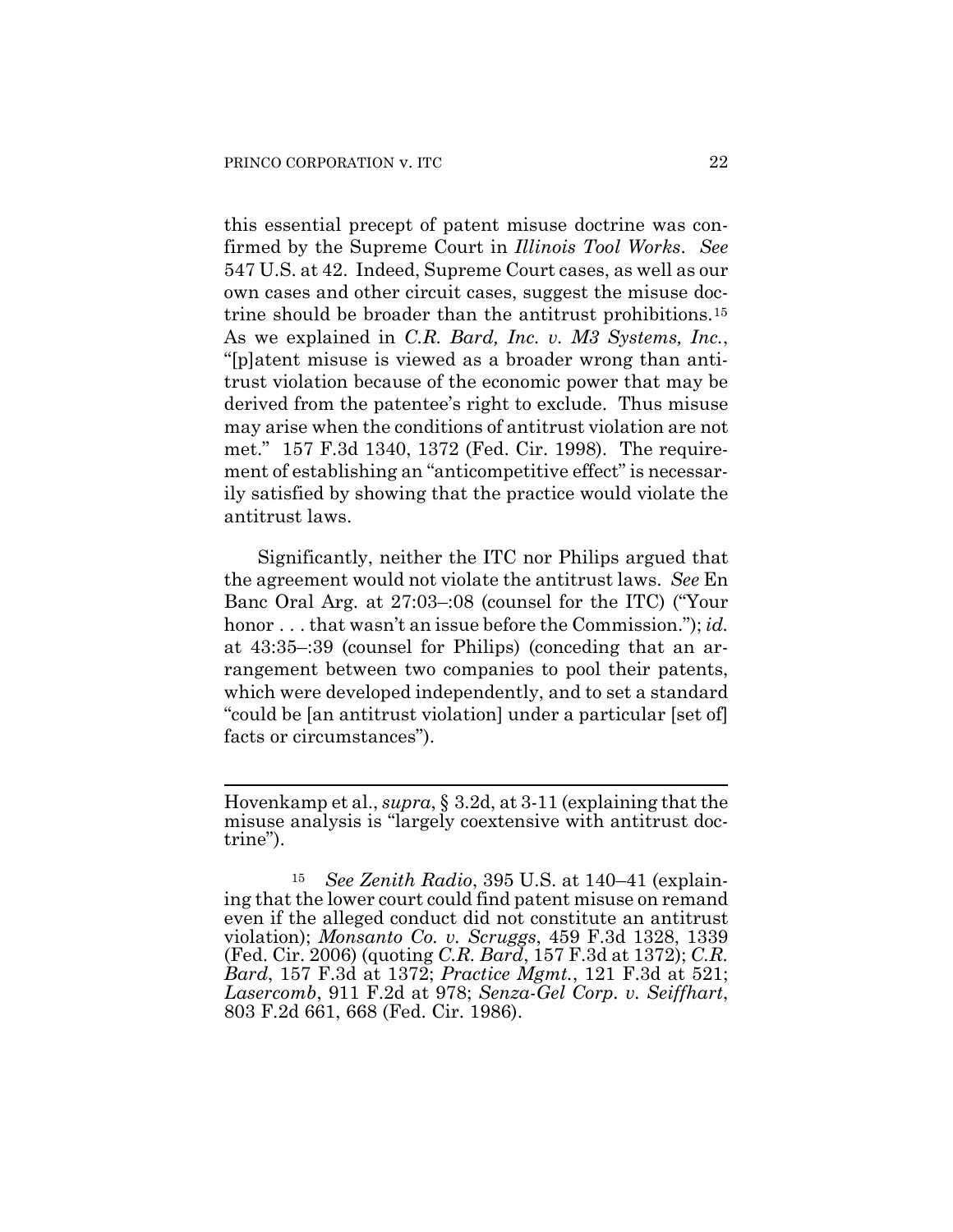this essential precept of patent misuse doctrine was confirmed by the Supreme Court in *Illinois Tool Works*. *See* 547 U.S. at 42. Indeed, Supreme Court cases, as well as our own cases and other circuit cases, suggest the misuse doctrine should be broader than the antitrust prohibitions.[15] As we explained in *C.R. Bard, Inc. v. M3 Systems, Inc.*, "[p]atent misuse is viewed as a broader wrong than antitrust violation because of the economic power that may be derived from the patentee's right to exclude. Thus misuse may arise when the conditions of antitrust violation are not met." 157 F.3d 1340, 1372 (Fed. Cir. 1998). The requirement of establishing an "anticompetitive effect" is necessarily satisfied by showing that the practice would violate the antitrust laws.

Significantly, neither the ITC nor Philips argued that the agreement would not violate the antitrust laws. *See* En Banc Oral Arg. at 27:03–:08 (counsel for the ITC) ("Your honor . . . that wasn't an issue before the Commission."); *id.* at 43:35–:39 (counsel for Philips) (conceding that an arrangement between two companies to pool their patents, which were developed independently, and to set a standard "could be [an antitrust violation] under a particular [set of] facts or circumstances").

---

Hovenkamp et al., *supra*, § 3.2d, at 3-11 (explaining that the misuse analysis is "largely coextensive with antitrust doctrine").

[15] *See Zenith Radio*, 395 U.S. at 140–41 (explaining that the lower court could find patent misuse on remand even if the alleged conduct did not constitute an antitrust violation); *Monsanto Co. v. Scruggs*, 459 F.3d 1328, 1339 (Fed. Cir. 2006) (quoting *C.R. Bard*, 157 F.3d at 1372); *C.R. Bard*, 157 F.3d at 1372; *Practice Mgmt.*, 121 F.3d at 521; *Lasercomb*, 911 F.2d at 978; *Senza-Gel Corp. v. Seiffhart*, 803 F.2d 661, 668 (Fed. Cir. 1986).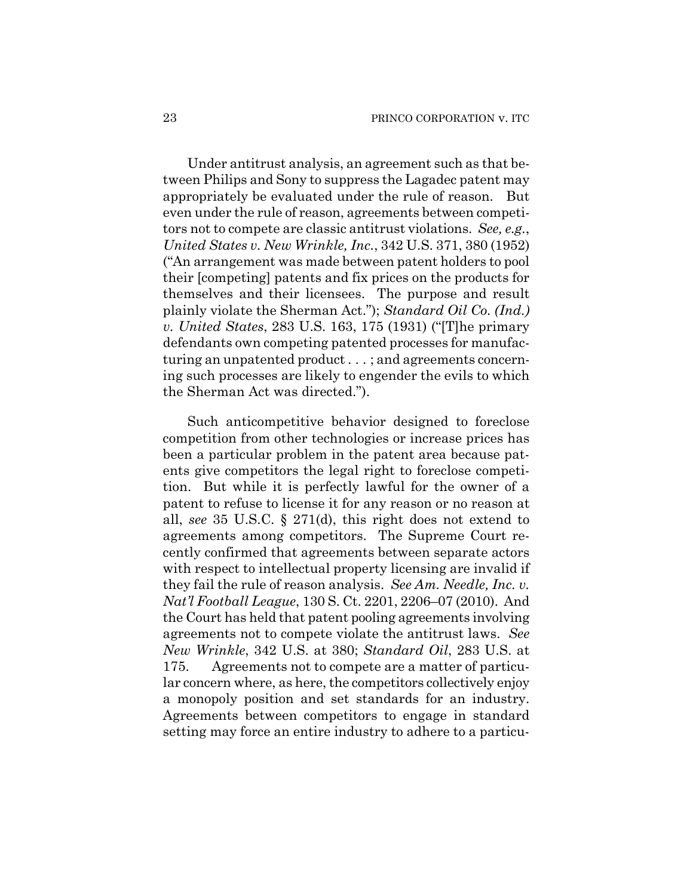Under antitrust analysis, an agreement such as that between Philips and Sony to suppress the Lagadec patent may appropriately be evaluated under the rule of reason. But even under the rule of reason, agreements between competitors not to compete are classic antitrust violations. *See, e.g.*, *United States v. New Wrinkle, Inc.*, 342 U.S. 371, 380 (1952) ("An arrangement was made between patent holders to pool their [competing] patents and fix prices on the products for themselves and their licensees. The purpose and result plainly violate the Sherman Act."); *Standard Oil Co. (Ind.) v. United States*, 283 U.S. 163, 175 (1931) ("[T]he primary defendants own competing patented processes for manufacturing an unpatented product . . . ; and agreements concerning such processes are likely to engender the evils to which the Sherman Act was directed.").

Such anticompetitive behavior designed to foreclose competition from other technologies or increase prices has been a particular problem in the patent area because patents give competitors the legal right to foreclose competition. But while it is perfectly lawful for the owner of a patent to refuse to license it for any reason or no reason at all, *see* 35 U.S.C. § 271(d), this right does not extend to agreements among competitors. The Supreme Court recently confirmed that agreements between separate actors with respect to intellectual property licensing are invalid if they fail the rule of reason analysis. *See Am. Needle, Inc. v. Nat'l Football League*, 130 S. Ct. 2201, 2206–07 (2010). And the Court has held that patent pooling agreements involving agreements not to compete violate the antitrust laws. *See New Wrinkle*, 342 U.S. at 380; *Standard Oil*, 283 U.S. at 175. Agreements not to compete are a matter of particular concern where, as here, the competitors collectively enjoy a monopoly position and set standards for an industry. Agreements between competitors to engage in standard setting may force an entire industry to adhere to a particu-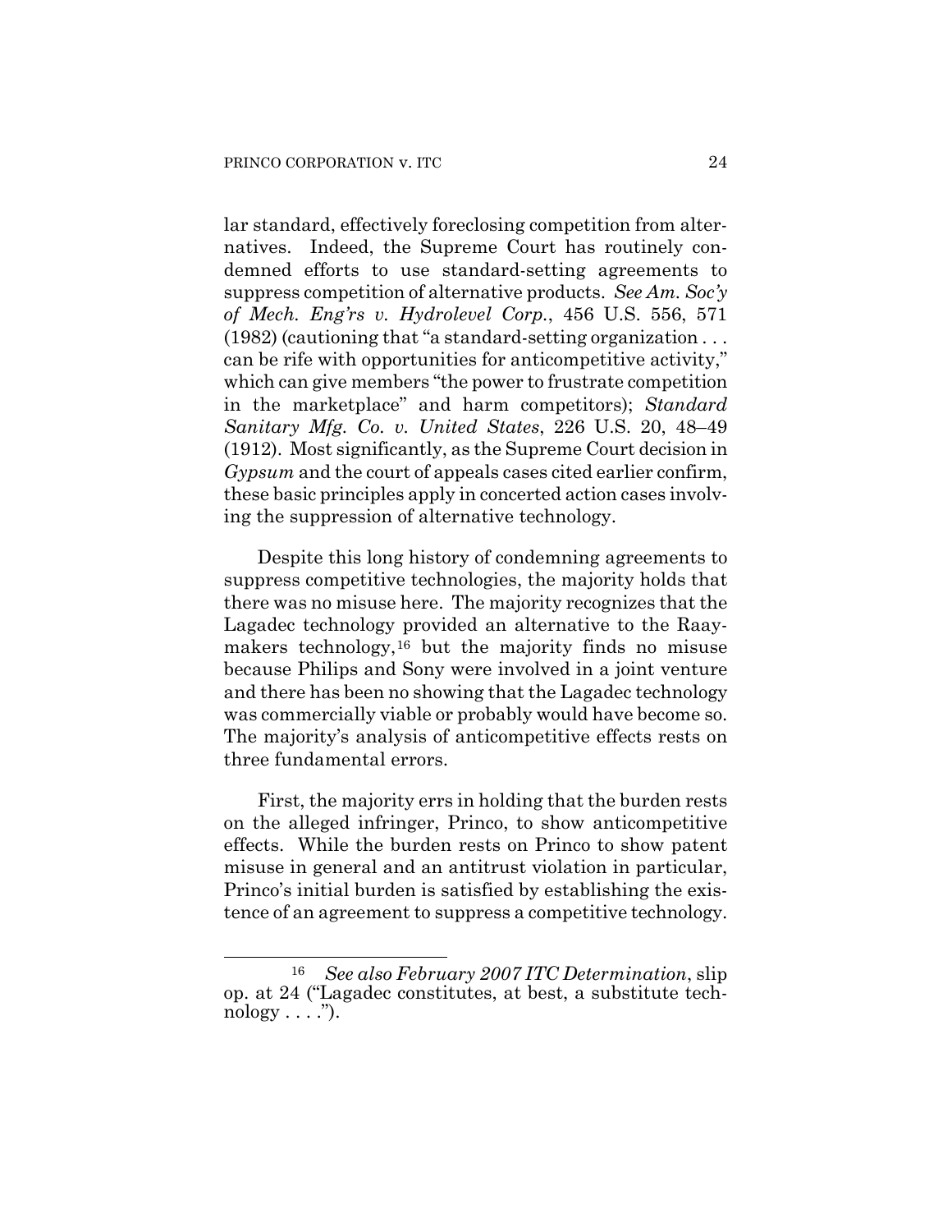lar standard, effectively foreclosing competition from alternatives. Indeed, the Supreme Court has routinely condemned efforts to use standard-setting agreements to suppress competition of alternative products. *See Am. Soc'y of Mech. Eng'rs v. Hydrolevel Corp.*, 456 U.S. 556, 571 (1982) (cautioning that "a standard-setting organization . . . can be rife with opportunities for anticompetitive activity," which can give members "the power to frustrate competition in the marketplace" and harm competitors); *Standard Sanitary Mfg. Co. v. United States*, 226 U.S. 20, 48–49 (1912). Most significantly, as the Supreme Court decision in *Gypsum* and the court of appeals cases cited earlier confirm, these basic principles apply in concerted action cases involving the suppression of alternative technology.

Despite this long history of condemning agreements to suppress competitive technologies, the majority holds that there was no misuse here. The majority recognizes that the Lagadec technology provided an alternative to the Raaymakers technology,[16] but the majority finds no misuse because Philips and Sony were involved in a joint venture and there has been no showing that the Lagadec technology was commercially viable or probably would have become so. The majority's analysis of anticompetitive effects rests on three fundamental errors.

First, the majority errs in holding that the burden rests on the alleged infringer, Princo, to show anticompetitive effects. While the burden rests on Princo to show patent misuse in general and an antitrust violation in particular, Princo's initial burden is satisfied by establishing the existence of an agreement to suppress a competitive technology.

[16] *See also February 2007 ITC Determination*, slip op. at 24 ("Lagadec constitutes, at best, a substitute technology . . . .").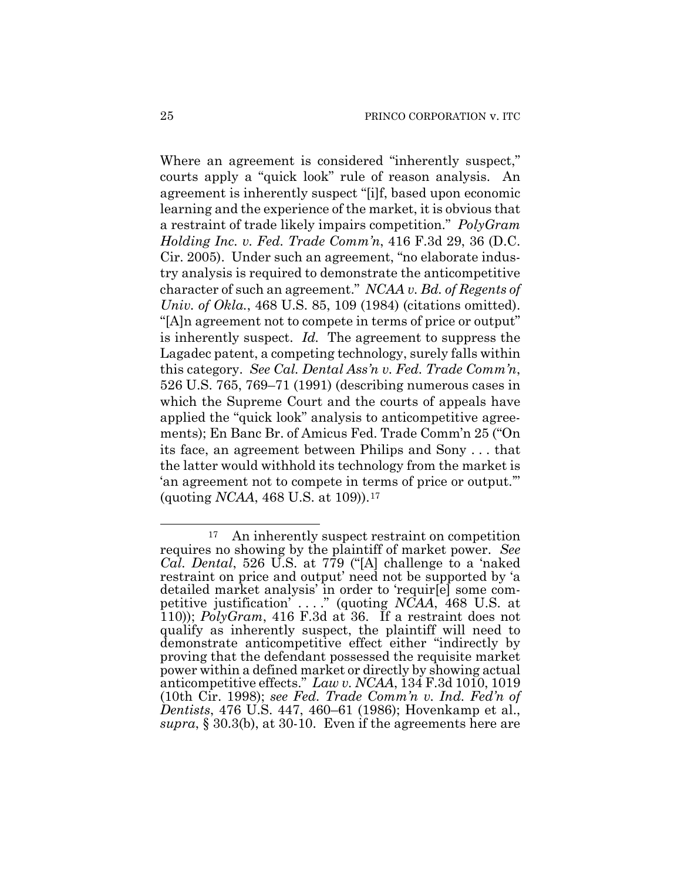Where an agreement is considered "inherently suspect," courts apply a "quick look" rule of reason analysis. An agreement is inherently suspect "[i]f, based upon economic learning and the experience of the market, it is obvious that a restraint of trade likely impairs competition." *PolyGram Holding Inc. v. Fed. Trade Comm'n*, 416 F.3d 29, 36 (D.C. Cir. 2005). Under such an agreement, "no elaborate industry analysis is required to demonstrate the anticompetitive character of such an agreement." *NCAA v. Bd. of Regents of Univ. of Okla.*, 468 U.S. 85, 109 (1984) (citations omitted). "[A]n agreement not to compete in terms of price or output" is inherently suspect. *Id.* The agreement to suppress the Lagadec patent, a competing technology, surely falls within this category. *See Cal. Dental Ass'n v. Fed. Trade Comm'n*, 526 U.S. 765, 769–71 (1991) (describing numerous cases in which the Supreme Court and the courts of appeals have applied the "quick look" analysis to anticompetitive agreements); En Banc Br. of Amicus Fed. Trade Comm'n 25 ("On its face, an agreement between Philips and Sony . . . that the latter would withhold its technology from the market is 'an agreement not to compete in terms of price or output.'" (quoting *NCAA*, 468 U.S. at 109)).[17]

---

[17] An inherently suspect restraint on competition requires no showing by the plaintiff of market power. *See Cal. Dental*, 526 U.S. at 779 ("[A] challenge to a 'naked restraint on price and output' need not be supported by 'a detailed market analysis' in order to 'requir[e] some competitive justification' . . . ." (quoting *NCAA*, 468 U.S. at 110)); *PolyGram*, 416 F.3d at 36. If a restraint does not qualify as inherently suspect, the plaintiff will need to demonstrate anticompetitive effect either "indirectly by proving that the defendant possessed the requisite market power within a defined market or directly by showing actual anticompetitive effects." *Law v. NCAA*, 134 F.3d 1010, 1019 (10th Cir. 1998); *see Fed. Trade Comm'n v. Ind. Fed'n of Dentists*, 476 U.S. 447, 460–61 (1986); Hovenkamp et al., *supra*, § 30.3(b), at 30-10. Even if the agreements here are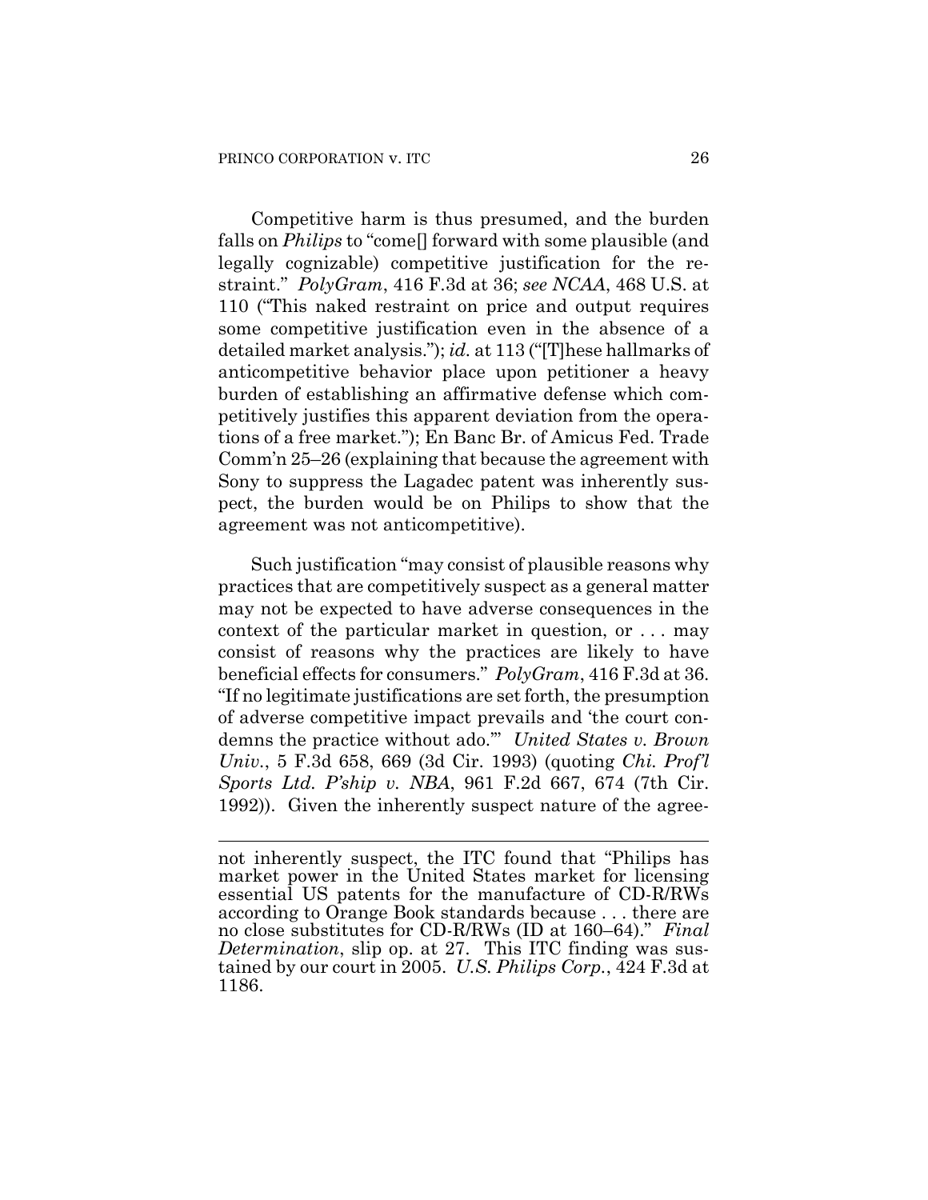Competitive harm is thus presumed, and the burden falls on *Philips* to "come[] forward with some plausible (and legally cognizable) competitive justification for the restraint." *PolyGram*, 416 F.3d at 36; *see NCAA*, 468 U.S. at 110 ("This naked restraint on price and output requires some competitive justification even in the absence of a detailed market analysis."); *id.* at 113 ("[T]hese hallmarks of anticompetitive behavior place upon petitioner a heavy burden of establishing an affirmative defense which competitively justifies this apparent deviation from the operations of a free market."); En Banc Br. of Amicus Fed. Trade Comm'n 25–26 (explaining that because the agreement with Sony to suppress the Lagadec patent was inherently suspect, the burden would be on Philips to show that the agreement was not anticompetitive).

Such justification "may consist of plausible reasons why practices that are competitively suspect as a general matter may not be expected to have adverse consequences in the context of the particular market in question, or . . . may consist of reasons why the practices are likely to have beneficial effects for consumers." *PolyGram*, 416 F.3d at 36. "If no legitimate justifications are set forth, the presumption of adverse competitive impact prevails and 'the court condemns the practice without ado.'" *United States v. Brown Univ.*, 5 F.3d 658, 669 (3d Cir. 1993) (quoting *Chi. Prof'l Sports Ltd. P'ship v. NBA*, 961 F.2d 667, 674 (7th Cir. 1992)). Given the inherently suspect nature of the agree-

---

not inherently suspect, the ITC found that "Philips has market power in the United States market for licensing essential US patents for the manufacture of CD-R/RWs according to Orange Book standards because . . . there are no close substitutes for CD-R/RWs (ID at 160–64)." *Final Determination*, slip op. at 27. This ITC finding was sustained by our court in 2005. *U.S. Philips Corp.*, 424 F.3d at 1186.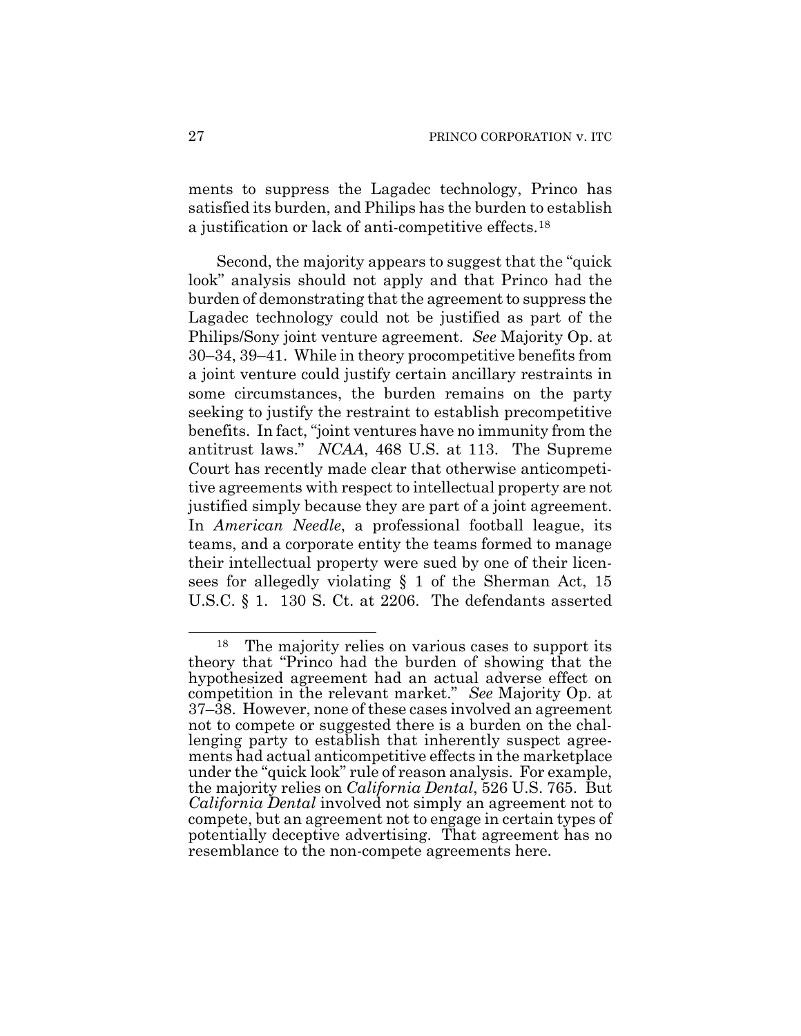ments to suppress the Lagadec technology, Princo has satisfied its burden, and Philips has the burden to establish a justification or lack of anti-competitive effects.[18]

Second, the majority appears to suggest that the "quick look" analysis should not apply and that Princo had the burden of demonstrating that the agreement to suppress the Lagadec technology could not be justified as part of the Philips/Sony joint venture agreement. *See* Majority Op. at 30–34, 39–41. While in theory procompetitive benefits from a joint venture could justify certain ancillary restraints in some circumstances, the burden remains on the party seeking to justify the restraint to establish precompetitive benefits. In fact, "joint ventures have no immunity from the antitrust laws." *NCAA*, 468 U.S. at 113. The Supreme Court has recently made clear that otherwise anticompetitive agreements with respect to intellectual property are not justified simply because they are part of a joint agreement. In *American Needle*, a professional football league, its teams, and a corporate entity the teams formed to manage their intellectual property were sued by one of their licensees for allegedly violating § 1 of the Sherman Act, 15 U.S.C. § 1. 130 S. Ct. at 2206. The defendants asserted

[18] The majority relies on various cases to support its theory that "Princo had the burden of showing that the hypothesized agreement had an actual adverse effect on competition in the relevant market." *See* Majority Op. at 37–38. However, none of these cases involved an agreement not to compete or suggested there is a burden on the challenging party to establish that inherently suspect agreements had actual anticompetitive effects in the marketplace under the "quick look" rule of reason analysis. For example, the majority relies on *California Dental*, 526 U.S. 765. But *California Dental* involved not simply an agreement not to compete, but an agreement not to engage in certain types of potentially deceptive advertising. That agreement has no resemblance to the non-compete agreements here.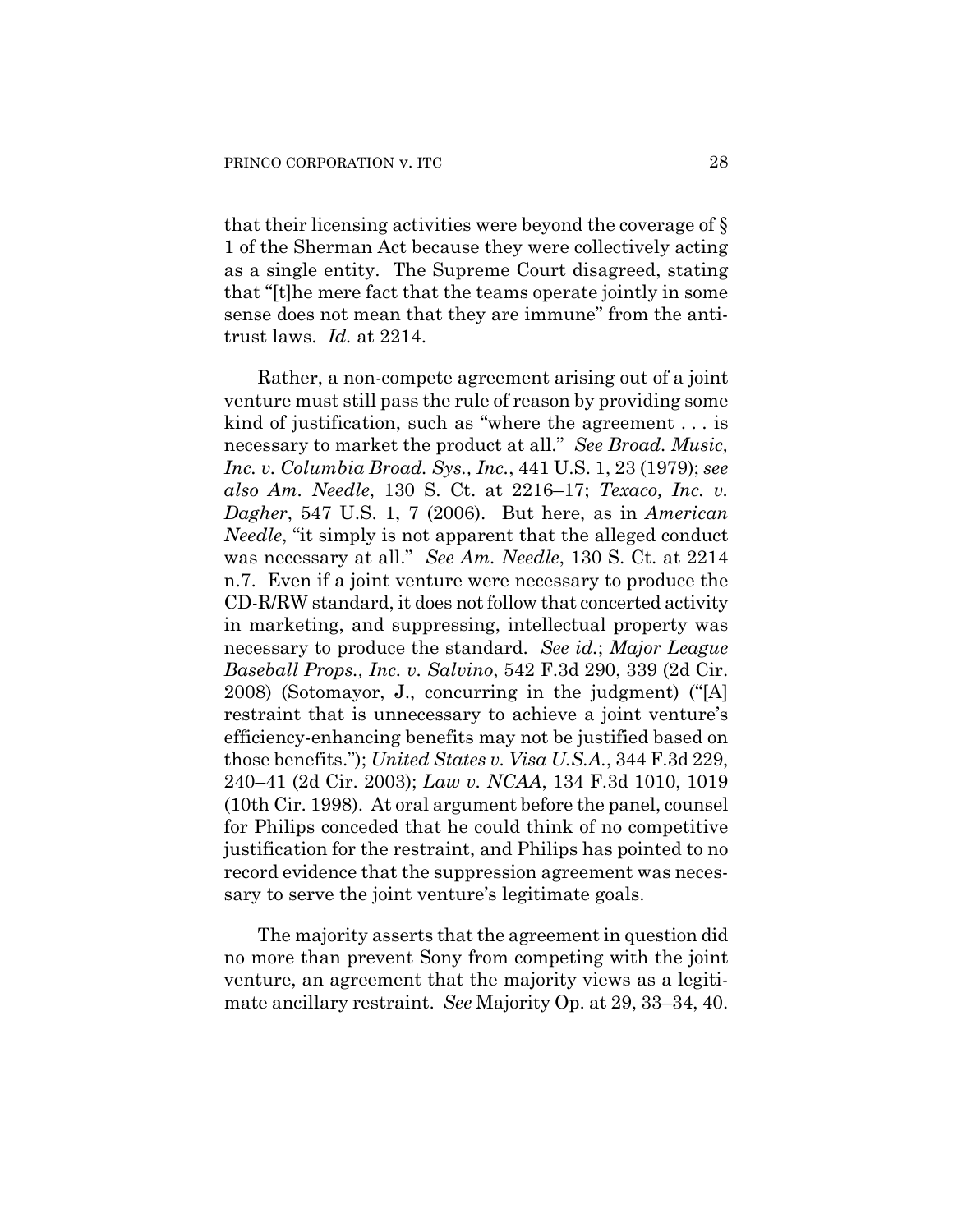that their licensing activities were beyond the coverage of § 1 of the Sherman Act because they were collectively acting as a single entity. The Supreme Court disagreed, stating that "[t]he mere fact that the teams operate jointly in some sense does not mean that they are immune" from the antitrust laws. *Id.* at 2214.

Rather, a non-compete agreement arising out of a joint venture must still pass the rule of reason by providing some kind of justification, such as "where the agreement . . . is necessary to market the product at all." *See Broad. Music, Inc. v. Columbia Broad. Sys., Inc.*, 441 U.S. 1, 23 (1979); *see also Am. Needle*, 130 S. Ct. at 2216–17; *Texaco, Inc. v. Dagher*, 547 U.S. 1, 7 (2006). But here, as in *American Needle*, "it simply is not apparent that the alleged conduct was necessary at all." *See Am. Needle*, 130 S. Ct. at 2214 n.7. Even if a joint venture were necessary to produce the CD-R/RW standard, it does not follow that concerted activity in marketing, and suppressing, intellectual property was necessary to produce the standard. *See id.*; *Major League Baseball Props., Inc. v. Salvino*, 542 F.3d 290, 339 (2d Cir. 2008) (Sotomayor, J., concurring in the judgment) ("[A] restraint that is unnecessary to achieve a joint venture's efficiency-enhancing benefits may not be justified based on those benefits."); *United States v. Visa U.S.A.*, 344 F.3d 229, 240–41 (2d Cir. 2003); *Law v. NCAA*, 134 F.3d 1010, 1019 (10th Cir. 1998). At oral argument before the panel, counsel for Philips conceded that he could think of no competitive justification for the restraint, and Philips has pointed to no record evidence that the suppression agreement was necessary to serve the joint venture's legitimate goals.

The majority asserts that the agreement in question did no more than prevent Sony from competing with the joint venture, an agreement that the majority views as a legitimate ancillary restraint. *See* Majority Op. at 29, 33–34, 40.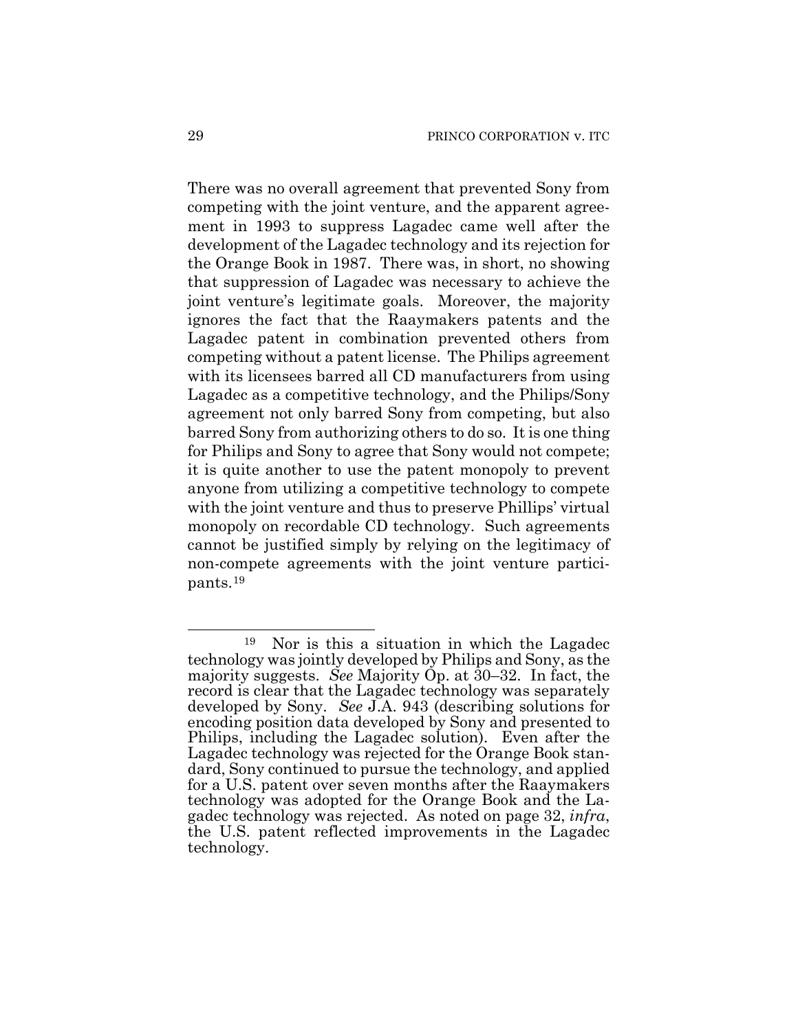There was no overall agreement that prevented Sony from competing with the joint venture, and the apparent agreement in 1993 to suppress Lagadec came well after the development of the Lagadec technology and its rejection for the Orange Book in 1987. There was, in short, no showing that suppression of Lagadec was necessary to achieve the joint venture's legitimate goals. Moreover, the majority ignores the fact that the Raaymakers patents and the Lagadec patent in combination prevented others from competing without a patent license. The Philips agreement with its licensees barred all CD manufacturers from using Lagadec as a competitive technology, and the Philips/Sony agreement not only barred Sony from competing, but also barred Sony from authorizing others to do so. It is one thing for Philips and Sony to agree that Sony would not compete; it is quite another to use the patent monopoly to prevent anyone from utilizing a competitive technology to compete with the joint venture and thus to preserve Phillips' virtual monopoly on recordable CD technology. Such agreements cannot be justified simply by relying on the legitimacy of non-compete agreements with the joint venture participants.[19]

---

[19] Nor is this a situation in which the Lagadec technology was jointly developed by Philips and Sony, as the majority suggests. *See* Majority Op. at 30–32. In fact, the record is clear that the Lagadec technology was separately developed by Sony. *See* J.A. 943 (describing solutions for encoding position data developed by Sony and presented to Philips, including the Lagadec solution). Even after the Lagadec technology was rejected for the Orange Book standard, Sony continued to pursue the technology, and applied for a U.S. patent over seven months after the Raaymakers technology was adopted for the Orange Book and the Lagadec technology was rejected. As noted on page 32, *infra*, the U.S. patent reflected improvements in the Lagadec technology.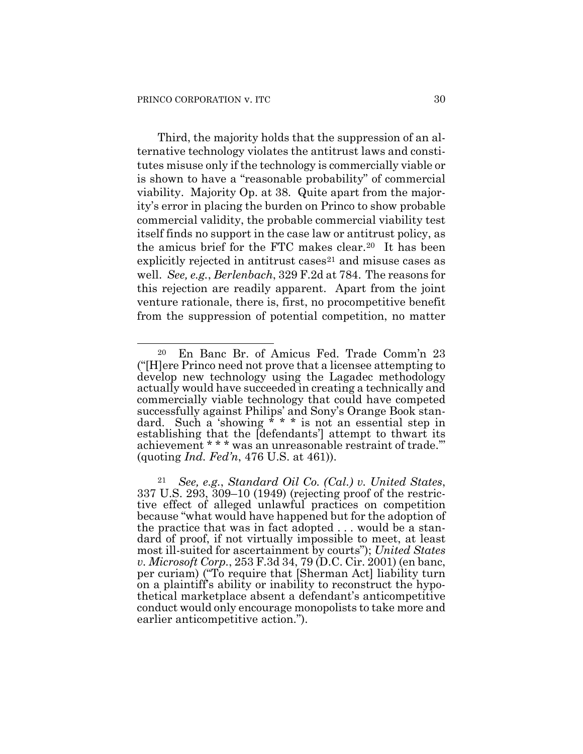Third, the majority holds that the suppression of an alternative technology violates the antitrust laws and constitutes misuse only if the technology is commercially viable or is shown to have a "reasonable probability" of commercial viability. Majority Op. at 38. Quite apart from the majority's error in placing the burden on Princo to show probable commercial validity, the probable commercial viability test itself finds no support in the case law or antitrust policy, as the amicus brief for the FTC makes clear.[20] It has been explicitly rejected in antitrust cases[21] and misuse cases as well. *See, e.g.*, *Berlenbach*, 329 F.2d at 784. The reasons for this rejection are readily apparent. Apart from the joint venture rationale, there is, first, no procompetitive benefit from the suppression of potential competition, no matter

---

[20] En Banc Br. of Amicus Fed. Trade Comm'n 23 ("[H]ere Princo need not prove that a licensee attempting to develop new technology using the Lagadec methodology actually would have succeeded in creating a technically and commercially viable technology that could have competed successfully against Philips' and Sony's Orange Book standard. Such a 'showing * * * is not an essential step in establishing that the [defendants'] attempt to thwart its achievement * * * was an unreasonable restraint of trade.'" (quoting *Ind. Fed'n*, 476 U.S. at 461)).

[21] *See, e.g.*, *Standard Oil Co. (Cal.) v. United States*, 337 U.S. 293, 309–10 (1949) (rejecting proof of the restrictive effect of alleged unlawful practices on competition because "what would have happened but for the adoption of the practice that was in fact adopted . . . would be a standard of proof, if not virtually impossible to meet, at least most ill-suited for ascertainment by courts"); *United States v. Microsoft Corp.*, 253 F.3d 34, 79 (D.C. Cir. 2001) (en banc, per curiam) ("To require that [Sherman Act] liability turn on a plaintiff's ability or inability to reconstruct the hypothetical marketplace absent a defendant's anticompetitive conduct would only encourage monopolists to take more and earlier anticompetitive action.").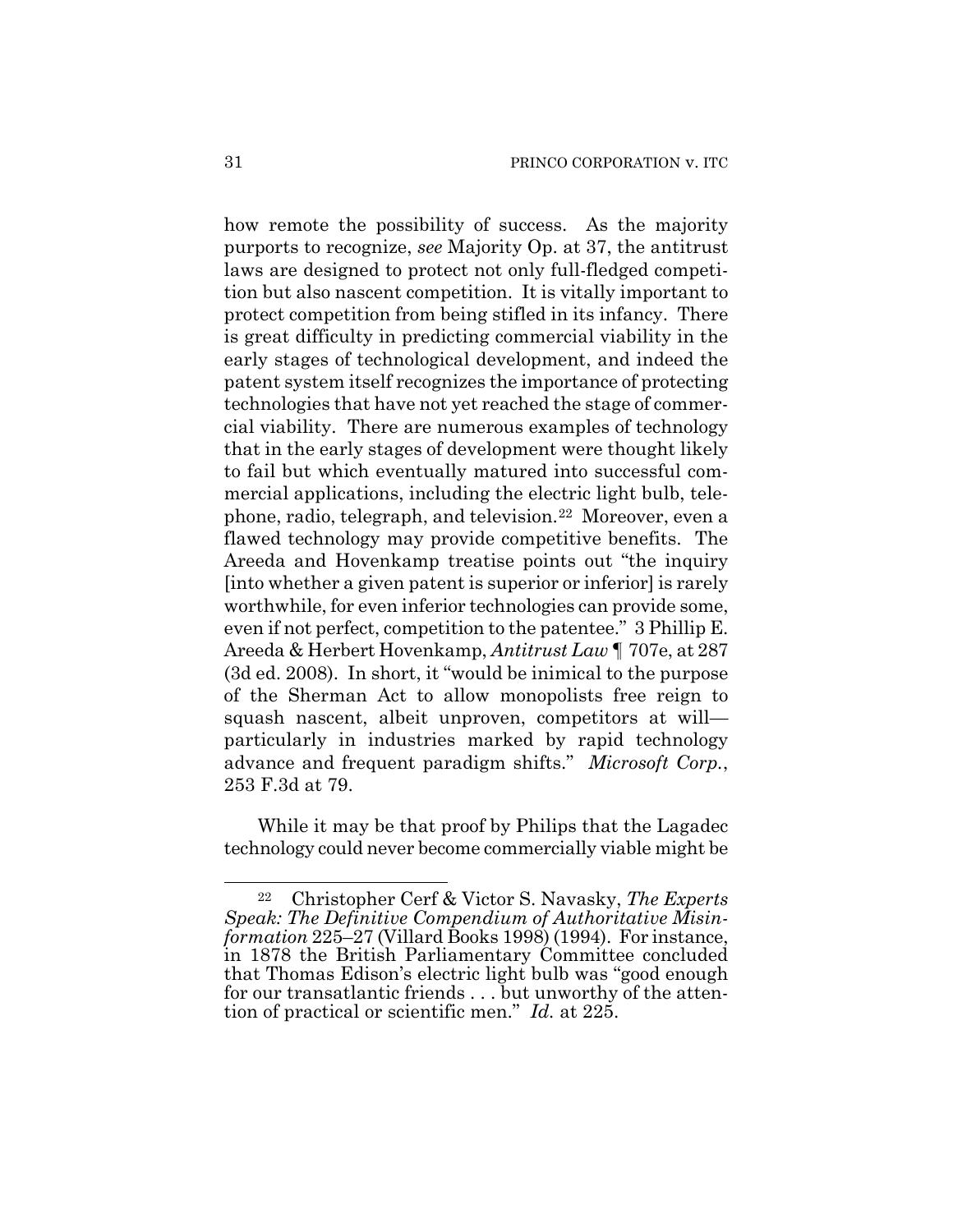how remote the possibility of success. As the majority purports to recognize, *see* Majority Op. at 37, the antitrust laws are designed to protect not only full-fledged competition but also nascent competition. It is vitally important to protect competition from being stifled in its infancy. There is great difficulty in predicting commercial viability in the early stages of technological development, and indeed the patent system itself recognizes the importance of protecting technologies that have not yet reached the stage of commercial viability. There are numerous examples of technology that in the early stages of development were thought likely to fail but which eventually matured into successful commercial applications, including the electric light bulb, telephone, radio, telegraph, and television.[22] Moreover, even a flawed technology may provide competitive benefits. The Areeda and Hovenkamp treatise points out "the inquiry [into whether a given patent is superior or inferior] is rarely worthwhile, for even inferior technologies can provide some, even if not perfect, competition to the patentee." 3 Phillip E. Areeda & Herbert Hovenkamp, *Antitrust Law* ¶ 707e, at 287 (3d ed. 2008). In short, it "would be inimical to the purpose of the Sherman Act to allow monopolists free reign to squash nascent, albeit unproven, competitors at will—particularly in industries marked by rapid technology advance and frequent paradigm shifts." *Microsoft Corp.*, 253 F.3d at 79.

While it may be that proof by Philips that the Lagadec technology could never become commercially viable might be

---

[22] Christopher Cerf & Victor S. Navasky, *The Experts Speak: The Definitive Compendium of Authoritative Misinformation* 225–27 (Villard Books 1998) (1994). For instance, in 1878 the British Parliamentary Committee concluded that Thomas Edison's electric light bulb was "good enough for our transatlantic friends . . . but unworthy of the attention of practical or scientific men." *Id.* at 225.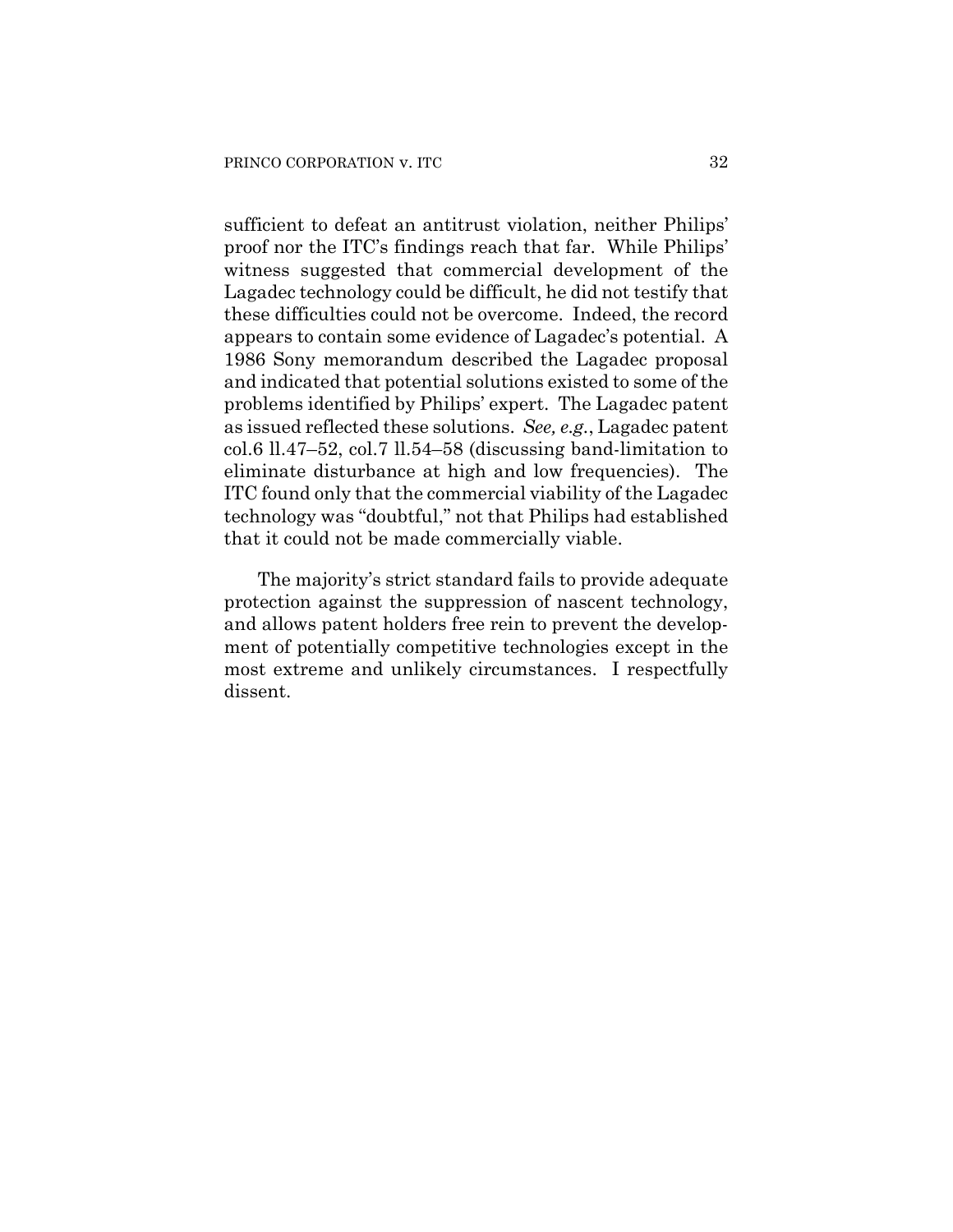sufficient to defeat an antitrust violation, neither Philips' proof nor the ITC's findings reach that far. While Philips' witness suggested that commercial development of the Lagadec technology could be difficult, he did not testify that these difficulties could not be overcome. Indeed, the record appears to contain some evidence of Lagadec's potential. A 1986 Sony memorandum described the Lagadec proposal and indicated that potential solutions existed to some of the problems identified by Philips' expert. The Lagadec patent as issued reflected these solutions. *See, e.g.*, Lagadec patent col.6 ll.47–52, col.7 ll.54–58 (discussing band-limitation to eliminate disturbance at high and low frequencies). The ITC found only that the commercial viability of the Lagadec technology was "doubtful," not that Philips had established that it could not be made commercially viable.

The majority's strict standard fails to provide adequate protection against the suppression of nascent technology, and allows patent holders free rein to prevent the development of potentially competitive technologies except in the most extreme and unlikely circumstances. I respectfully dissent.